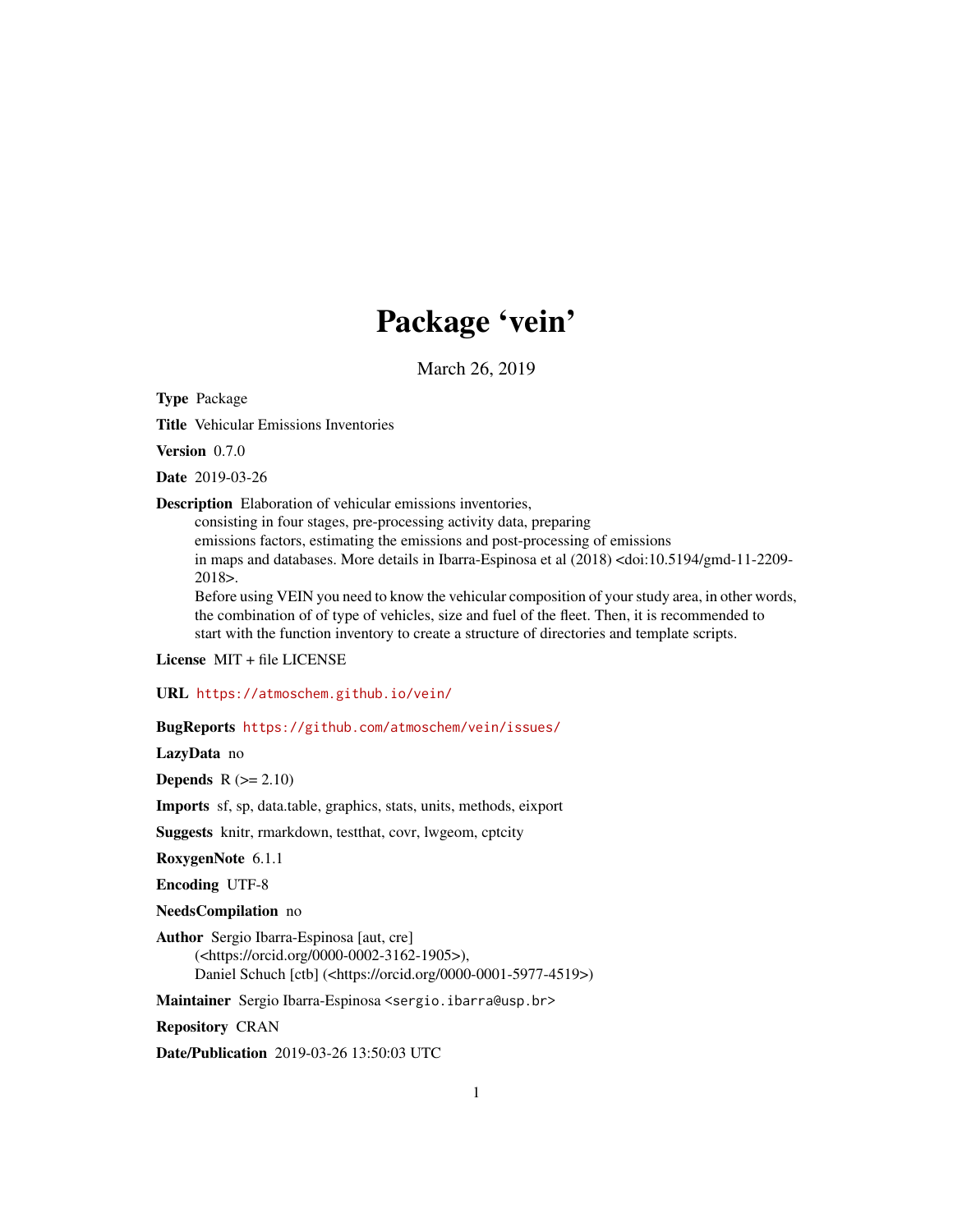# Package 'vein'

March 26, 2019

**Type** Package

**Title** Vehicular Emissions Inventories

**Version** 0.7.0

**Date** 2019-03-26

**Description** Elaboration of vehicular emissions inventories, consisting in four stages, pre-processing activity data, preparing emissions factors, estimating the emissions and post-processing of emissions in maps and databases. More details in Ibarra-Espinosa et al (2018) <doi:10.5194/gmd-11-2209-2018>.
Before using VEIN you need to know the vehicular composition of your study area, in other words, the combination of of type of vehicles, size and fuel of the fleet. Then, it is recommended to start with the function inventory to create a structure of directories and template scripts.

**License** MIT + file LICENSE

**URL** https://atmoschem.github.io/vein/

**BugReports** https://github.com/atmoschem/vein/issues/

**LazyData** no

**Depends** R (>= 2.10)

**Imports** sf, sp, data.table, graphics, stats, units, methods, eixport

**Suggests** knitr, rmarkdown, testthat, covr, lwgeom, cptcity

**RoxygenNote** 6.1.1

**Encoding** UTF-8

**NeedsCompilation** no

**Author** Sergio Ibarra-Espinosa [aut, cre] (<https://orcid.org/0000-0002-3162-1905>), Daniel Schuch [ctb] (<https://orcid.org/0000-0001-5977-4519>)

**Maintainer** Sergio Ibarra-Espinosa <sergio.ibarra@usp.br>

**Repository** CRAN

**Date/Publication** 2019-03-26 13:50:03 UTC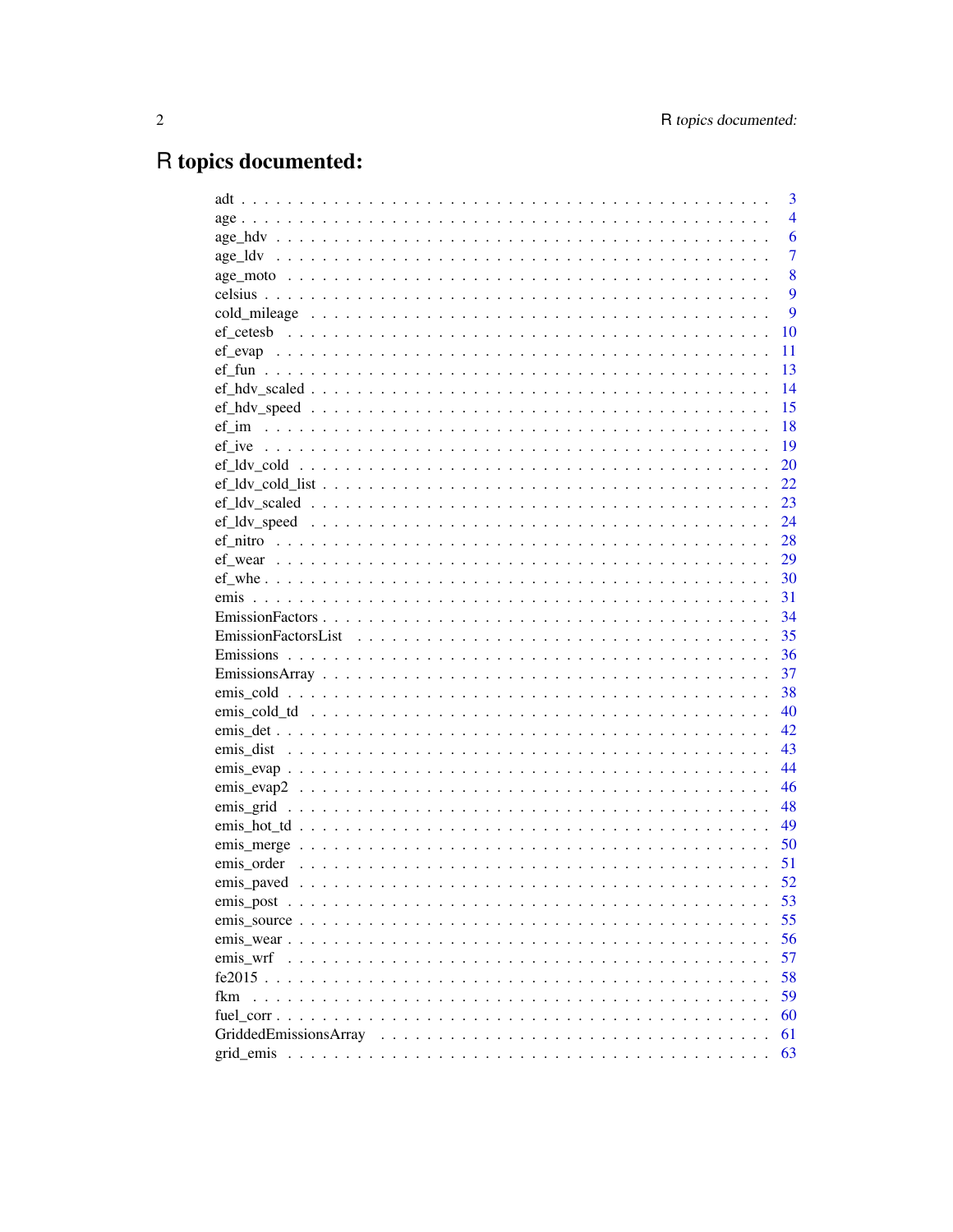# R topics documented:

| | |
|---|---|
| adt | 3 |
| age | 4 |
| age_hdv | 6 |
| age_ldv | 7 |
| age_moto | 8 |
| celsius | 9 |
| cold_mileage | 9 |
| ef_cetesb | 10 |
| ef_evap | 11 |
| ef_fun | 13 |
| ef_hdv_scaled | 14 |
| ef_hdv_speed | 15 |
| ef_im | 18 |
| ef_ive | 19 |
| ef_ldv_cold | 20 |
| ef_ldv_cold_list | 22 |
| ef_ldv_scaled | 23 |
| ef_ldv_speed | 24 |
| ef_nitro | 28 |
| ef_wear | 29 |
| ef_whe | 30 |
| emis | 31 |
| EmissionFactors | 34 |
| EmissionFactorsList | 35 |
| Emissions | 36 |
| EmissionsArray | 37 |
| emis_cold | 38 |
| emis_cold_td | 40 |
| emis_det | 42 |
| emis_dist | 43 |
| emis_evap | 44 |
| emis_evap2 | 46 |
| emis_grid | 48 |
| emis_hot_td | 49 |
| emis_merge | 50 |
| emis_order | 51 |
| emis_paved | 52 |
| emis_post | 53 |
| emis_source | 55 |
| emis_wear | 56 |
| emis_wrf | 57 |
| fe2015 | 58 |
| fkm | 59 |
| fuel_corr | 60 |
| GriddedEmissionsArray | 61 |
| grid_emis | 63 |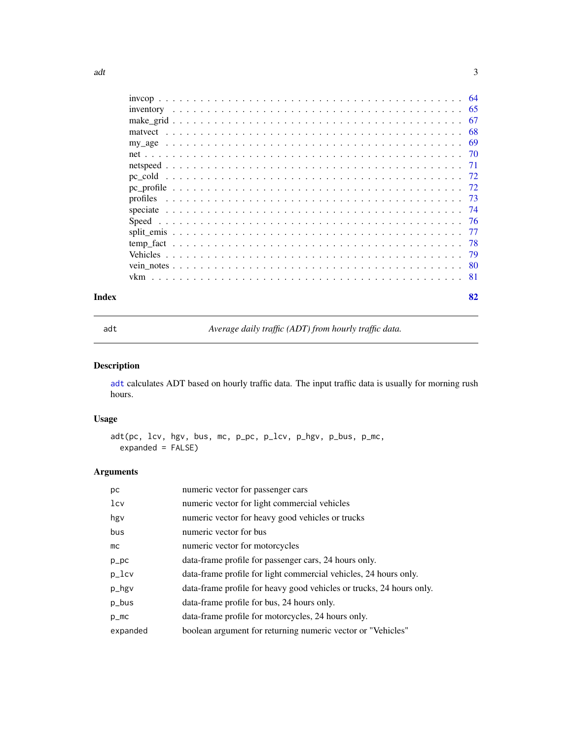| | |
|---|---|
| invcop | 64 |
| inventory | 65 |
| make_grid | 67 |
| matvect | 68 |
| my_age | 69 |
| net | 70 |
| netspeed | 71 |
| pc_cold | 72 |
| pc_profile | 72 |
| profiles | 73 |
| speciate | 74 |
| Speed | 76 |
| split_emis | 77 |
| temp_fact | 78 |
| Vehicles | 79 |
| vein_notes | 80 |
| vkm | 81 |

**Index** **82**

---

`adt` *Average daily traffic (ADT) from hourly traffic data.*

---

## Description

`adt` calculates ADT based on hourly traffic data. The input traffic data is usually for morning rush hours.

## Usage

```
adt(pc, lcv, hgv, bus, mc, p_pc, p_lcv, p_hgv, p_bus, p_mc,
  expanded = FALSE)
```

## Arguments

| | |
|---|---|
| `pc` | numeric vector for passenger cars |
| `lcv` | numeric vector for light commercial vehicles |
| `hgv` | numeric vector for heavy good vehicles or trucks |
| `bus` | numeric vector for bus |
| `mc` | numeric vector for motorcycles |
| `p_pc` | data-frame profile for passenger cars, 24 hours only. |
| `p_lcv` | data-frame profile for light commercial vehicles, 24 hours only. |
| `p_hgv` | data-frame profile for heavy good vehicles or trucks, 24 hours only. |
| `p_bus` | data-frame profile for bus, 24 hours only. |
| `p_mc` | data-frame profile for motorcycles, 24 hours only. |
| `expanded` | boolean argument for returning numeric vector or "Vehicles" |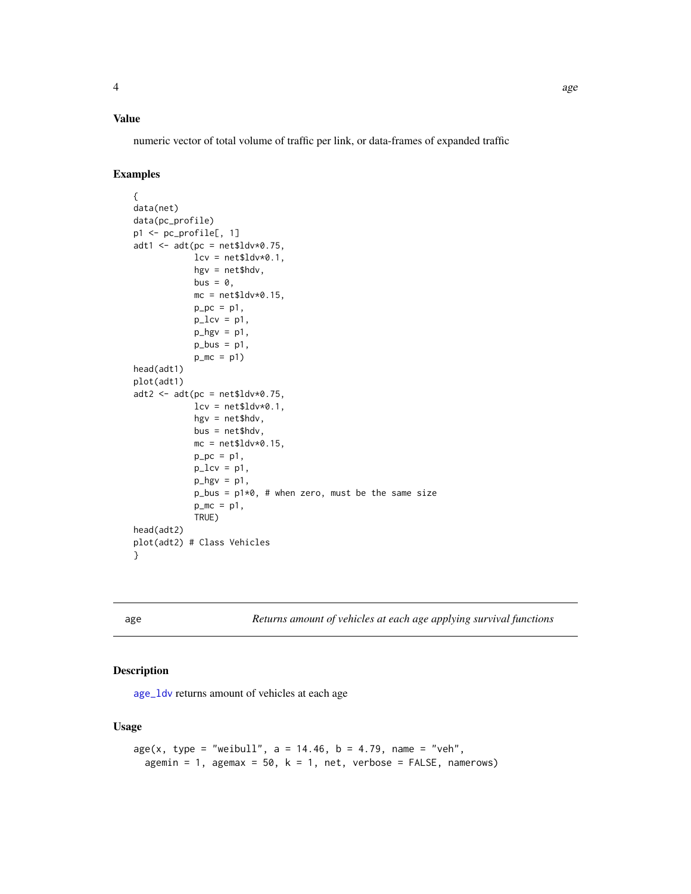### Value

numeric vector of total volume of traffic per link, or data-frames of expanded traffic

### Examples

```
{
data(net)
data(pc_profile)
p1 <- pc_profile[, 1]
adt1 <- adt(pc = net$ldv*0.75,
            lcv = net$ldv*0.1,
            hgv = net$hdv,
            bus = 0,
            mc = net$ldv*0.15,
            p_pc = p1,
            p_lcv = p1,
            p_hgv = p1,
            p_bus = p1,
            p_mc = p1)
head(adt1)
plot(adt1)
adt2 <- adt(pc = net$ldv*0.75,
            lcv = net$ldv*0.1,
            hgv = net$hdv,
            bus = net$hdv,
            mc = net$ldv*0.15,
            p_pc = p1,
            p_lcv = p1,
            p_hgv = p1,
            p_bus = p1*0, # when zero, must be the same size
            p_mc = p1,
            TRUE)
head(adt2)
plot(adt2) # Class Vehicles
}
```

---

## age — *Returns amount of vehicles at each age applying survival functions*

### Description

age_ldv returns amount of vehicles at each age

### Usage

```
age(x, type = "weibull", a = 14.46, b = 4.79, name = "veh",
  agemin = 1, agemax = 50, k = 1, net, verbose = FALSE, namerows)
```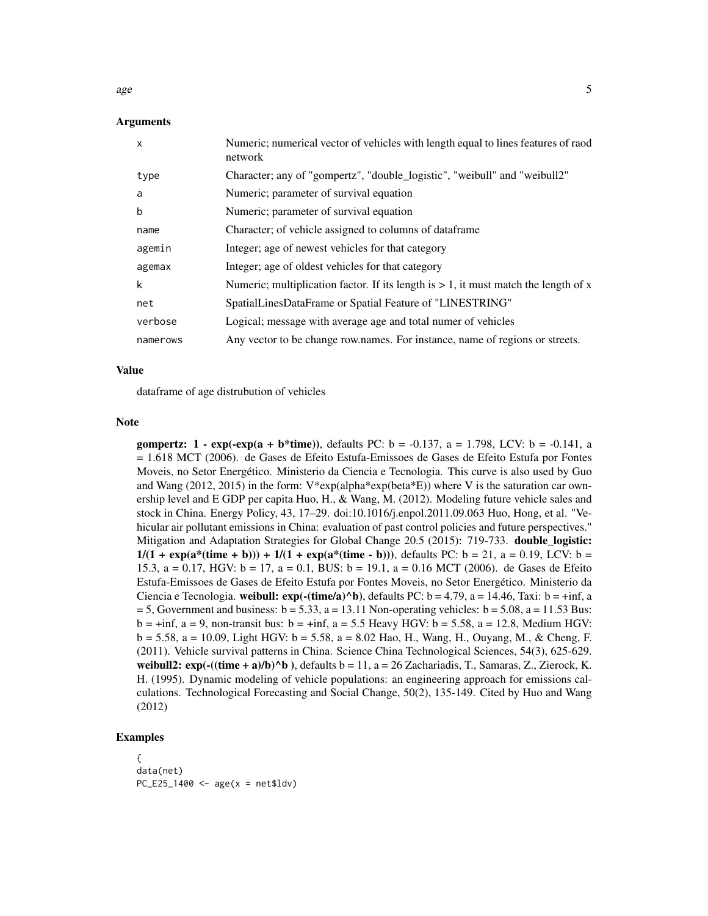### Arguments

| | |
|---|---|
| x | Numeric; numerical vector of vehicles with length equal to lines features of raod network |
| type | Character; any of "gompertz", "double_logistic", "weibull" and "weibull2" |
| a | Numeric; parameter of survival equation |
| b | Numeric; parameter of survival equation |
| name | Character; of vehicle assigned to columns of dataframe |
| agemin | Integer; age of newest vehicles for that category |
| agemax | Integer; age of oldest vehicles for that category |
| k | Numeric; multiplication factor. If its length is > 1, it must match the length of x |
| net | SpatialLinesDataFrame or Spatial Feature of "LINESTRING" |
| verbose | Logical; message with average age and total numer of vehicles |
| namerows | Any vector to be change row.names. For instance, name of regions or streets. |

### Value

dataframe of age distrubution of vehicles

### Note

**gompertz: 1 - exp(-exp(a + b*time))**, defaults PC: b = -0.137, a = 1.798, LCV: b = -0.141, a = 1.618 MCT (2006). de Gases de Efeito Estufa-Emissoes de Gases de Efeito Estufa por Fontes Moveis, no Setor Energético. Ministerio da Ciencia e Tecnologia. This curve is also used by Guo and Wang (2012, 2015) in the form: V*exp(alpha*exp(beta*E)) where V is the saturation car ownership level and E GDP per capita Huo, H., & Wang, M. (2012). Modeling future vehicle sales and stock in China. Energy Policy, 43, 17–29. doi:10.1016/j.enpol.2011.09.063 Huo, Hong, et al. "Vehicular air pollutant emissions in China: evaluation of past control policies and future perspectives." Mitigation and Adaptation Strategies for Global Change 20.5 (2015): 719-733. **double_logistic: 1/(1 + exp(a*(time + b))) + 1/(1 + exp(a*(time - b)))**, defaults PC: b = 21, a = 0.19, LCV: b = 15.3, a = 0.17, HGV: b = 17, a = 0.1, BUS: b = 19.1, a = 0.16 MCT (2006). de Gases de Efeito Estufa-Emissoes de Gases de Efeito Estufa por Fontes Moveis, no Setor Energético. Ministerio da Ciencia e Tecnologia. **weibull: exp(-(time/a)^b)**, defaults PC: b = 4.79, a = 14.46, Taxi: b = +inf, a = 5, Government and business: b = 5.33, a = 13.11 Non-operating vehicles: b = 5.08, a = 11.53 Bus: b = +inf, a = 9, non-transit bus: b = +inf, a = 5.5 Heavy HGV: b = 5.58, a = 12.8, Medium HGV: b = 5.58, a = 10.09, Light HGV: b = 5.58, a = 8.02 Hao, H., Wang, H., Ouyang, M., & Cheng, F. (2011). Vehicle survival patterns in China. Science China Technological Sciences, 54(3), 625-629. **weibull2: exp(-((time + a)/b)^b )**, defaults b = 11, a = 26 Zachariadis, T., Samaras, Z., Zierock, K. H. (1995). Dynamic modeling of vehicle populations: an engineering approach for emissions calculations. Technological Forecasting and Social Change, 50(2), 135-149. Cited by Huo and Wang (2012)

### Examples

```
{
data(net)
PC_E25_1400 <- age(x = net$ldv)
```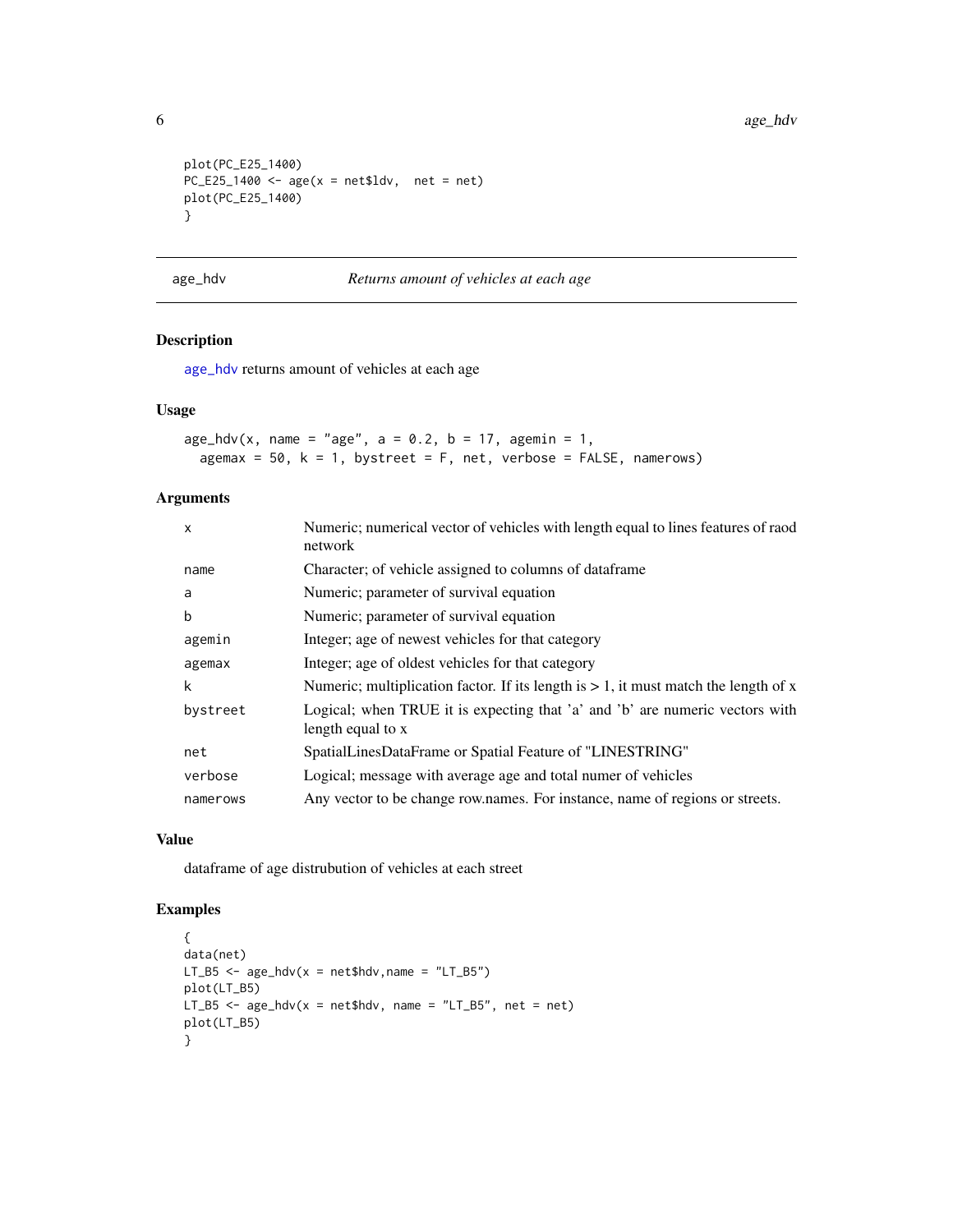```
plot(PC_E25_1400)
PC_E25_1400 <- age(x = net$ldv,  net = net)
plot(PC_E25_1400)
}
```

## age_hdv *Returns amount of vehicles at each age*

### Description

age_hdv returns amount of vehicles at each age

### Usage

```
age_hdv(x, name = "age", a = 0.2, b = 17, agemin = 1,
  agemax = 50, k = 1, bystreet = F, net, verbose = FALSE, namerows)
```

### Arguments

| | |
|---|---|
| x | Numeric; numerical vector of vehicles with length equal to lines features of raod network |
| name | Character; of vehicle assigned to columns of dataframe |
| a | Numeric; parameter of survival equation |
| b | Numeric; parameter of survival equation |
| agemin | Integer; age of newest vehicles for that category |
| agemax | Integer; age of oldest vehicles for that category |
| k | Numeric; multiplication factor. If its length is > 1, it must match the length of x |
| bystreet | Logical; when TRUE it is expecting that 'a' and 'b' are numeric vectors with length equal to x |
| net | SpatialLinesDataFrame or Spatial Feature of "LINESTRING" |
| verbose | Logical; message with average age and total numer of vehicles |
| namerows | Any vector to be change row.names. For instance, name of regions or streets. |

### Value

dataframe of age distrubution of vehicles at each street

### Examples

```
{
data(net)
LT_B5 <- age_hdv(x = net$hdv,name = "LT_B5")
plot(LT_B5)
LT_B5 <- age_hdv(x = net$hdv, name = "LT_B5", net = net)
plot(LT_B5)
}
```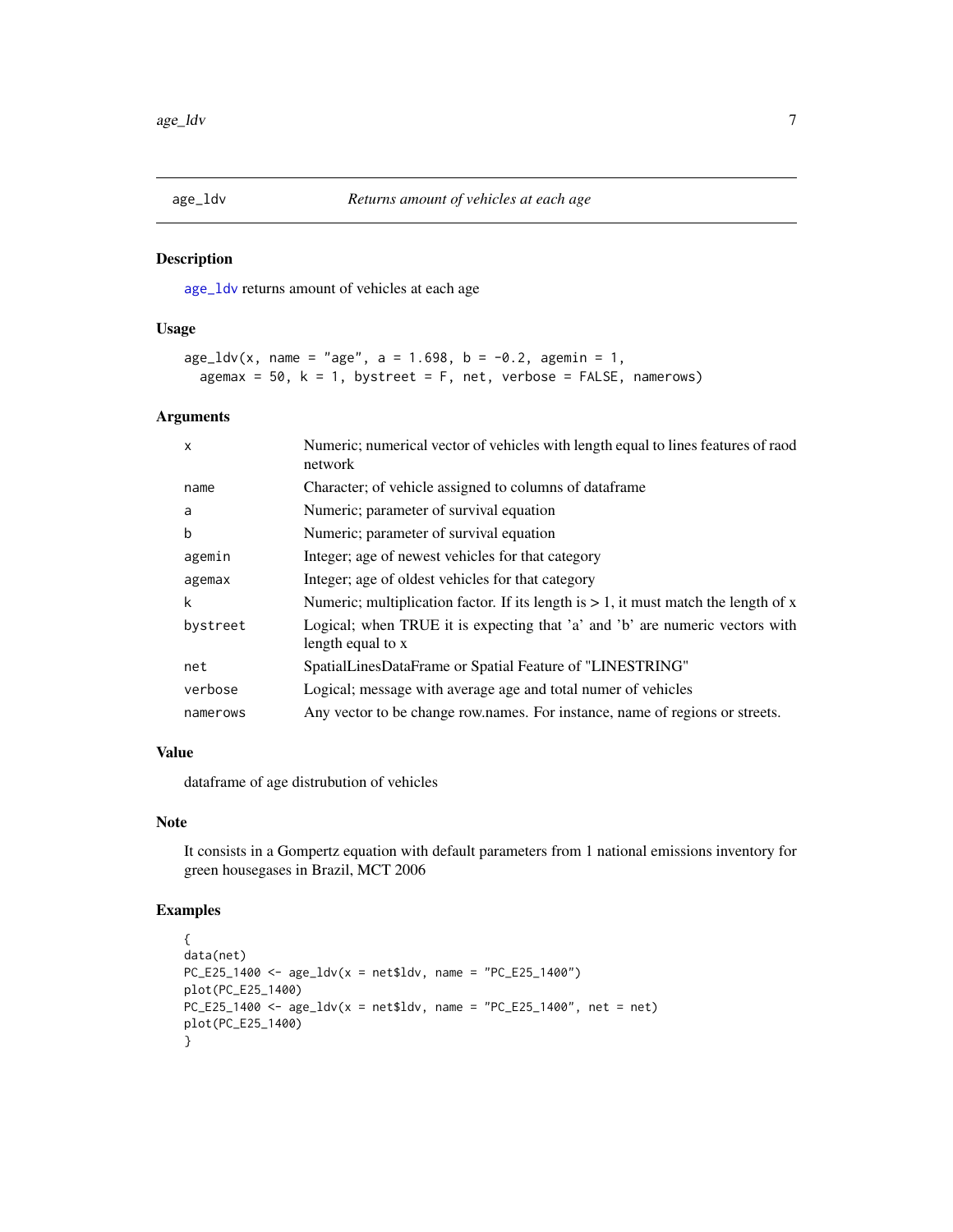# age_ldv — *Returns amount of vehicles at each age*

## Description

age_ldv returns amount of vehicles at each age

## Usage

```
age_ldv(x, name = "age", a = 1.698, b = -0.2, agemin = 1,
  agemax = 50, k = 1, bystreet = F, net, verbose = FALSE, namerows)
```

## Arguments

| Argument | Description |
|---|---|
| x | Numeric; numerical vector of vehicles with length equal to lines features of raod network |
| name | Character; of vehicle assigned to columns of dataframe |
| a | Numeric; parameter of survival equation |
| b | Numeric; parameter of survival equation |
| agemin | Integer; age of newest vehicles for that category |
| agemax | Integer; age of oldest vehicles for that category |
| k | Numeric; multiplication factor. If its length is > 1, it must match the length of x |
| bystreet | Logical; when TRUE it is expecting that 'a' and 'b' are numeric vectors with length equal to x |
| net | SpatialLinesDataFrame or Spatial Feature of "LINESTRING" |
| verbose | Logical; message with average age and total numer of vehicles |
| namerows | Any vector to be change row.names. For instance, name of regions or streets. |

## Value

dataframe of age distrubution of vehicles

## Note

It consists in a Gompertz equation with default parameters from 1 national emissions inventory for green housegases in Brazil, MCT 2006

## Examples

```
{
data(net)
PC_E25_1400 <- age_ldv(x = net$ldv, name = "PC_E25_1400")
plot(PC_E25_1400)
PC_E25_1400 <- age_ldv(x = net$ldv, name = "PC_E25_1400", net = net)
plot(PC_E25_1400)
}
```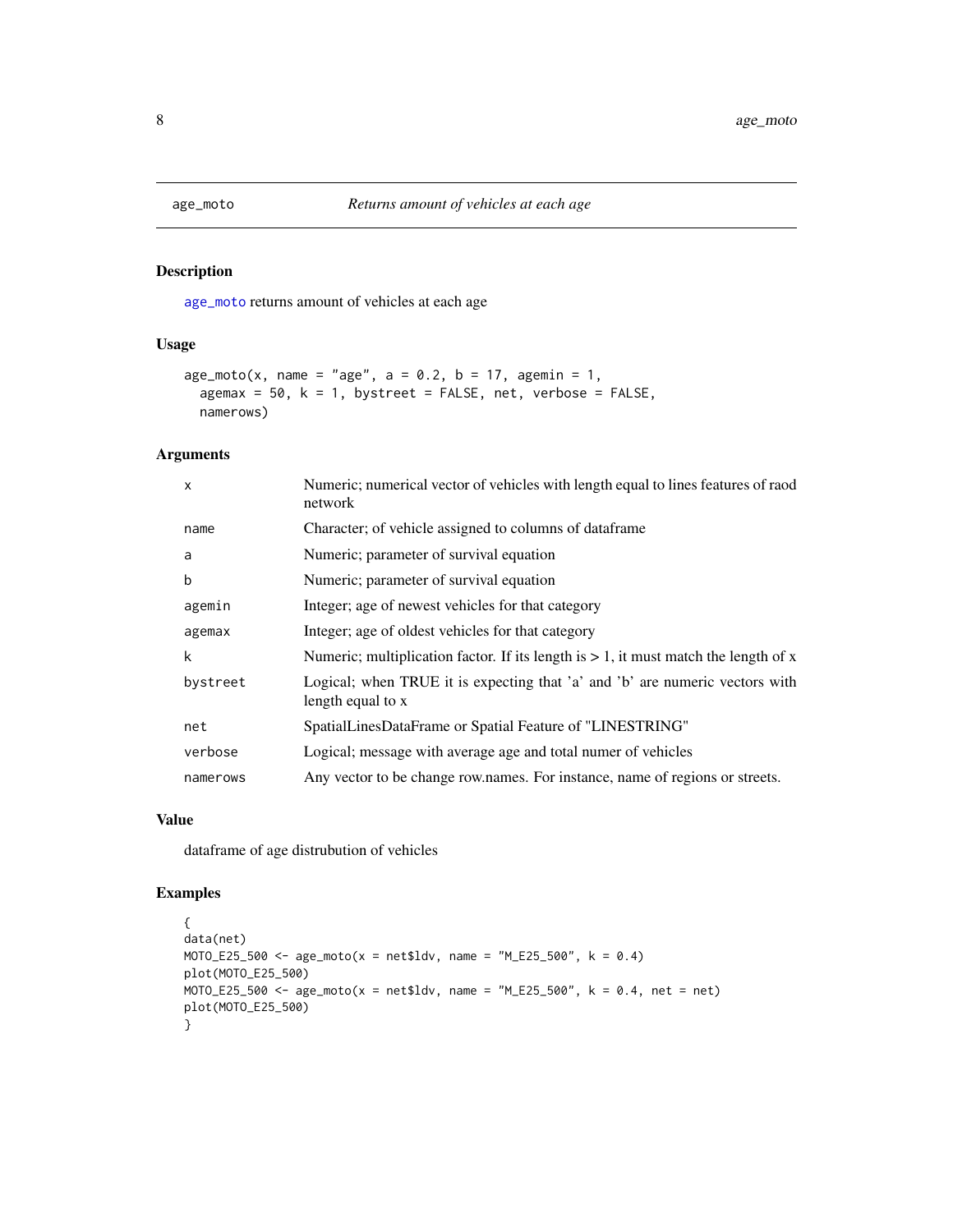# age_moto *Returns amount of vehicles at each age*

## Description

age_moto returns amount of vehicles at each age

## Usage

```
age_moto(x, name = "age", a = 0.2, b = 17, agemin = 1,
  agemax = 50, k = 1, bystreet = FALSE, net, verbose = FALSE,
  namerows)
```

## Arguments

| | |
|---|---|
| x | Numeric; numerical vector of vehicles with length equal to lines features of raod network |
| name | Character; of vehicle assigned to columns of dataframe |
| a | Numeric; parameter of survival equation |
| b | Numeric; parameter of survival equation |
| agemin | Integer; age of newest vehicles for that category |
| agemax | Integer; age of oldest vehicles for that category |
| k | Numeric; multiplication factor. If its length is > 1, it must match the length of x |
| bystreet | Logical; when TRUE it is expecting that 'a' and 'b' are numeric vectors with length equal to x |
| net | SpatialLinesDataFrame or Spatial Feature of "LINESTRING" |
| verbose | Logical; message with average age and total numer of vehicles |
| namerows | Any vector to be change row.names. For instance, name of regions or streets. |

## Value

dataframe of age distrubution of vehicles

## Examples

```
{
data(net)
MOTO_E25_500 <- age_moto(x = net$ldv, name = "M_E25_500", k = 0.4)
plot(MOTO_E25_500)
MOTO_E25_500 <- age_moto(x = net$ldv, name = "M_E25_500", k = 0.4, net = net)
plot(MOTO_E25_500)
}
```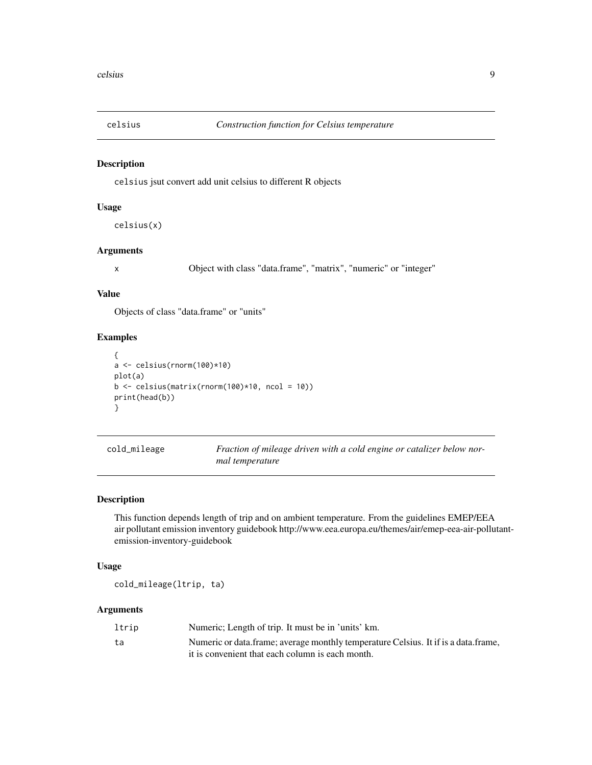## celsius — *Construction function for Celsius temperature*

### Description

`celsius` jsut convert add unit celsius to different R objects

### Usage

```
celsius(x)
```

### Arguments

| | |
|---|---|
| x | Object with class "data.frame", "matrix", "numeric" or "integer" |

### Value

Objects of class "data.frame" or "units"

### Examples

```
{
a <- celsius(rnorm(100)*10)
plot(a)
b <- celsius(matrix(rnorm(100)*10, ncol = 10))
print(head(b))
}
```

## cold_mileage — *Fraction of mileage driven with a cold engine or catalizer below normal temperature*

### Description

This function depends length of trip and on ambient temperature. From the guidelines EMEP/EEA air pollutant emission inventory guidebook http://www.eea.europa.eu/themes/air/emep-eea-air-pollutant-emission-inventory-guidebook

### Usage

```
cold_mileage(ltrip, ta)
```

### Arguments

| | |
|---|---|
| ltrip | Numeric; Length of trip. It must be in 'units' km. |
| ta | Numeric or data.frame; average monthly temperature Celsius. It if is a data.frame, it is convenient that each column is each month. |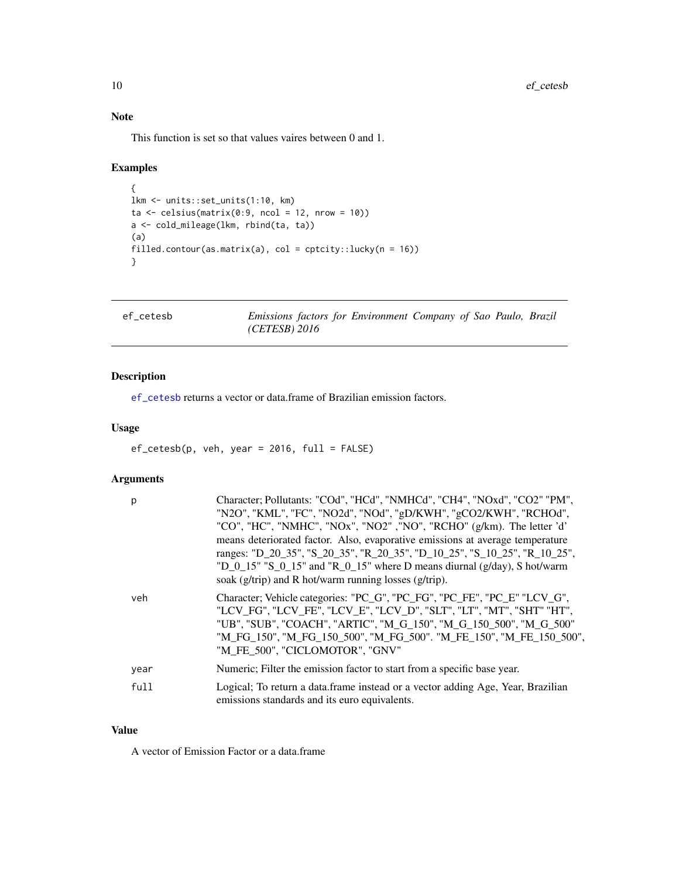## Note

This function is set so that values vaires between 0 and 1.

## Examples

```
{
lkm <- units::set_units(1:10, km)
ta <- celsius(matrix(0:9, ncol = 12, nrow = 10))
a <- cold_mileage(lkm, rbind(ta, ta))
(a)
filled.contour(as.matrix(a), col = cptcity::lucky(n = 16))
}
```

---

# ef_cetesb *Emissions factors for Environment Company of Sao Paulo, Brazil (CETESB) 2016*

## Description

ef_cetesb returns a vector or data.frame of Brazilian emission factors.

## Usage

```
ef_cetesb(p, veh, year = 2016, full = FALSE)
```

## Arguments

| | |
|---|---|
| p | Character; Pollutants: "COd", "HCd", "NMHCd", "CH4", "NOxd", "CO2" "PM", "N2O", "KML", "FC", "NO2d", "NOd", "gD/KWH", "gCO2/KWH", "RCHOd", "CO", "HC", "NMHC", "NOx", "NO2" ,"NO", "RCHO" (g/km). The letter 'd' means deteriorated factor. Also, evaporative emissions at average temperature ranges: "D_20_35", "S_20_35", "R_20_35", "D_10_25", "S_10_25", "R_10_25", "D_0_15" "S_0_15" and "R_0_15" where D means diurnal (g/day), S hot/warm soak (g/trip) and R hot/warm running losses (g/trip). |
| veh | Character; Vehicle categories: "PC_G", "PC_FG", "PC_FE", "PC_E" "LCV_G", "LCV_FG", "LCV_FE", "LCV_E", "LCV_D", "SLT", "LT", "MT", "SHT" "HT", "UB", "SUB", "COACH", "ARTIC", "M_G_150", "M_G_150_500", "M_G_500" "M_FG_150", "M_FG_150_500", "M_FG_500". "M_FE_150", "M_FE_150_500", "M_FE_500", "CICLOMOTOR", "GNV" |
| year | Numeric; Filter the emission factor to start from a specific base year. |
| full | Logical; To return a data.frame instead or a vector adding Age, Year, Brazilian emissions standards and its euro equivalents. |

## Value

A vector of Emission Factor or a data.frame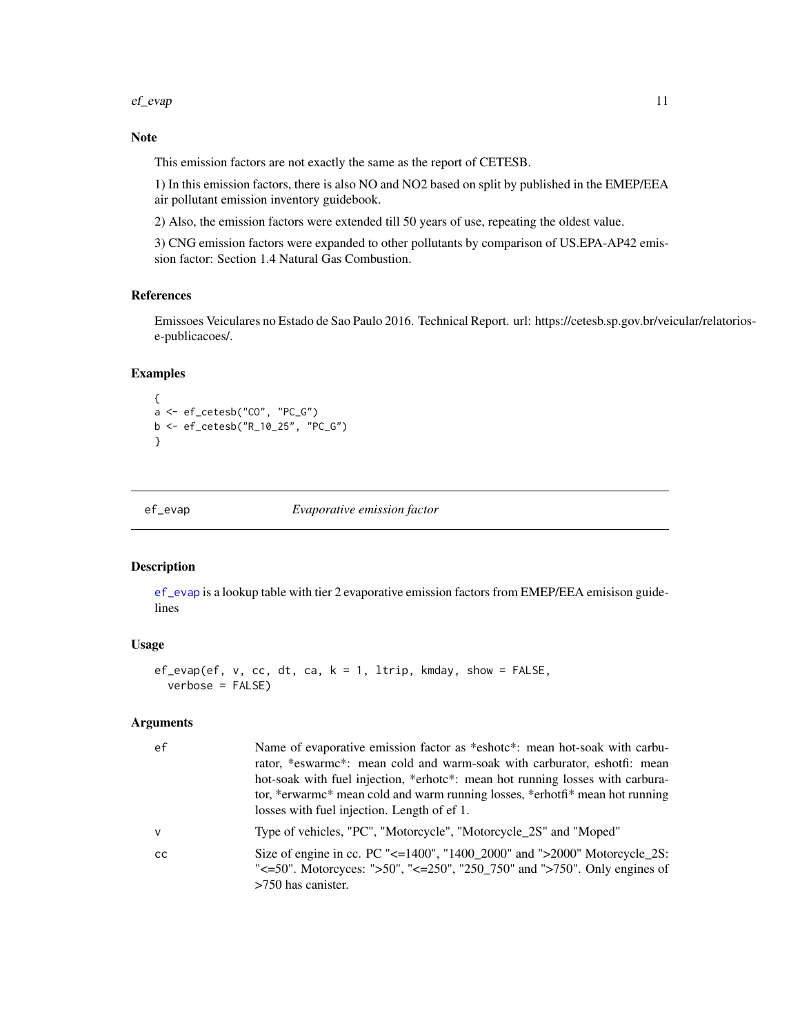## Note

This emission factors are not exactly the same as the report of CETESB.

1) In this emission factors, there is also NO and NO2 based on split by published in the EMEP/EEA air pollutant emission inventory guidebook.

2) Also, the emission factors were extended till 50 years of use, repeating the oldest value.

3) CNG emission factors were expanded to other pollutants by comparison of US.EPA-AP42 emission factor: Section 1.4 Natural Gas Combustion.

## References

Emissoes Veiculares no Estado de Sao Paulo 2016. Technical Report. url: https://cetesb.sp.gov.br/veicular/relatorios-e-publicacoes/.

## Examples

```
{
a <- ef_cetesb("CO", "PC_G")
b <- ef_cetesb("R_10_25", "PC_G")
}
```

---

# ef_evap — *Evaporative emission factor*

## Description

ef_evap is a lookup table with tier 2 evaporative emission factors from EMEP/EEA emisison guidelines

## Usage

```
ef_evap(ef, v, cc, dt, ca, k = 1, ltrip, kmday, show = FALSE,
  verbose = FALSE)
```

## Arguments

| | |
|---|---|
| ef | Name of evaporative emission factor as *eshotc*: mean hot-soak with carburator, *eswarmc*: mean cold and warm-soak with carburator, eshotfi: mean hot-soak with fuel injection, *erhotc*: mean hot running losses with carburator, *erwarmc* mean cold and warm running losses, *erhotfi* mean hot running losses with fuel injection. Length of ef 1. |
| v | Type of vehicles, "PC", "Motorcycle", "Motorcycle_2S" and "Moped" |
| cc | Size of engine in cc. PC "<=1400", "1400_2000" and ">2000" Motorcycle_2S: "<=50". Motorcyces: ">50", "<=250", "250_750" and ">750". Only engines of >750 has canister. |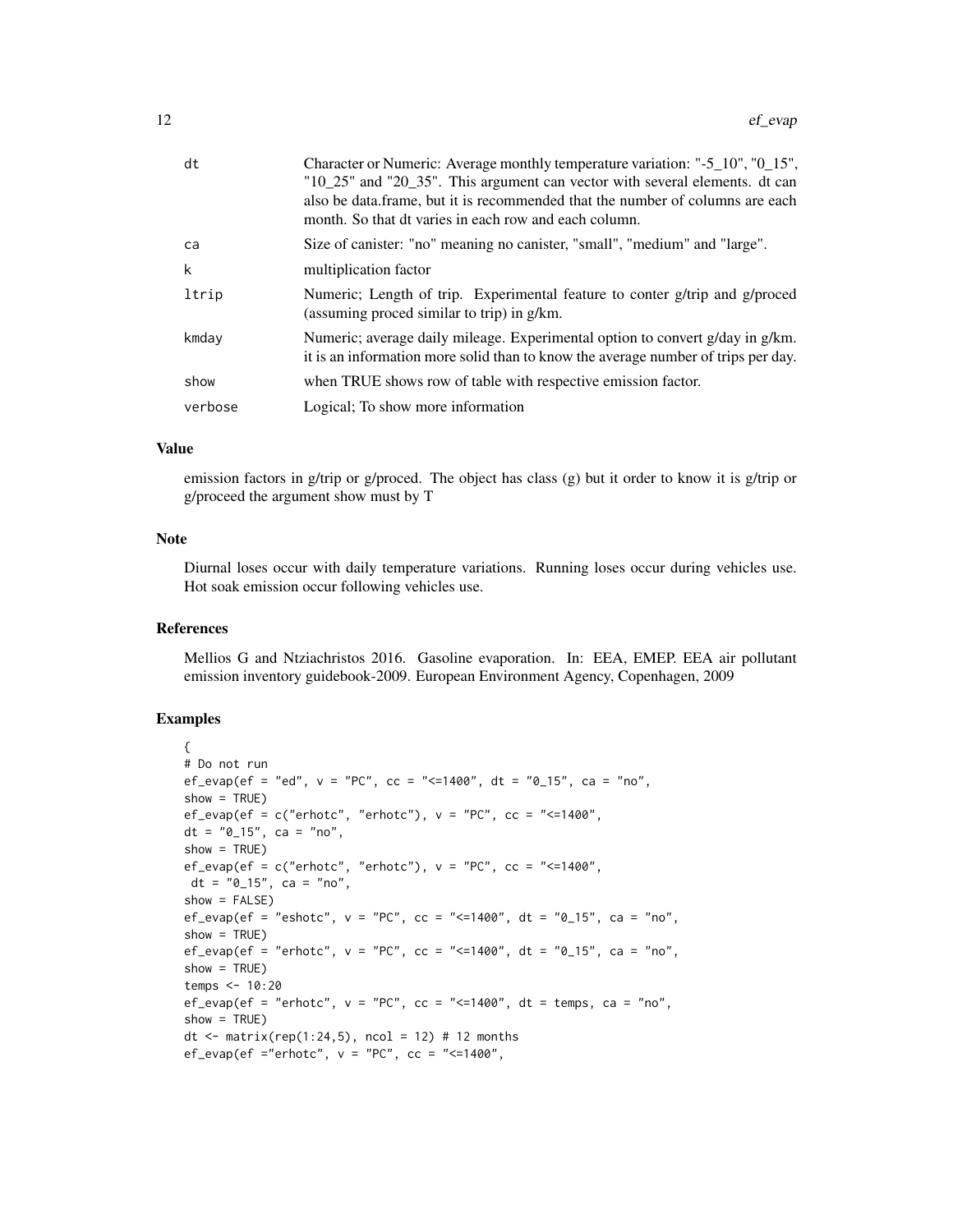| | |
|---|---|
| dt | Character or Numeric: Average monthly temperature variation: "-5_10", "0_15", "10_25" and "20_35". This argument can vector with several elements. dt can also be data.frame, but it is recommended that the number of columns are each month. So that dt varies in each row and each column. |
| ca | Size of canister: "no" meaning no canister, "small", "medium" and "large". |
| k | multiplication factor |
| ltrip | Numeric; Length of trip. Experimental feature to conter g/trip and g/proced (assuming proced similar to trip) in g/km. |
| kmday | Numeric; average daily mileage. Experimental option to convert g/day in g/km. it is an information more solid than to know the average number of trips per day. |
| show | when TRUE shows row of table with respective emission factor. |
| verbose | Logical; To show more information |

### Value

emission factors in g/trip or g/proced. The object has class (g) but it order to know it is g/trip or g/proceed the argument show must by T

### Note

Diurnal loses occur with daily temperature variations. Running loses occur during vehicles use. Hot soak emission occur following vehicles use.

### References

Mellios G and Ntziachristos 2016. Gasoline evaporation. In: EEA, EMEP. EEA air pollutant emission inventory guidebook-2009. European Environment Agency, Copenhagen, 2009

### Examples

```
{
# Do not run
ef_evap(ef = "ed", v = "PC", cc = "<=1400", dt = "0_15", ca = "no",
show = TRUE)
ef_evap(ef = c("erhotc", "erhotc"), v = "PC", cc = "<=1400",
dt = "0_15", ca = "no",
show = TRUE)
ef_evap(ef = c("erhotc", "erhotc"), v = "PC", cc = "<=1400",
 dt = "0_15", ca = "no",
show = FALSE)
ef_evap(ef = "eshotc", v = "PC", cc = "<=1400", dt = "0_15", ca = "no",
show = TRUE)
ef_evap(ef = "erhotc", v = "PC", cc = "<=1400", dt = "0_15", ca = "no",
show = TRUE)
temps <- 10:20
ef_evap(ef = "erhotc", v = "PC", cc = "<=1400", dt = temps, ca = "no",
show = TRUE)
dt <- matrix(rep(1:24,5), ncol = 12) # 12 months
ef_evap(ef ="erhotc", v = "PC", cc = "<=1400",
```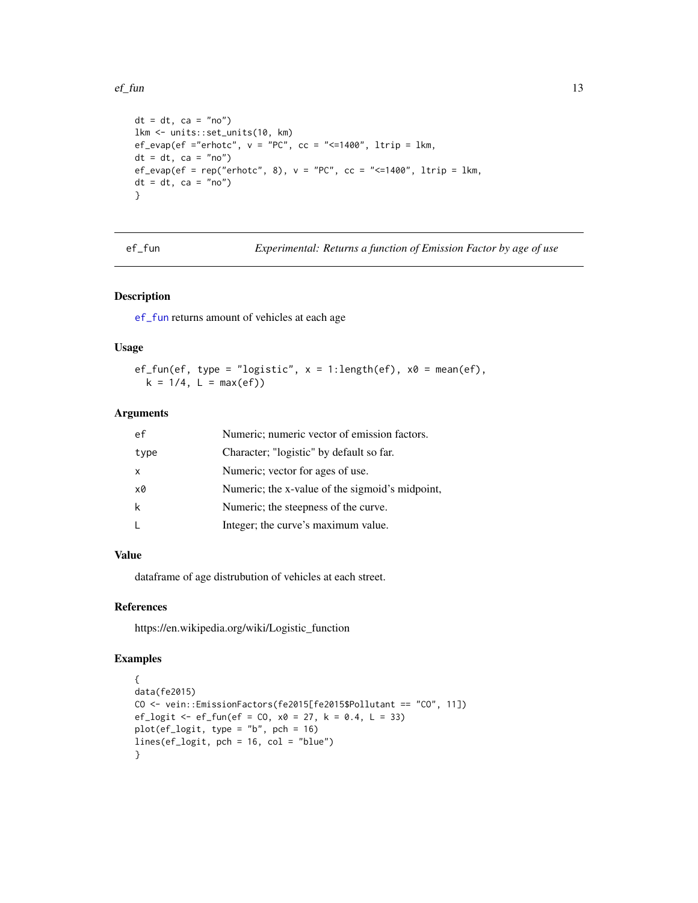```
dt = dt, ca = "no")
lkm <- units::set_units(10, km)
ef_evap(ef ="erhotc", v = "PC", cc = "<=1400", ltrip = lkm,
dt = dt, ca = "no")
ef_evap(ef = rep("erhotc", 8), v = "PC", cc = "<=1400", ltrip = lkm,
dt = dt, ca = "no")
}
```

## ef_fun — *Experimental: Returns a function of Emission Factor by age of use*

### Description

ef_fun returns amount of vehicles at each age

### Usage

```
ef_fun(ef, type = "logistic", x = 1:length(ef), x0 = mean(ef),
  k = 1/4, L = max(ef))
```

### Arguments

| | |
|---|---|
| ef | Numeric; numeric vector of emission factors. |
| type | Character; "logistic" by default so far. |
| x | Numeric; vector for ages of use. |
| x0 | Numeric; the x-value of the sigmoid's midpoint, |
| k | Numeric; the steepness of the curve. |
| L | Integer; the curve's maximum value. |

### Value

dataframe of age distrubution of vehicles at each street.

### References

https://en.wikipedia.org/wiki/Logistic_function

### Examples

```
{
data(fe2015)
CO <- vein::EmissionFactors(fe2015[fe2015$Pollutant == "CO", 11])
ef_logit <- ef_fun(ef = CO, x0 = 27, k = 0.4, L = 33)
plot(ef_logit, type = "b", pch = 16)
lines(ef_logit, pch = 16, col = "blue")
}
```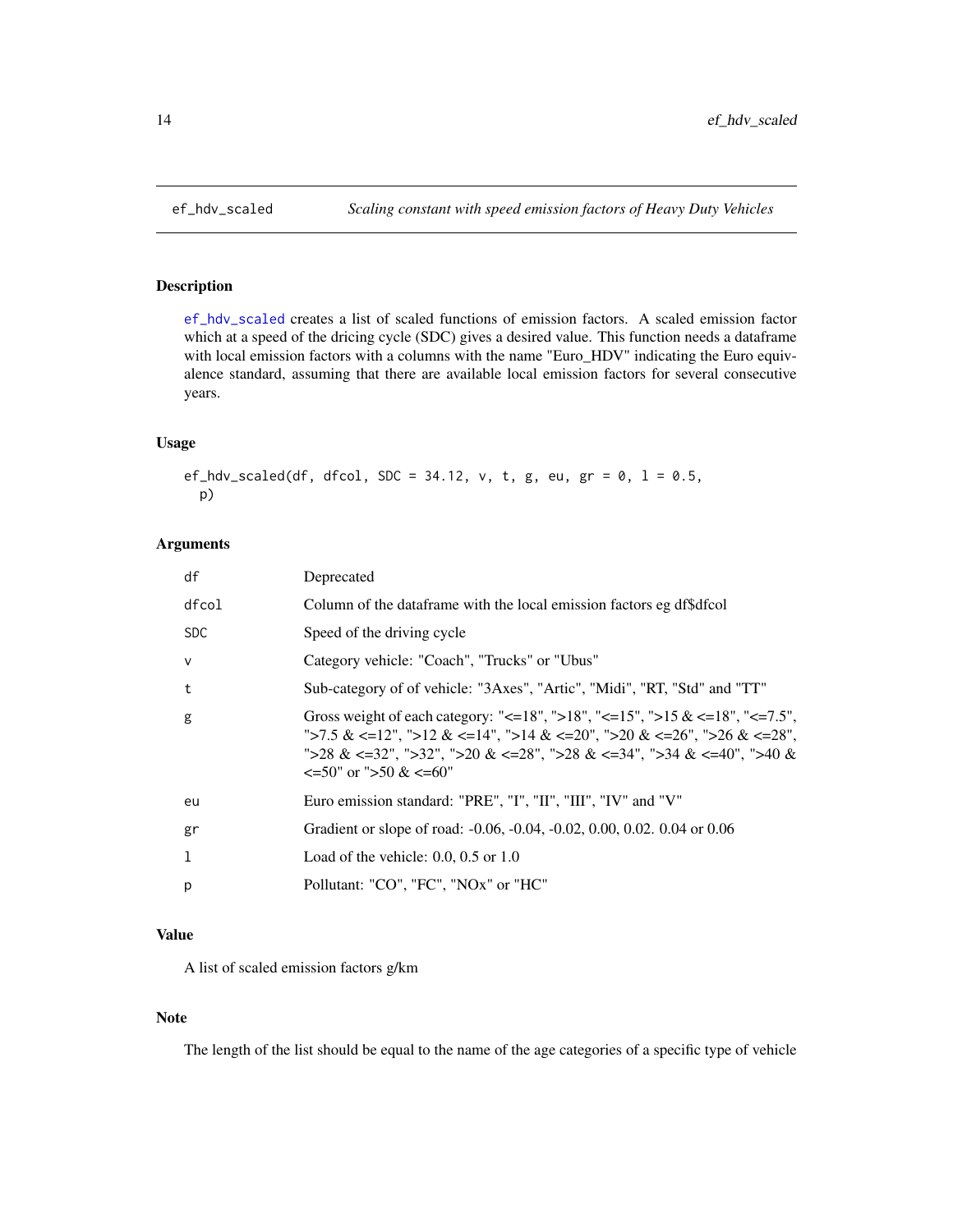## ef_hdv_scaled — *Scaling constant with speed emission factors of Heavy Duty Vehicles*

### Description

ef_hdv_scaled creates a list of scaled functions of emission factors. A scaled emission factor which at a speed of the dricing cycle (SDC) gives a desired value. This function needs a dataframe with local emission factors with a columns with the name "Euro_HDV" indicating the Euro equivalence standard, assuming that there are available local emission factors for several consecutive years.

### Usage

```
ef_hdv_scaled(df, dfcol, SDC = 34.12, v, t, g, eu, gr = 0, l = 0.5,
  p)
```

### Arguments

| | |
|---|---|
| df | Deprecated |
| dfcol | Column of the dataframe with the local emission factors eg df$dfcol |
| SDC | Speed of the driving cycle |
| v | Category vehicle: "Coach", "Trucks" or "Ubus" |
| t | Sub-category of of vehicle: "3Axes", "Artic", "Midi", "RT, "Std" and "TT" |
| g | Gross weight of each category: "<=18", ">18", "<=15", ">15 & <=18", "<=7.5", ">7.5 & <=12", ">12 & <=14", ">14 & <=20", ">20 & <=26", ">26 & <=28", ">28 & <=32", ">32", ">20 & <=28", ">28 & <=34", ">34 & <=40", ">40 & <=50" or ">50 & <=60" |
| eu | Euro emission standard: "PRE", "I", "II", "III", "IV" and "V" |
| gr | Gradient or slope of road: -0.06, -0.04, -0.02, 0.00, 0.02. 0.04 or 0.06 |
| l | Load of the vehicle: 0.0, 0.5 or 1.0 |
| p | Pollutant: "CO", "FC", "NOx" or "HC" |

### Value

A list of scaled emission factors g/km

### Note

The length of the list should be equal to the name of the age categories of a specific type of vehicle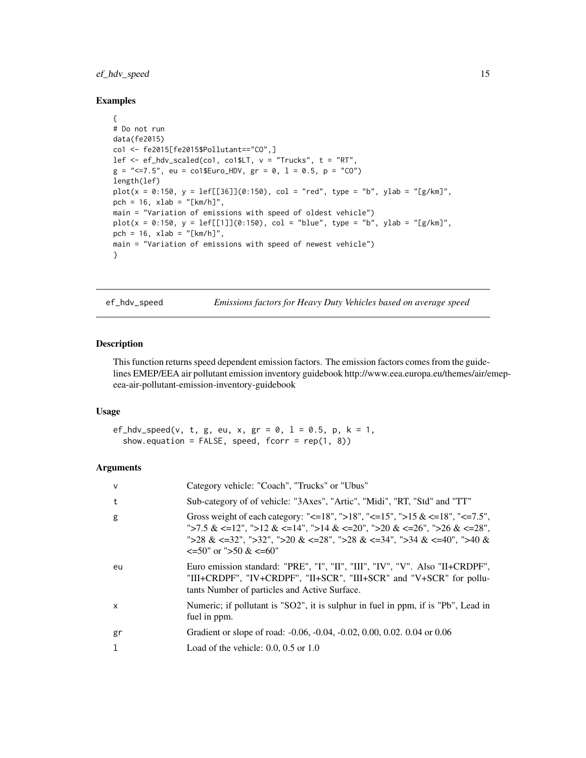### Examples

```
{
# Do not run
data(fe2015)
co1 <- fe2015[fe2015$Pollutant=="CO",]
lef <- ef_hdv_scaled(co1, co1$LT, v = "Trucks", t = "RT",
g = "<=7.5", eu = co1$Euro_HDV, gr = 0, l = 0.5, p = "CO")
length(lef)
plot(x = 0:150, y = lef[[36]](0:150), col = "red", type = "b", ylab = "[g/km]",
pch = 16, xlab = "[km/h]",
main = "Variation of emissions with speed of oldest vehicle")
plot(x = 0:150, y = lef[[1]](0:150), col = "blue", type = "b", ylab = "[g/km]",
pch = 16, xlab = "[km/h]",
main = "Variation of emissions with speed of newest vehicle")
}
```

## ef_hdv_speed — *Emissions factors for Heavy Duty Vehicles based on average speed*

### Description

This function returns speed dependent emission factors. The emission factors comes from the guidelines EMEP/EEA air pollutant emission inventory guidebook http://www.eea.europa.eu/themes/air/emep-eea-air-pollutant-emission-inventory-guidebook

### Usage

```
ef_hdv_speed(v, t, g, eu, x, gr = 0, l = 0.5, p, k = 1,
  show.equation = FALSE, speed, fcorr = rep(1, 8))
```

### Arguments

| | |
|---|---|
| v | Category vehicle: "Coach", "Trucks" or "Ubus" |
| t | Sub-category of of vehicle: "3Axes", "Artic", "Midi", "RT, "Std" and "TT" |
| g | Gross weight of each category: "<=18", ">18", "<=15", ">15 & <=18", "<=7.5", ">7.5 & <=12", ">12 & <=14", ">14 & <=20", ">20 & <=26", ">26 & <=28", ">28 & <=32", ">32", ">20 & <=28", ">28 & <=34", ">34 & <=40", ">40 & <=50" or ">50 & <=60" |
| eu | Euro emission standard: "PRE", "I", "II", "III", "IV", "V". Also "II+CRDPF", "III+CRDPF", "IV+CRDPF", "II+SCR", "III+SCR" and "V+SCR" for pollutants Number of particles and Active Surface. |
| x | Numeric; if pollutant is "SO2", it is sulphur in fuel in ppm, if is "Pb", Lead in fuel in ppm. |
| gr | Gradient or slope of road: -0.06, -0.04, -0.02, 0.00, 0.02. 0.04 or 0.06 |
| l | Load of the vehicle: 0.0, 0.5 or 1.0 |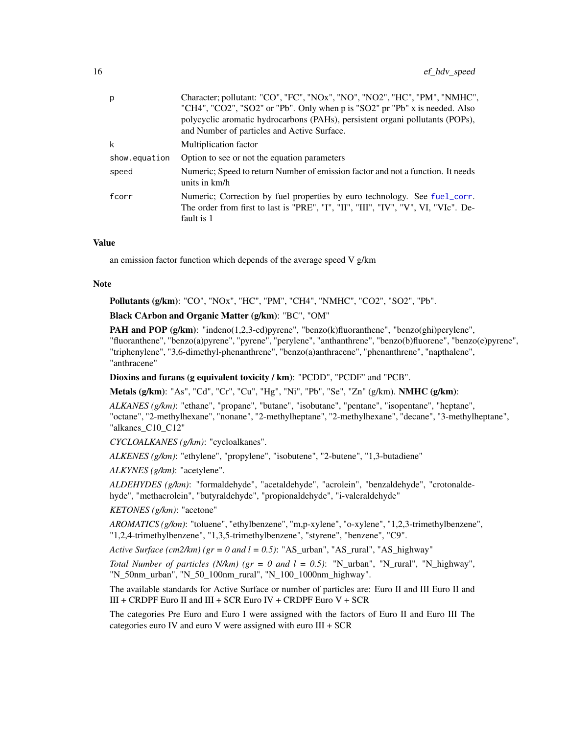| | |
|---|---|
| p | Character; pollutant: "CO", "FC", "NOx", "NO", "NO2", "HC", "PM", "NMHC", "CH4", "CO2", "SO2" or "Pb". Only when p is "SO2" pr "Pb" x is needed. Also polycyclic aromatic hydrocarbons (PAHs), persistent organi pollutants (POPs), and Number of particles and Active Surface. |
| k | Multiplication factor |
| show.equation | Option to see or not the equation parameters |
| speed | Numeric; Speed to return Number of emission factor and not a function. It needs units in km/h |
| fcorr | Numeric; Correction by fuel properties by euro technology. See fuel_corr. The order from first to last is "PRE", "I", "II", "III", "IV", "V", VI, "VIc". Default is 1 |

### Value

an emission factor function which depends of the average speed V g/km

### Note

**Pollutants (g/km)**: "CO", "NOx", "HC", "PM", "CH4", "NMHC", "CO2", "SO2", "Pb".

**Black CArbon and Organic Matter (g/km)**: "BC", "OM"

**PAH and POP (g/km)**: "indeno(1,2,3-cd)pyrene", "benzo(k)fluoranthene", "benzo(ghi)perylene", "fluoranthene", "benzo(a)pyrene", "pyrene", "perylene", "anthanthrene", "benzo(b)fluorene", "benzo(e)pyrene", "triphenylene", "3,6-dimethyl-phenanthrene", "benzo(a)anthracene", "phenanthrene", "napthalene", "anthracene"

**Dioxins and furans (g equivalent toxicity / km)**: "PCDD", "PCDF" and "PCB".

**Metals (g/km)**: "As", "Cd", "Cr", "Cu", "Hg", "Ni", "Pb", "Se", "Zn" (g/km). **NMHC (g/km)**:

*ALKANES (g/km)*: "ethane", "propane", "butane", "isobutane", "pentane", "isopentane", "heptane", "octane", "2-methylhexane", "nonane", "2-methylheptane", "2-methylhexane", "decane", "3-methylheptane", "alkanes_C10_C12"

*CYCLOALKANES (g/km)*: "cycloalkanes".

*ALKENES (g/km)*: "ethylene", "propylene", "isobutene", "2-butene", "1,3-butadiene"

*ALKYNES (g/km)*: "acetylene".

*ALDEHYDES (g/km)*: "formaldehyde", "acetaldehyde", "acrolein", "benzaldehyde", "crotonaldehyde", "methacrolein", "butyraldehyde", "propionaldehyde", "i-valeraldehyde"

*KETONES (g/km)*: "acetone"

*AROMATICS (g/km)*: "toluene", "ethylbenzene", "m,p-xylene", "o-xylene", "1,2,3-trimethylbenzene", "1,2,4-trimethylbenzene", "1,3,5-trimethylbenzene", "styrene", "benzene", "C9".

*Active Surface (cm2/km) (gr = 0 and l = 0.5)*: "AS_urban", "AS_rural", "AS_highway"

*Total Number of particles (N/km) (gr = 0 and l = 0.5)*: "N_urban", "N_rural", "N_highway", "N_50nm_urban", "N_50_100nm_rural", "N_100_1000nm_highway".

The available standards for Active Surface or number of particles are: Euro II and III Euro II and III + CRDPF Euro II and III + SCR Euro IV + CRDPF Euro V + SCR

The categories Pre Euro and Euro I were assigned with the factors of Euro II and Euro III The categories euro IV and euro V were assigned with euro III + SCR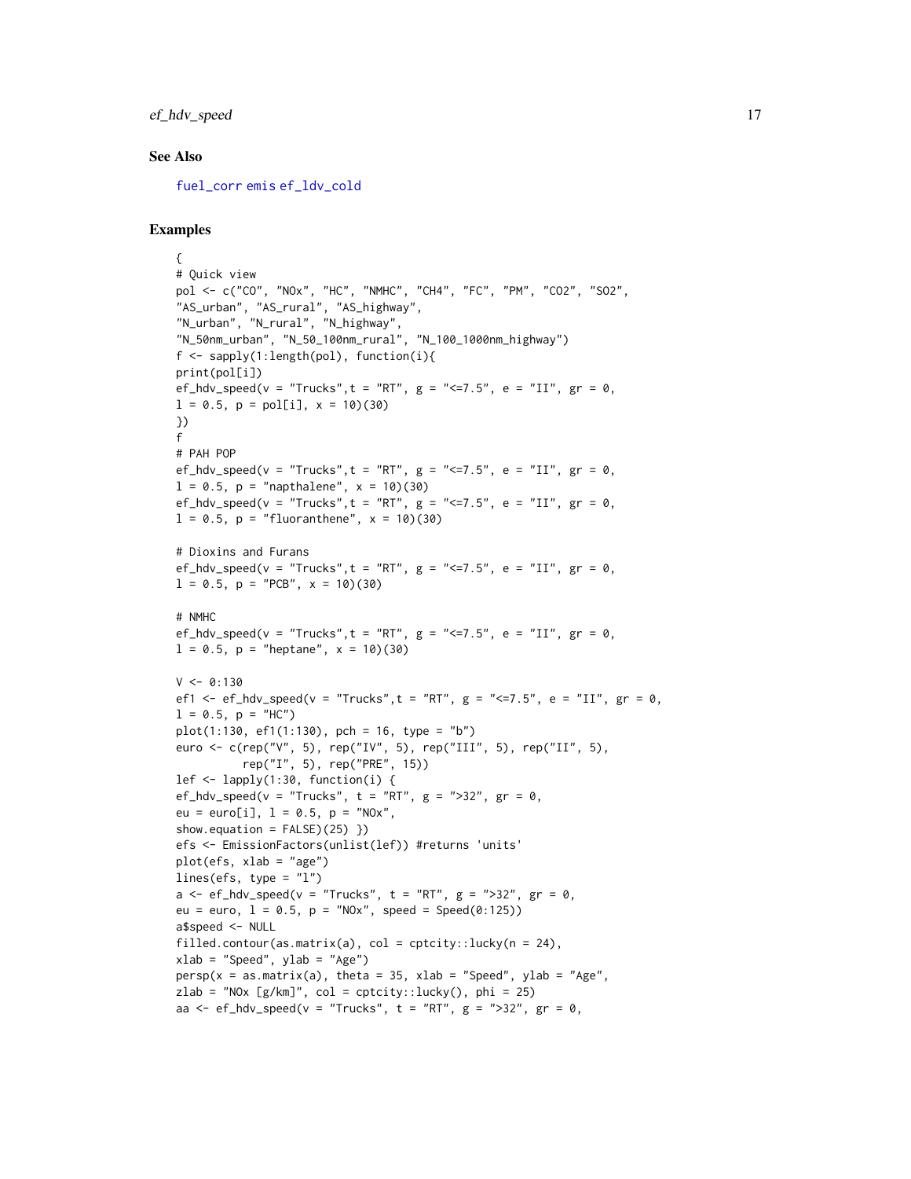## See Also

fuel_corr emis ef_ldv_cold

## Examples

```
{
# Quick view
pol <- c("CO", "NOx", "HC", "NMHC", "CH4", "FC", "PM", "CO2", "SO2",
"AS_urban", "AS_rural", "AS_highway",
"N_urban", "N_rural", "N_highway",
"N_50nm_urban", "N_50_100nm_rural", "N_100_1000nm_highway")
f <- sapply(1:length(pol), function(i){
print(pol[i])
ef_hdv_speed(v = "Trucks",t = "RT", g = "<=7.5", e = "II", gr = 0,
l = 0.5, p = pol[i], x = 10)(30)
})
f
# PAH POP
ef_hdv_speed(v = "Trucks",t = "RT", g = "<=7.5", e = "II", gr = 0,
l = 0.5, p = "napthalene", x = 10)(30)
ef_hdv_speed(v = "Trucks",t = "RT", g = "<=7.5", e = "II", gr = 0,
l = 0.5, p = "fluoranthene", x = 10)(30)

# Dioxins and Furans
ef_hdv_speed(v = "Trucks",t = "RT", g = "<=7.5", e = "II", gr = 0,
l = 0.5, p = "PCB", x = 10)(30)

# NMHC
ef_hdv_speed(v = "Trucks",t = "RT", g = "<=7.5", e = "II", gr = 0,
l = 0.5, p = "heptane", x = 10)(30)

V <- 0:130
ef1 <- ef_hdv_speed(v = "Trucks",t = "RT", g = "<=7.5", e = "II", gr = 0,
l = 0.5, p = "HC")
plot(1:130, ef1(1:130), pch = 16, type = "b")
euro <- c(rep("V", 5), rep("IV", 5), rep("III", 5), rep("II", 5),
          rep("I", 5), rep("PRE", 15))
lef <- lapply(1:30, function(i) {
ef_hdv_speed(v = "Trucks", t = "RT", g = ">32", gr = 0,
eu = euro[i], l = 0.5, p = "NOx",
show.equation = FALSE)(25) })
efs <- EmissionFactors(unlist(lef)) #returns 'units'
plot(efs, xlab = "age")
lines(efs, type = "l")
a <- ef_hdv_speed(v = "Trucks", t = "RT", g = ">32", gr = 0,
eu = euro, l = 0.5, p = "NOx", speed = Speed(0:125))
a$speed <- NULL
filled.contour(as.matrix(a), col = cptcity::lucky(n = 24),
xlab = "Speed", ylab = "Age")
persp(x = as.matrix(a), theta = 35, xlab = "Speed", ylab = "Age",
zlab = "NOx [g/km]", col = cptcity::lucky(), phi = 25)
aa <- ef_hdv_speed(v = "Trucks", t = "RT", g = ">32", gr = 0,
```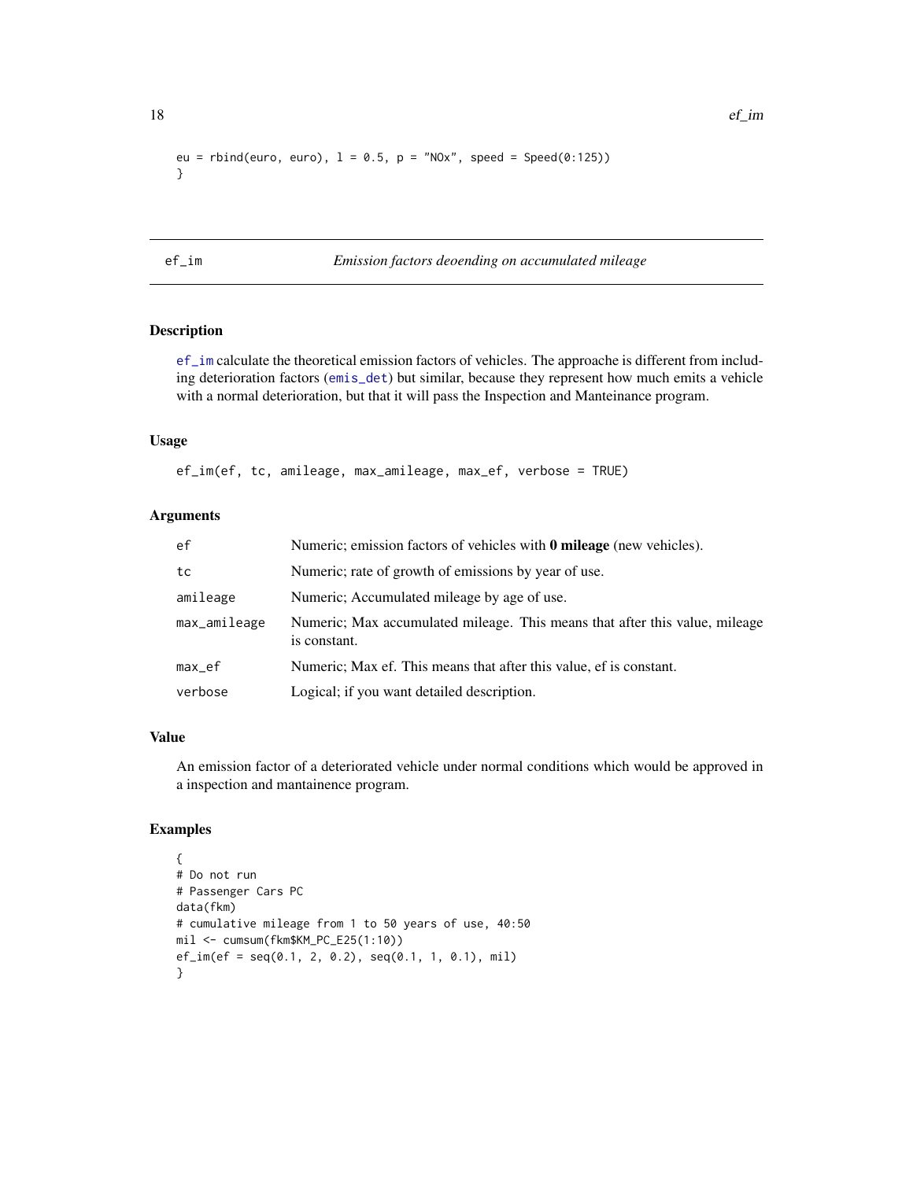```
eu = rbind(euro, euro), l = 0.5, p = "NOx", speed = Speed(0:125))
}
```

## ef_im *Emission factors deoending on accumulated mileage*

### Description

ef_im calculate the theoretical emission factors of vehicles. The approache is different from including deterioration factors (emis_det) but similar, because they represent how much emits a vehicle with a normal deterioration, but that it will pass the Inspection and Manteinance program.

### Usage

```
ef_im(ef, tc, amileage, max_amileage, max_ef, verbose = TRUE)
```

### Arguments

| | |
|---|---|
| ef | Numeric; emission factors of vehicles with **0 mileage** (new vehicles). |
| tc | Numeric; rate of growth of emissions by year of use. |
| amileage | Numeric; Accumulated mileage by age of use. |
| max_amileage | Numeric; Max accumulated mileage. This means that after this value, mileage is constant. |
| max_ef | Numeric; Max ef. This means that after this value, ef is constant. |
| verbose | Logical; if you want detailed description. |

### Value

An emission factor of a deteriorated vehicle under normal conditions which would be approved in a inspection and mantainence program.

### Examples

```
{
# Do not run
# Passenger Cars PC
data(fkm)
# cumulative mileage from 1 to 50 years of use, 40:50
mil <- cumsum(fkm$KM_PC_E25(1:10))
ef_im(ef = seq(0.1, 2, 0.2), seq(0.1, 1, 0.1), mil)
}
```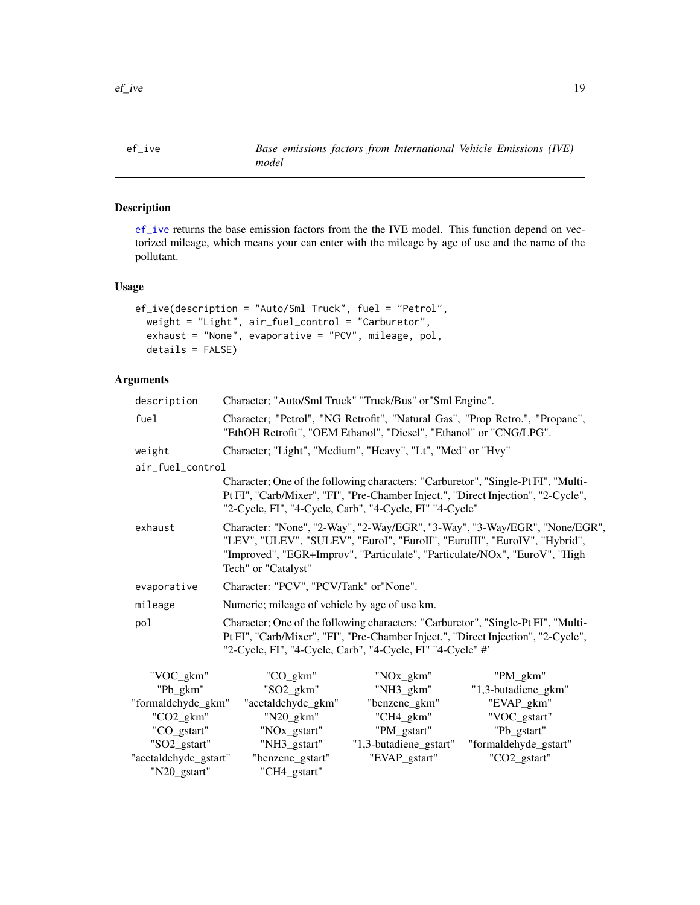## ef_ive — *Base emissions factors from International Vehicle Emissions (IVE) model*

### Description

ef_ive returns the base emission factors from the the IVE model. This function depend on vectorized mileage, which means your can enter with the mileage by age of use and the name of the pollutant.

### Usage

```
ef_ive(description = "Auto/Sml Truck", fuel = "Petrol",
  weight = "Light", air_fuel_control = "Carburetor",
  exhaust = "None", evaporative = "PCV", mileage, pol,
  details = FALSE)
```

### Arguments

- **description** — Character; "Auto/Sml Truck" "Truck/Bus" or"Sml Engine".
- **fuel** — Character; "Petrol", "NG Retrofit", "Natural Gas", "Prop Retro.", "Propane", "EthOH Retrofit", "OEM Ethanol", "Diesel", "Ethanol" or "CNG/LPG".
- **weight** — Character; "Light", "Medium", "Heavy", "Lt", "Med" or "Hvy"
- **air_fuel_control** — Character; One of the following characters: "Carburetor", "Single-Pt FI", "Multi-Pt FI", "Carb/Mixer", "FI", "Pre-Chamber Inject.", "Direct Injection", "2-Cycle", "2-Cycle, FI", "4-Cycle, Carb", "4-Cycle, FI" "4-Cycle"
- **exhaust** — Character: "None", "2-Way", "2-Way/EGR", "3-Way", "3-Way/EGR", "None/EGR", "LEV", "ULEV", "SULEV", "EuroI", "EuroII", "EuroIII", "EuroIV", "Hybrid", "Improved", "EGR+Improv", "Particulate", "Particulate/NOx", "EuroV", "High Tech" or "Catalyst"
- **evaporative** — Character: "PCV", "PCV/Tank" or"None".
- **mileage** — Numeric; mileage of vehicle by age of use km.
- **pol** — Character; One of the following characters: "Carburetor", "Single-Pt FI", "Multi-Pt FI", "Carb/Mixer", "FI", "Pre-Chamber Inject.", "Direct Injection", "2-Cycle", "2-Cycle, FI", "4-Cycle, Carb", "4-Cycle, FI" "4-Cycle" #'

| | | | |
|---|---|---|---|
| "VOC_gkm" | "CO_gkm" | "NOx_gkm" | "PM_gkm" |
| "Pb_gkm" | "SO2_gkm" | "NH3_gkm" | "1,3-butadiene_gkm" |
| "formaldehyde_gkm" | "acetaldehyde_gkm" | "benzene_gkm" | "EVAP_gkm" |
| "CO2_gkm" | "N20_gkm" | "CH4_gkm" | "VOC_gstart" |
| "CO_gstart" | "NOx_gstart" | "PM_gstart" | "Pb_gstart" |
| "SO2_gstart" | "NH3_gstart" | "1,3-butadiene_gstart" | "formaldehyde_gstart" |
| "acetaldehyde_gstart" | "benzene_gstart" | "EVAP_gstart" | "CO2_gstart" |
| "N20_gstart" | "CH4_gstart" | | |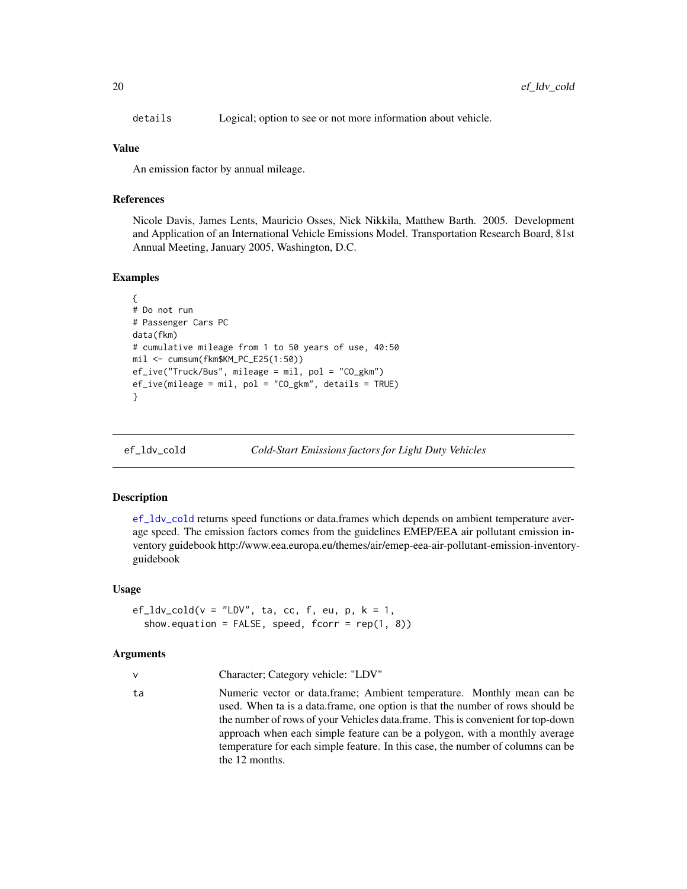| | |
|---|---|
| details | Logical; option to see or not more information about vehicle. |

### Value

An emission factor by annual mileage.

### References

Nicole Davis, James Lents, Mauricio Osses, Nick Nikkila, Matthew Barth. 2005. Development and Application of an International Vehicle Emissions Model. Transportation Research Board, 81st Annual Meeting, January 2005, Washington, D.C.

### Examples

```
{
# Do not run
# Passenger Cars PC
data(fkm)
# cumulative mileage from 1 to 50 years of use, 40:50
mil <- cumsum(fkm$KM_PC_E25(1:50))
ef_ive("Truck/Bus", mileage = mil, pol = "CO_gkm")
ef_ive(mileage = mil, pol = "CO_gkm", details = TRUE)
}
```

---

## ef_ldv_cold — *Cold-Start Emissions factors for Light Duty Vehicles*

### Description

ef_ldv_cold returns speed functions or data.frames which depends on ambient temperature average speed. The emission factors comes from the guidelines EMEP/EEA air pollutant emission inventory guidebook http://www.eea.europa.eu/themes/air/emep-eea-air-pollutant-emission-inventory-guidebook

### Usage

```
ef_ldv_cold(v = "LDV", ta, cc, f, eu, p, k = 1,
  show.equation = FALSE, speed, fcorr = rep(1, 8))
```

### Arguments

| | |
|---|---|
| v | Character; Category vehicle: "LDV" |
| ta | Numeric vector or data.frame; Ambient temperature. Monthly mean can be used. When ta is a data.frame, one option is that the number of rows should be the number of rows of your Vehicles data.frame. This is convenient for top-down approach when each simple feature can be a polygon, with a monthly average temperature for each simple feature. In this case, the number of columns can be the 12 months. |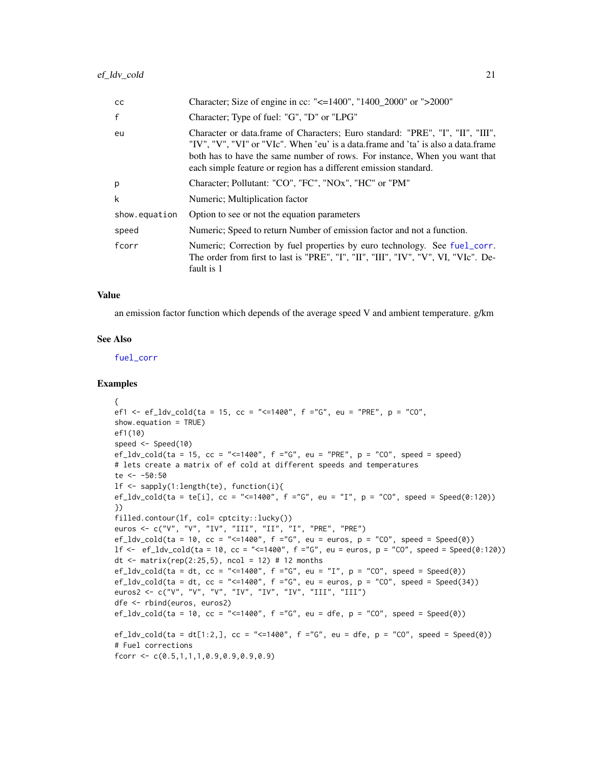| | |
|---|---|
| cc | Character; Size of engine in cc: "<=1400", "1400_2000" or ">2000" |
| f | Character; Type of fuel: "G", "D" or "LPG" |
| eu | Character or data.frame of Characters; Euro standard: "PRE", "I", "II", "III", "IV", "V", "VI" or "VIc". When 'eu' is a data.frame and 'ta' is also a data.frame both has to have the same number of rows. For instance, When you want that each simple feature or region has a different emission standard. |
| p | Character; Pollutant: "CO", "FC", "NOx", "HC" or "PM" |
| k | Numeric; Multiplication factor |
| show.equation | Option to see or not the equation parameters |
| speed | Numeric; Speed to return Number of emission factor and not a function. |
| fcorr | Numeric; Correction by fuel properties by euro technology. See fuel_corr. The order from first to last is "PRE", "I", "II", "III", "IV", "V", VI, "VIc". Default is 1 |

### Value

an emission factor function which depends of the average speed V and ambient temperature. g/km

### See Also

fuel_corr

### Examples

```
{
ef1 <- ef_ldv_cold(ta = 15, cc = "<=1400", f ="G", eu = "PRE", p = "CO",
show.equation = TRUE)
ef1(10)
speed <- Speed(10)
ef_ldv_cold(ta = 15, cc = "<=1400", f ="G", eu = "PRE", p = "CO", speed = speed)
# lets create a matrix of ef cold at different speeds and temperatures
te <- -50:50
lf <- sapply(1:length(te), function(i){
ef_ldv_cold(ta = te[i], cc = "<=1400", f ="G", eu = "I", p = "CO", speed = Speed(0:120))
})
filled.contour(lf, col= cptcity::lucky())
euros <- c("V", "V", "IV", "III", "II", "I", "PRE", "PRE")
ef_ldv_cold(ta = 10, cc = "<=1400", f ="G", eu = euros, p = "CO", speed = Speed(0))
lf <-  ef_ldv_cold(ta = 10, cc = "<=1400", f ="G", eu = euros, p = "CO", speed = Speed(0:120))
dt <- matrix(rep(2:25,5), ncol = 12) # 12 months
ef_ldv_cold(ta = dt, cc = "<=1400", f ="G", eu = "I", p = "CO", speed = Speed(0))
ef_ldv_cold(ta = dt, cc = "<=1400", f ="G", eu = euros, p = "CO", speed = Speed(34))
euros2 <- c("V", "V", "V", "IV", "IV", "IV", "III", "III")
dfe <- rbind(euros, euros2)
ef_ldv_cold(ta = 10, cc = "<=1400", f ="G", eu = dfe, p = "CO", speed = Speed(0))

ef_ldv_cold(ta = dt[1:2,], cc = "<=1400", f ="G", eu = dfe, p = "CO", speed = Speed(0))
# Fuel corrections
fcorr <- c(0.5,1,1,1,0.9,0.9,0.9,0.9)
```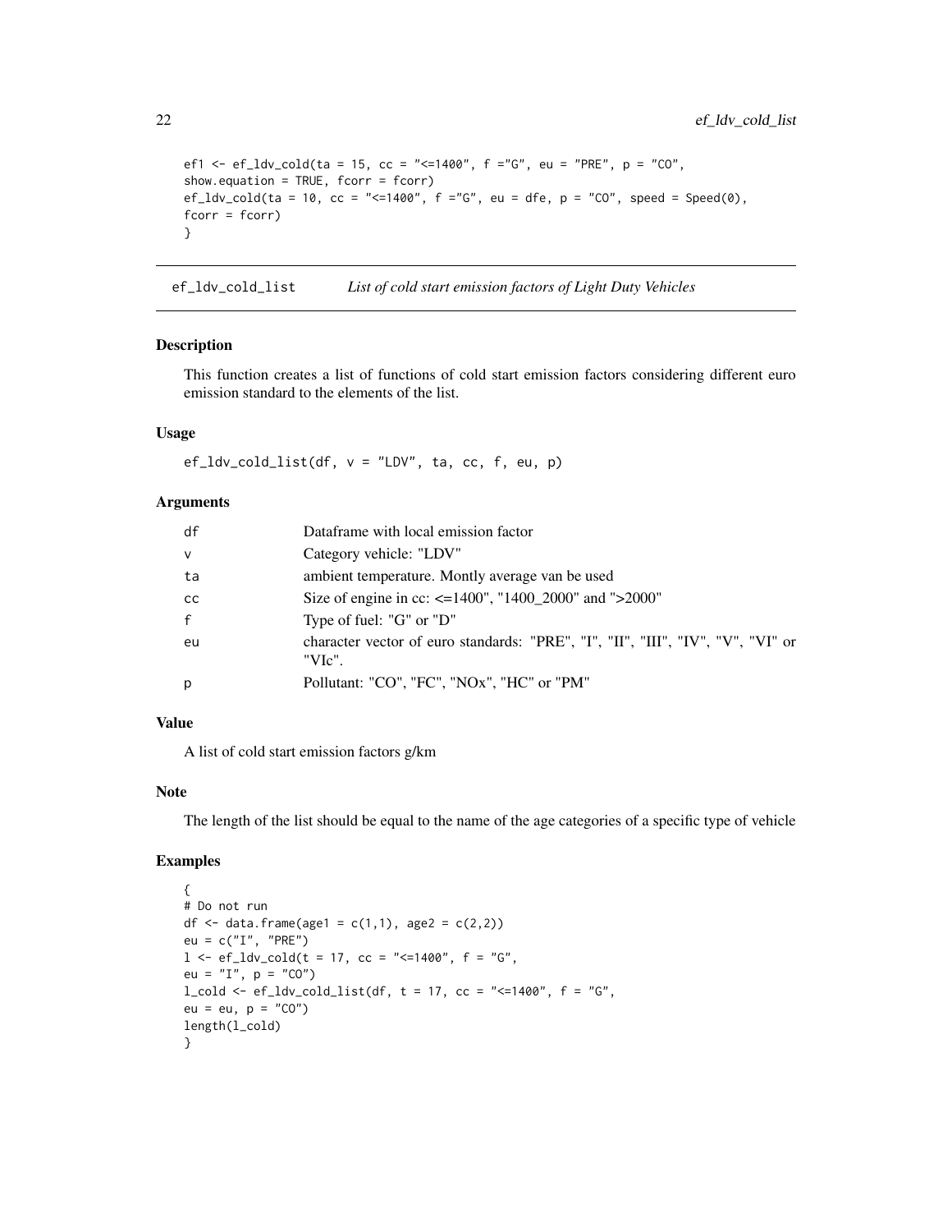```
ef1 <- ef_ldv_cold(ta = 15, cc = "<=1400", f ="G", eu = "PRE", p = "CO",
show.equation = TRUE, fcorr = fcorr)
ef_ldv_cold(ta = 10, cc = "<=1400", f ="G", eu = dfe, p = "CO", speed = Speed(0),
fcorr = fcorr)
}
```

## ef_ldv_cold_list — *List of cold start emission factors of Light Duty Vehicles*

### Description

This function creates a list of functions of cold start emission factors considering different euro emission standard to the elements of the list.

### Usage

```
ef_ldv_cold_list(df, v = "LDV", ta, cc, f, eu, p)
```

### Arguments

| | |
|---|---|
| df | Dataframe with local emission factor |
| v | Category vehicle: "LDV" |
| ta | ambient temperature. Montly average van be used |
| cc | Size of engine in cc: <=1400", "1400_2000" and ">2000" |
| f | Type of fuel: "G" or "D" |
| eu | character vector of euro standards: "PRE", "I", "II", "III", "IV", "V", "VI" or "VIc". |
| p | Pollutant: "CO", "FC", "NOx", "HC" or "PM" |

### Value

A list of cold start emission factors g/km

### Note

The length of the list should be equal to the name of the age categories of a specific type of vehicle

### Examples

```
{
# Do not run
df <- data.frame(age1 = c(1,1), age2 = c(2,2))
eu = c("I", "PRE")
l <- ef_ldv_cold(t = 17, cc = "<=1400", f = "G",
eu = "I", p = "CO")
l_cold <- ef_ldv_cold_list(df, t = 17, cc = "<=1400", f = "G",
eu = eu, p = "CO")
length(l_cold)
}
```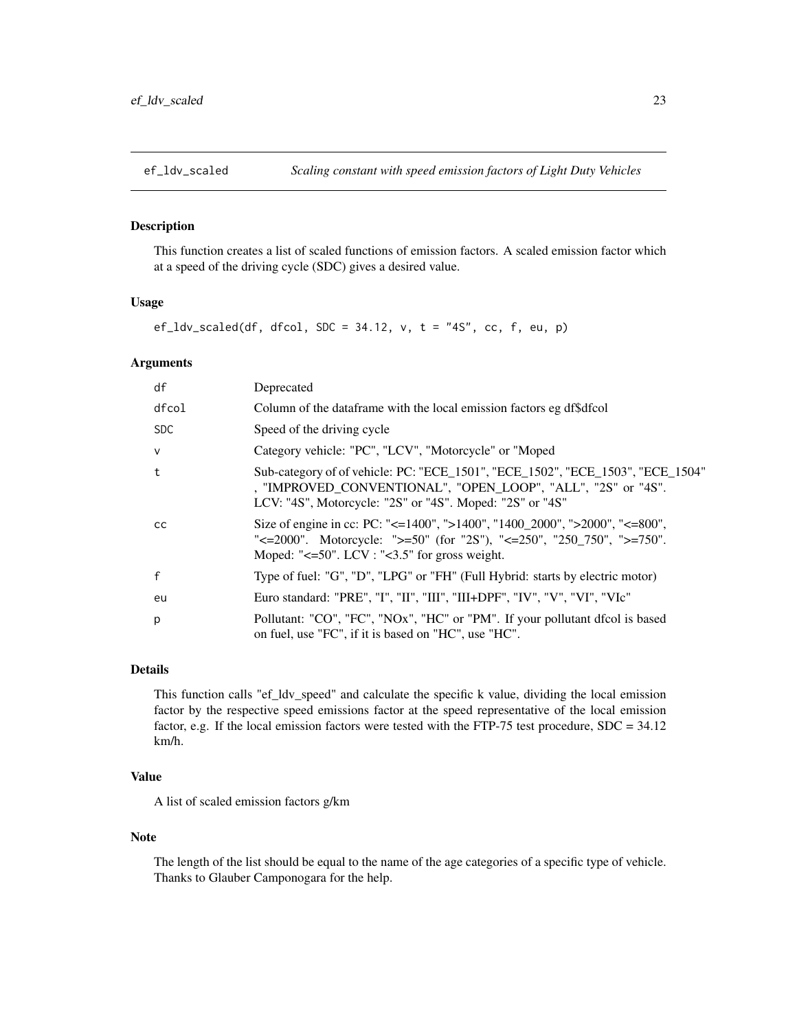## ef_ldv_scaled *Scaling constant with speed emission factors of Light Duty Vehicles*

### Description

This function creates a list of scaled functions of emission factors. A scaled emission factor which at a speed of the driving cycle (SDC) gives a desired value.

### Usage

```
ef_ldv_scaled(df, dfcol, SDC = 34.12, v, t = "4S", cc, f, eu, p)
```

### Arguments

| | |
|---|---|
| df | Deprecated |
| dfcol | Column of the dataframe with the local emission factors eg df$dfcol |
| SDC | Speed of the driving cycle |
| v | Category vehicle: "PC", "LCV", "Motorcycle" or "Moped |
| t | Sub-category of of vehicle: PC: "ECE_1501", "ECE_1502", "ECE_1503", "ECE_1504" , "IMPROVED_CONVENTIONAL", "OPEN_LOOP", "ALL", "2S" or "4S". LCV: "4S", Motorcycle: "2S" or "4S". Moped: "2S" or "4S" |
| cc | Size of engine in cc: PC: "<=1400", ">1400", "1400_2000", ">2000", "<=800", "<=2000". Motorcycle: ">=50" (for "2S"), "<=250", "250_750", ">=750". Moped: "<=50". LCV : "<3.5" for gross weight. |
| f | Type of fuel: "G", "D", "LPG" or "FH" (Full Hybrid: starts by electric motor) |
| eu | Euro standard: "PRE", "I", "II", "III", "III+DPF", "IV", "V", "VI", "VIc" |
| p | Pollutant: "CO", "FC", "NOx", "HC" or "PM". If your pollutant dfcol is based on fuel, use "FC", if it is based on "HC", use "HC". |

### Details

This function calls "ef_ldv_speed" and calculate the specific k value, dividing the local emission factor by the respective speed emissions factor at the speed representative of the local emission factor, e.g. If the local emission factors were tested with the FTP-75 test procedure, SDC = 34.12 km/h.

### Value

A list of scaled emission factors g/km

### Note

The length of the list should be equal to the name of the age categories of a specific type of vehicle. Thanks to Glauber Camponogara for the help.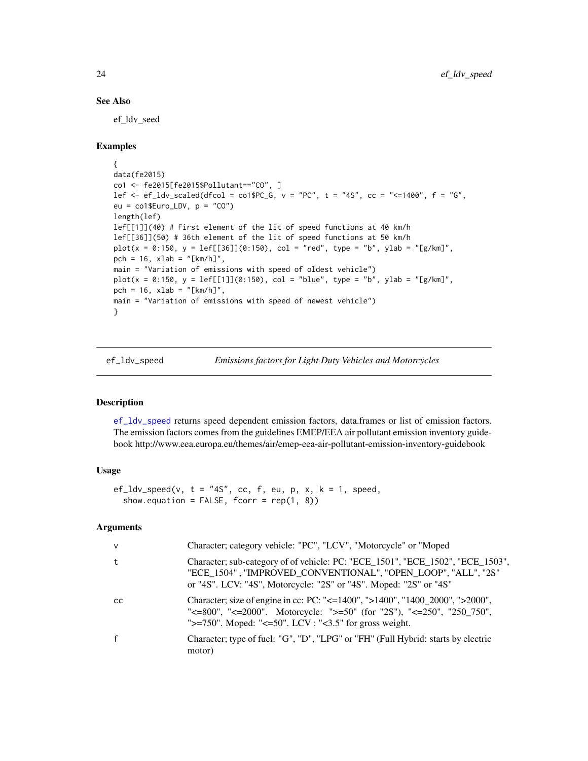## See Also

ef_ldv_seed

## Examples

```
{
data(fe2015)
co1 <- fe2015[fe2015$Pollutant=="CO", ]
lef <- ef_ldv_scaled(dfcol = co1$PC_G, v = "PC", t = "4S", cc = "<=1400", f = "G",
eu = co1$Euro_LDV, p = "CO")
length(lef)
lef[[1]](40) # First element of the lit of speed functions at 40 km/h
lef[[36]](50) # 36th element of the lit of speed functions at 50 km/h
plot(x = 0:150, y = lef[[36]](0:150), col = "red", type = "b", ylab = "[g/km]",
pch = 16, xlab = "[km/h]",
main = "Variation of emissions with speed of oldest vehicle")
plot(x = 0:150, y = lef[[1]](0:150), col = "blue", type = "b", ylab = "[g/km]",
pch = 16, xlab = "[km/h]",
main = "Variation of emissions with speed of newest vehicle")
}
```

---

# ef_ldv_speed — *Emissions factors for Light Duty Vehicles and Motorcycles*

## Description

ef_ldv_speed returns speed dependent emission factors, data.frames or list of emission factors. The emission factors comes from the guidelines EMEP/EEA air pollutant emission inventory guidebook http://www.eea.europa.eu/themes/air/emep-eea-air-pollutant-emission-inventory-guidebook

## Usage

```
ef_ldv_speed(v, t = "4S", cc, f, eu, p, x, k = 1, speed,
  show.equation = FALSE, fcorr = rep(1, 8))
```

## Arguments

| | |
|---|---|
| v | Character; category vehicle: "PC", "LCV", "Motorcycle" or "Moped |
| t | Character; sub-category of of vehicle: PC: "ECE_1501", "ECE_1502", "ECE_1503", "ECE_1504" , "IMPROVED_CONVENTIONAL", "OPEN_LOOP", "ALL", "2S" or "4S". LCV: "4S", Motorcycle: "2S" or "4S". Moped: "2S" or "4S" |
| cc | Character; size of engine in cc: PC: "<=1400", ">1400", "1400_2000", ">2000", "<=800", "<=2000". Motorcycle: ">=50" (for "2S"), "<=250", "250_750", ">=750". Moped: "<=50". LCV : "<3.5" for gross weight. |
| f | Character; type of fuel: "G", "D", "LPG" or "FH" (Full Hybrid: starts by electric motor) |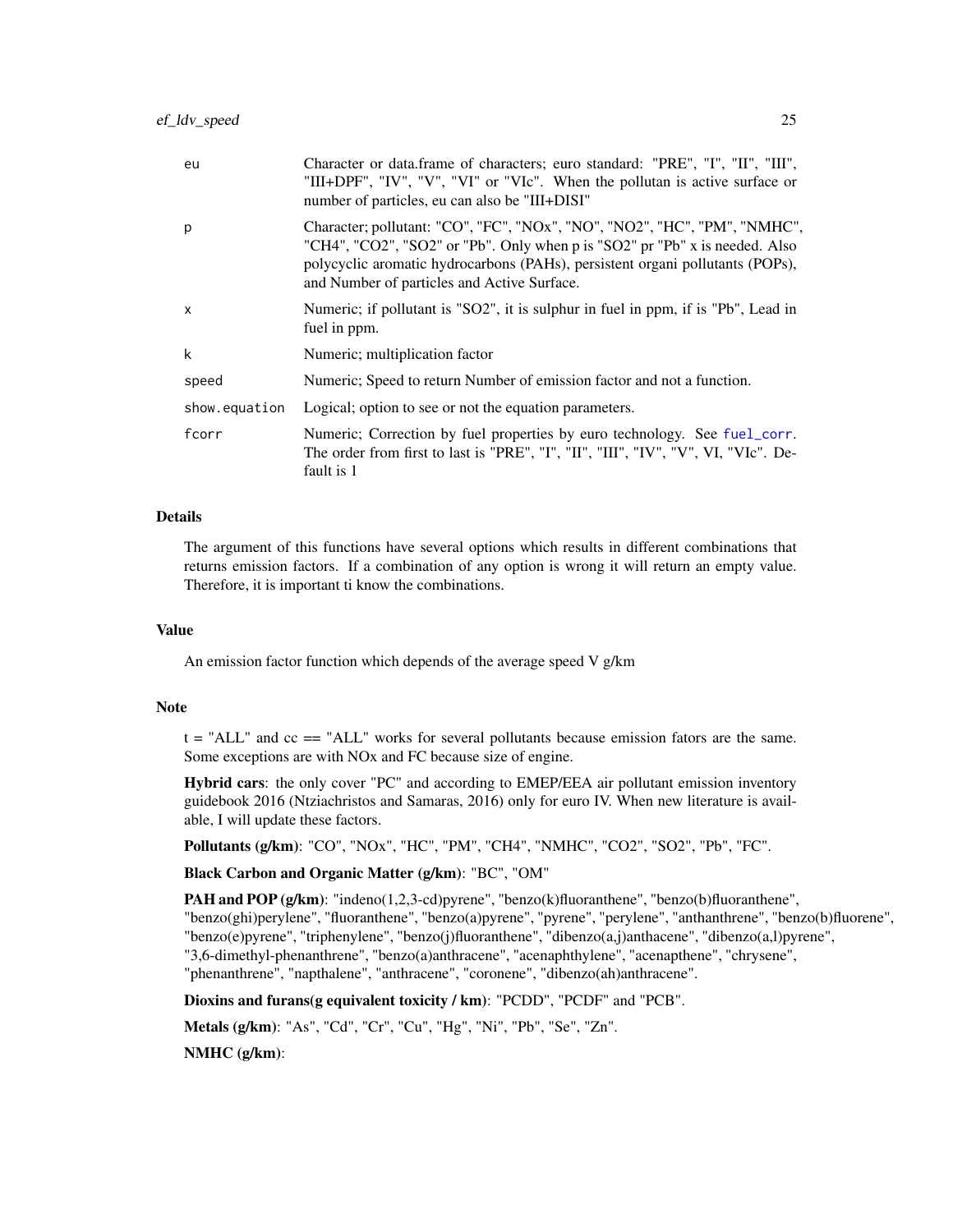| | |
|---|---|
| eu | Character or data.frame of characters; euro standard: "PRE", "I", "II", "III", "III+DPF", "IV", "V", "VI" or "VIc". When the pollutan is active surface or number of particles, eu can also be "III+DISI" |
| p | Character; pollutant: "CO", "FC", "NOx", "NO", "NO2", "HC", "PM", "NMHC", "CH4", "CO2", "SO2" or "Pb". Only when p is "SO2" pr "Pb" x is needed. Also polycyclic aromatic hydrocarbons (PAHs), persistent organi pollutants (POPs), and Number of particles and Active Surface. |
| x | Numeric; if pollutant is "SO2", it is sulphur in fuel in ppm, if is "Pb", Lead in fuel in ppm. |
| k | Numeric; multiplication factor |
| speed | Numeric; Speed to return Number of emission factor and not a function. |
| show.equation | Logical; option to see or not the equation parameters. |
| fcorr | Numeric; Correction by fuel properties by euro technology. See fuel_corr. The order from first to last is "PRE", "I", "II", "III", "IV", "V", VI, "VIc". Default is 1 |

## Details

The argument of this functions have several options which results in different combinations that returns emission factors. If a combination of any option is wrong it will return an empty value. Therefore, it is important ti know the combinations.

## Value

An emission factor function which depends of the average speed V g/km

## Note

t = "ALL" and cc == "ALL" works for several pollutants because emission fators are the same. Some exceptions are with NOx and FC because size of engine.

**Hybrid cars**: the only cover "PC" and according to EMEP/EEA air pollutant emission inventory guidebook 2016 (Ntziachristos and Samaras, 2016) only for euro IV. When new literature is available, I will update these factors.

**Pollutants (g/km)**: "CO", "NOx", "HC", "PM", "CH4", "NMHC", "CO2", "SO2", "Pb", "FC".

**Black Carbon and Organic Matter (g/km)**: "BC", "OM"

**PAH and POP (g/km)**: "indeno(1,2,3-cd)pyrene", "benzo(k)fluoranthene", "benzo(b)fluoranthene", "benzo(ghi)perylene", "fluoranthene", "benzo(a)pyrene", "pyrene", "perylene", "anthanthrene", "benzo(b)fluorene", "benzo(e)pyrene", "triphenylene", "benzo(j)fluoranthene", "dibenzo(a,j)anthacene", "dibenzo(a,l)pyrene", "3,6-dimethyl-phenanthrene", "benzo(a)anthracene", "acenaphthylene", "acenapthene", "chrysene", "phenanthrene", "napthalene", "anthracene", "coronene", "dibenzo(ah)anthracene".

**Dioxins and furans(g equivalent toxicity / km)**: "PCDD", "PCDF" and "PCB".

**Metals (g/km)**: "As", "Cd", "Cr", "Cu", "Hg", "Ni", "Pb", "Se", "Zn".

**NMHC (g/km)**: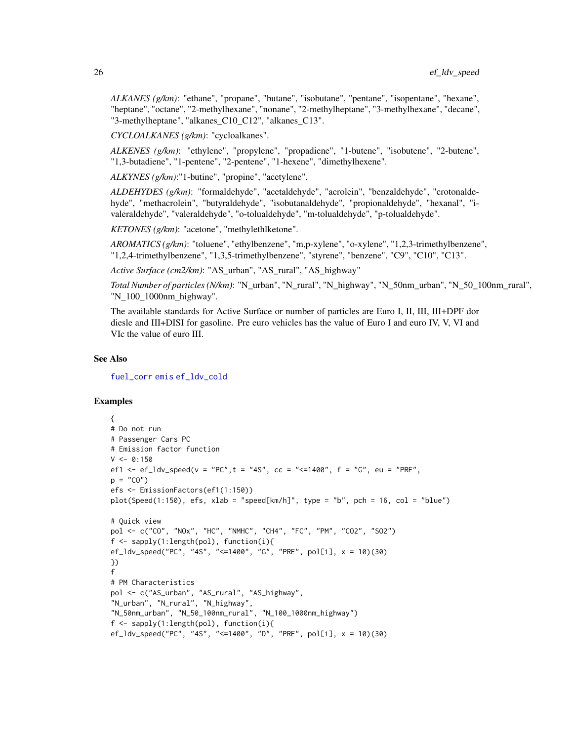*ALKANES (g/km)*: "ethane", "propane", "butane", "isobutane", "pentane", "isopentane", "hexane", "heptane", "octane", "2-methylhexane", "nonane", "2-methylheptane", "3-methylhexane", "decane", "3-methylheptane", "alkanes_C10_C12", "alkanes_C13".

*CYCLOALKANES (g/km)*: "cycloalkanes".

*ALKENES (g/km)*: "ethylene", "propylene", "propadiene", "1-butene", "isobutene", "2-butene", "1,3-butadiene", "1-pentene", "2-pentene", "1-hexene", "dimethylhexene".

*ALKYNES (g/km)*:"1-butine", "propine", "acetylene".

*ALDEHYDES (g/km)*: "formaldehyde", "acetaldehyde", "acrolein", "benzaldehyde", "crotonaldehyde", "methacrolein", "butyraldehyde", "isobutanaldehyde", "propionaldehyde", "hexanal", "i-valeraldehyde", "valeraldehyde", "o-tolualdehyde", "m-tolualdehyde", "p-tolualdehyde".

*KETONES (g/km)*: "acetone", "methylethlketone".

*AROMATICS (g/km)*: "toluene", "ethylbenzene", "m,p-xylene", "o-xylene", "1,2,3-trimethylbenzene", "1,2,4-trimethylbenzene", "1,3,5-trimethylbenzene", "styrene", "benzene", "C9", "C10", "C13".

*Active Surface (cm2/km)*: "AS_urban", "AS_rural", "AS_highway"

*Total Number of particles (N/km)*: "N_urban", "N_rural", "N_highway", "N_50nm_urban", "N_50_100nm_rural", "N_100_1000nm_highway".

The available standards for Active Surface or number of particles are Euro I, II, III, III+DPF dor diesle and III+DISI for gasoline. Pre euro vehicles has the value of Euro I and euro IV, V, VI and VIc the value of euro III.

## See Also

fuel_corr emis ef_ldv_cold

## Examples

```
{
# Do not run
# Passenger Cars PC
# Emission factor function
V <- 0:150
ef1 <- ef_ldv_speed(v = "PC",t = "4S", cc = "<=1400", f = "G", eu = "PRE",
p = "CO")
efs <- EmissionFactors(ef1(1:150))
plot(Speed(1:150), efs, xlab = "speed[km/h]", type = "b", pch = 16, col = "blue")

# Quick view
pol <- c("CO", "NOx", "HC", "NMHC", "CH4", "FC", "PM", "CO2", "SO2")
f <- sapply(1:length(pol), function(i){
ef_ldv_speed("PC", "4S", "<=1400", "G", "PRE", pol[i], x = 10)(30)
})
f
# PM Characteristics
pol <- c("AS_urban", "AS_rural", "AS_highway",
"N_urban", "N_rural", "N_highway",
"N_50nm_urban", "N_50_100nm_rural", "N_100_1000nm_highway")
f <- sapply(1:length(pol), function(i){
ef_ldv_speed("PC", "4S", "<=1400", "D", "PRE", pol[i], x = 10)(30)
```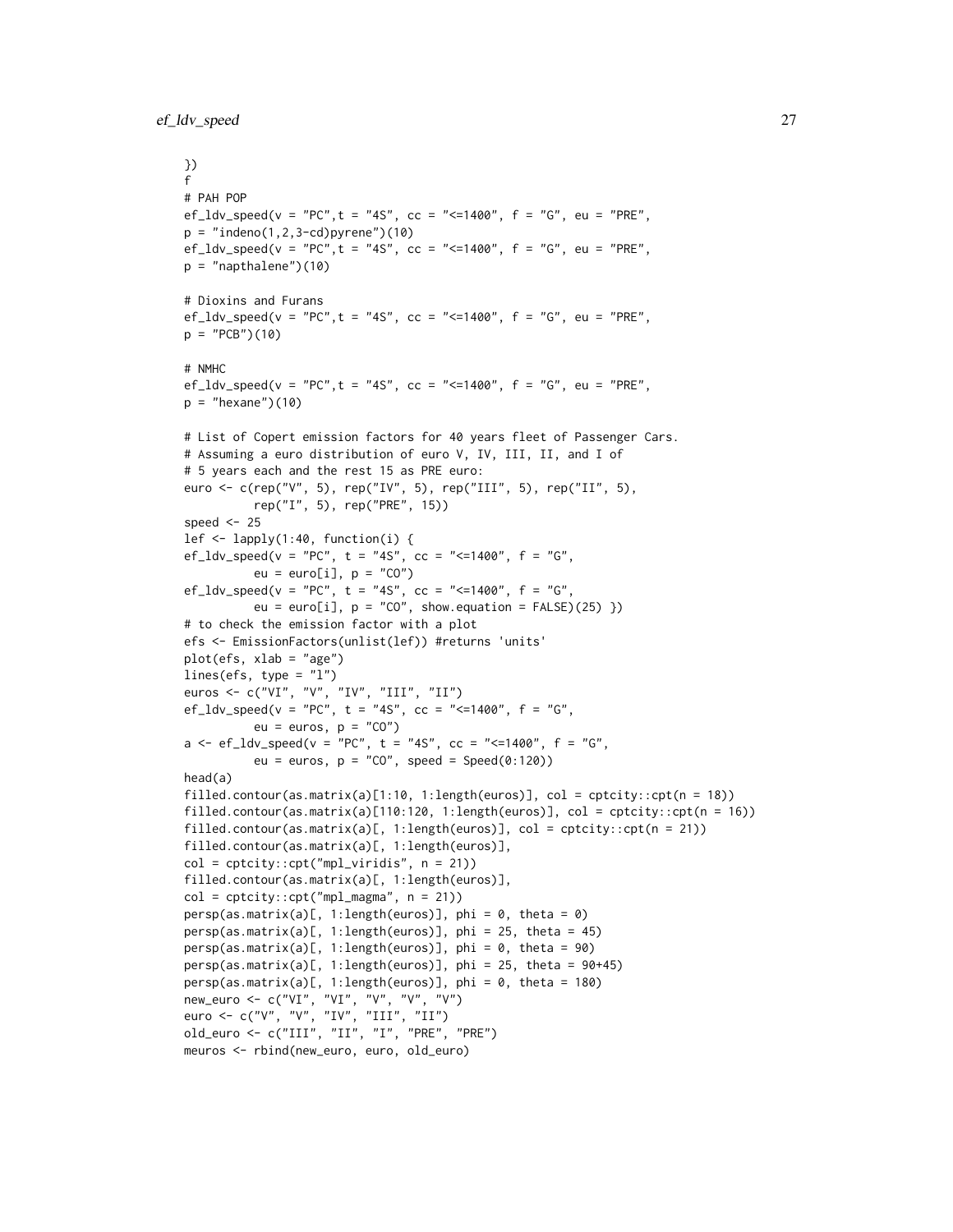```
})
f
# PAH POP
ef_ldv_speed(v = "PC",t = "4S", cc = "<=1400", f = "G", eu = "PRE",
p = "indeno(1,2,3-cd)pyrene")(10)
ef_ldv_speed(v = "PC",t = "4S", cc = "<=1400", f = "G", eu = "PRE",
p = "napthalene")(10)

# Dioxins and Furans
ef_ldv_speed(v = "PC",t = "4S", cc = "<=1400", f = "G", eu = "PRE",
p = "PCB")(10)

# NMHC
ef_ldv_speed(v = "PC",t = "4S", cc = "<=1400", f = "G", eu = "PRE",
p = "hexane")(10)

# List of Copert emission factors for 40 years fleet of Passenger Cars.
# Assuming a euro distribution of euro V, IV, III, II, and I of
# 5 years each and the rest 15 as PRE euro:
euro <- c(rep("V", 5), rep("IV", 5), rep("III", 5), rep("II", 5),
          rep("I", 5), rep("PRE", 15))
speed <- 25
lef <- lapply(1:40, function(i) {
ef_ldv_speed(v = "PC", t = "4S", cc = "<=1400", f = "G",
          eu = euro[i], p = "CO")
ef_ldv_speed(v = "PC", t = "4S", cc = "<=1400", f = "G",
          eu = euro[i], p = "CO", show.equation = FALSE)(25) })
# to check the emission factor with a plot
efs <- EmissionFactors(unlist(lef)) #returns 'units'
plot(efs, xlab = "age")
lines(efs, type = "l")
euros <- c("VI", "V", "IV", "III", "II")
ef_ldv_speed(v = "PC", t = "4S", cc = "<=1400", f = "G",
          eu = euros, p = "CO")
a <- ef_ldv_speed(v = "PC", t = "4S", cc = "<=1400", f = "G",
          eu = euros, p = "CO", speed = Speed(0:120))
head(a)
filled.contour(as.matrix(a)[1:10, 1:length(euros)], col = cptcity::cpt(n = 18))
filled.contour(as.matrix(a)[110:120, 1:length(euros)], col = cptcity::cpt(n = 16))
filled.contour(as.matrix(a)[, 1:length(euros)], col = cptcity::cpt(n = 21))
filled.contour(as.matrix(a)[, 1:length(euros)],
col = cptcity::cpt("mpl_viridis", n = 21))
filled.contour(as.matrix(a)[, 1:length(euros)],
col = cptcity::cpt("mpl_magma", n = 21))
persp(as.matrix(a)[, 1:length(euros)], phi = 0, theta = 0)
persp(as.matrix(a)[, 1:length(euros)], phi = 25, theta = 45)
persp(as.matrix(a)[, 1:length(euros)], phi = 0, theta = 90)
persp(as.matrix(a)[, 1:length(euros)], phi = 25, theta = 90+45)
persp(as.matrix(a)[, 1:length(euros)], phi = 0, theta = 180)
new_euro <- c("VI", "VI", "V", "V", "V")
euro <- c("V", "V", "IV", "III", "II")
old_euro <- c("III", "II", "I", "PRE", "PRE")
meuros <- rbind(new_euro, euro, old_euro)
```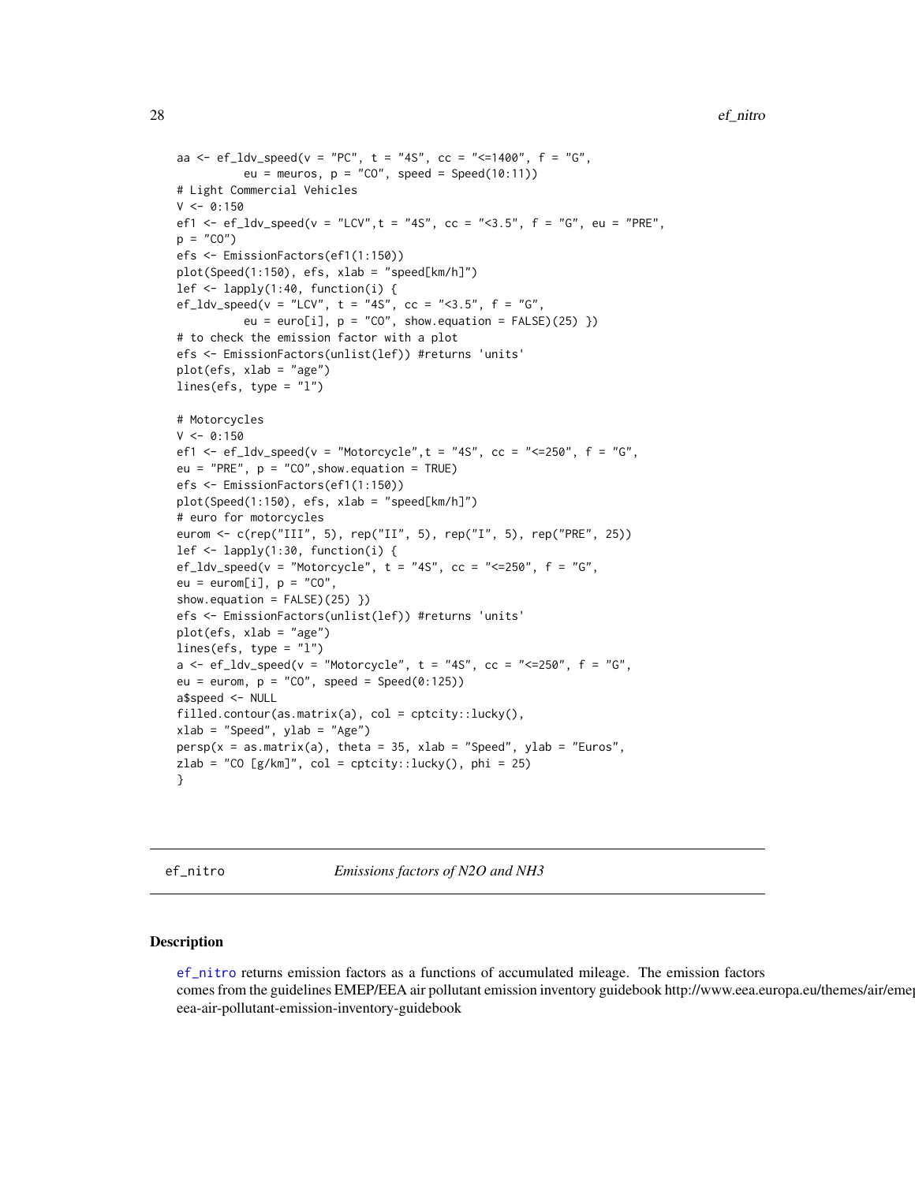```
aa <- ef_ldv_speed(v = "PC", t = "4S", cc = "<=1400", f = "G",
         eu = meuros, p = "CO", speed = Speed(10:11))
# Light Commercial Vehicles
V <- 0:150
ef1 <- ef_ldv_speed(v = "LCV",t = "4S", cc = "<3.5", f = "G", eu = "PRE",
p = "CO")
efs <- EmissionFactors(ef1(1:150))
plot(Speed(1:150), efs, xlab = "speed[km/h]")
lef <- lapply(1:40, function(i) {
ef_ldv_speed(v = "LCV", t = "4S", cc = "<3.5", f = "G",
         eu = euro[i], p = "CO", show.equation = FALSE)(25) })
# to check the emission factor with a plot
efs <- EmissionFactors(unlist(lef)) #returns 'units'
plot(efs, xlab = "age")
lines(efs, type = "l")

# Motorcycles
V <- 0:150
ef1 <- ef_ldv_speed(v = "Motorcycle",t = "4S", cc = "<=250", f = "G",
eu = "PRE", p = "CO",show.equation = TRUE)
efs <- EmissionFactors(ef1(1:150))
plot(Speed(1:150), efs, xlab = "speed[km/h]")
# euro for motorcycles
eurom <- c(rep("III", 5), rep("II", 5), rep("I", 5), rep("PRE", 25))
lef <- lapply(1:30, function(i) {
ef_ldv_speed(v = "Motorcycle", t = "4S", cc = "<=250", f = "G",
eu = eurom[i], p = "CO",
show.equation = FALSE)(25) })
efs <- EmissionFactors(unlist(lef)) #returns 'units'
plot(efs, xlab = "age")
lines(efs, type = "l")
a <- ef_ldv_speed(v = "Motorcycle", t = "4S", cc = "<=250", f = "G",
eu = eurom, p = "CO", speed = Speed(0:125))
a$speed <- NULL
filled.contour(as.matrix(a), col = cptcity::lucky(),
xlab = "Speed", ylab = "Age")
persp(x = as.matrix(a), theta = 35, xlab = "Speed", ylab = "Euros",
zlab = "CO [g/km]", col = cptcity::lucky(), phi = 25)
}
```

---

## ef_nitro *Emissions factors of N2O and NH3*

### Description

ef_nitro returns emission factors as a functions of accumulated mileage. The emission factors comes from the guidelines EMEP/EEA air pollutant emission inventory guidebook http://www.eea.europa.eu/themes/air/emep-eea-air-pollutant-emission-inventory-guidebook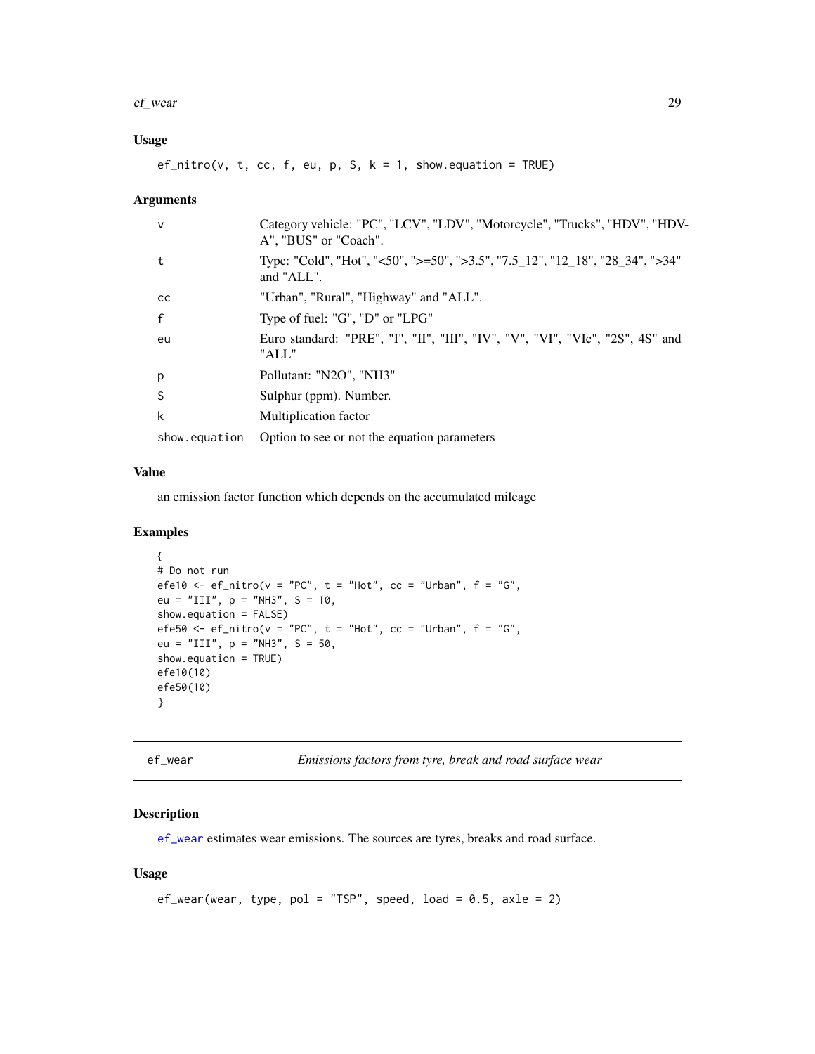## Usage

```
ef_nitro(v, t, cc, f, eu, p, S, k = 1, show.equation = TRUE)
```

## Arguments

| | |
|---|---|
| v | Category vehicle: "PC", "LCV", "LDV", "Motorcycle", "Trucks", "HDV", "HDV-A", "BUS" or "Coach". |
| t | Type: "Cold", "Hot", "<50", ">=50", ">3.5", "7.5_12", "12_18", "28_34", ">34" and "ALL". |
| cc | "Urban", "Rural", "Highway" and "ALL". |
| f | Type of fuel: "G", "D" or "LPG" |
| eu | Euro standard: "PRE", "I", "II", "III", "IV", "V", "VI", "VIc", "2S", 4S" and "ALL" |
| p | Pollutant: "N2O", "NH3" |
| S | Sulphur (ppm). Number. |
| k | Multiplication factor |
| show.equation | Option to see or not the equation parameters |

## Value

an emission factor function which depends on the accumulated mileage

## Examples

```
{
# Do not run
efe10 <- ef_nitro(v = "PC", t = "Hot", cc = "Urban", f = "G",
eu = "III", p = "NH3", S = 10,
show.equation = FALSE)
efe50 <- ef_nitro(v = "PC", t = "Hot", cc = "Urban", f = "G",
eu = "III", p = "NH3", S = 50,
show.equation = TRUE)
efe10(10)
efe50(10)
}
```

---

# ef_wear — *Emissions factors from tyre, break and road surface wear*

## Description

ef_wear estimates wear emissions. The sources are tyres, breaks and road surface.

## Usage

```
ef_wear(wear, type, pol = "TSP", speed, load = 0.5, axle = 2)
```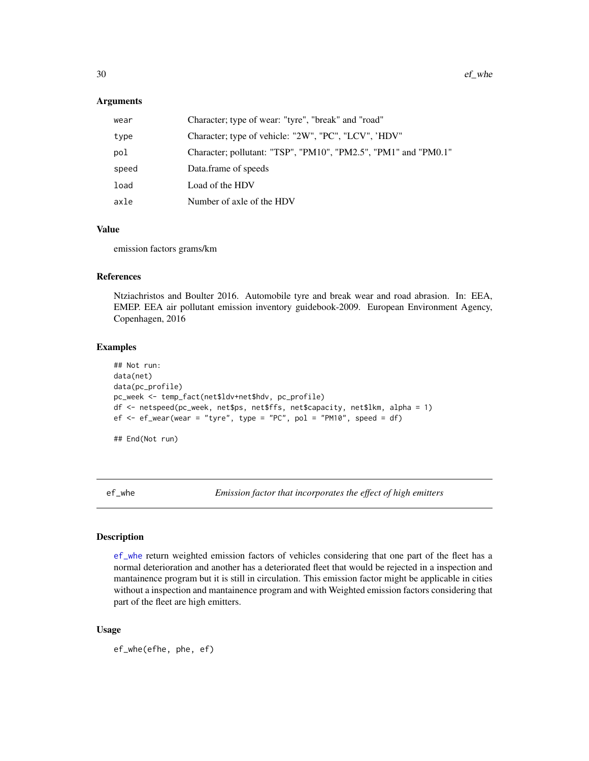### Arguments

| | |
|---|---|
| wear | Character; type of wear: "tyre", "break" and "road" |
| type | Character; type of vehicle: "2W", "PC", "LCV", 'HDV" |
| pol | Character; pollutant: "TSP", "PM10", "PM2.5", "PM1" and "PM0.1" |
| speed | Data.frame of speeds |
| load | Load of the HDV |
| axle | Number of axle of the HDV |

### Value

emission factors grams/km

### References

Ntziachristos and Boulter 2016. Automobile tyre and break wear and road abrasion. In: EEA, EMEP. EEA air pollutant emission inventory guidebook-2009. European Environment Agency, Copenhagen, 2016

### Examples

```
## Not run:
data(net)
data(pc_profile)
pc_week <- temp_fact(net$ldv+net$hdv, pc_profile)
df <- netspeed(pc_week, net$ps, net$ffs, net$capacity, net$lkm, alpha = 1)
ef <- ef_wear(wear = "tyre", type = "PC", pol = "PM10", speed = df)

## End(Not run)
```

---

## ef_whe &nbsp;&nbsp;&nbsp;&nbsp; *Emission factor that incorporates the effect of high emitters*

### Description

ef_whe return weighted emission factors of vehicles considering that one part of the fleet has a normal deterioration and another has a deteriorated fleet that would be rejected in a inspection and mantainence program but it is still in circulation. This emission factor might be applicable in cities without a inspection and mantainence program and with Weighted emission factors considering that part of the fleet are high emitters.

### Usage

```
ef_whe(efhe, phe, ef)
```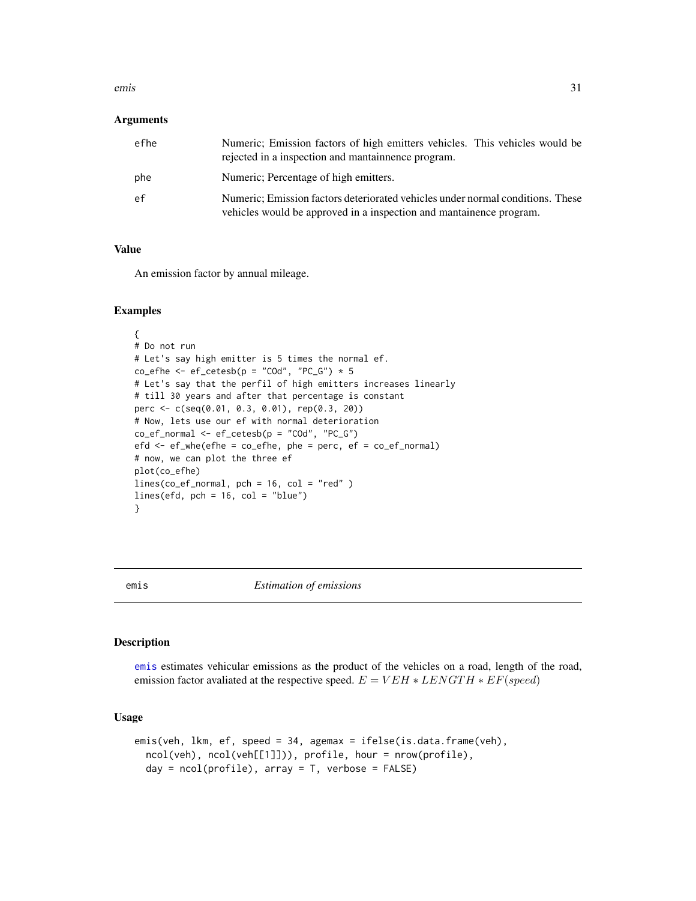## Arguments

| | |
|---|---|
| efhe | Numeric; Emission factors of high emitters vehicles. This vehicles would be rejected in a inspection and mantainnence program. |
| phe | Numeric; Percentage of high emitters. |
| ef | Numeric; Emission factors deteriorated vehicles under normal conditions. These vehicles would be approved in a inspection and mantainence program. |

## Value

An emission factor by annual mileage.

## Examples

```
{
# Do not run
# Let's say high emitter is 5 times the normal ef.
co_efhe <- ef_cetesb(p = "COd", "PC_G") * 5
# Let's say that the perfil of high emitters increases linearly
# till 30 years and after that percentage is constant
perc <- c(seq(0.01, 0.3, 0.01), rep(0.3, 20))
# Now, lets use our ef with normal deterioration
co_ef_normal <- ef_cetesb(p = "COd", "PC_G")
efd <- ef_whe(efhe = co_efhe, phe = perc, ef = co_ef_normal)
# now, we can plot the three ef
plot(co_efhe)
lines(co_ef_normal, pch = 16, col = "red" )
lines(efd, pch = 16, col = "blue")
}
```

---

# emis *Estimation of emissions*

## Description

emis estimates vehicular emissions as the product of the vehicles on a road, length of the road, emission factor avaliated at the respective speed. $E = VEH * LENGTH * EF(speed)$

## Usage

```
emis(veh, lkm, ef, speed = 34, agemax = ifelse(is.data.frame(veh),
  ncol(veh), ncol(veh[[1]])), profile, hour = nrow(profile),
  day = ncol(profile), array = T, verbose = FALSE)
```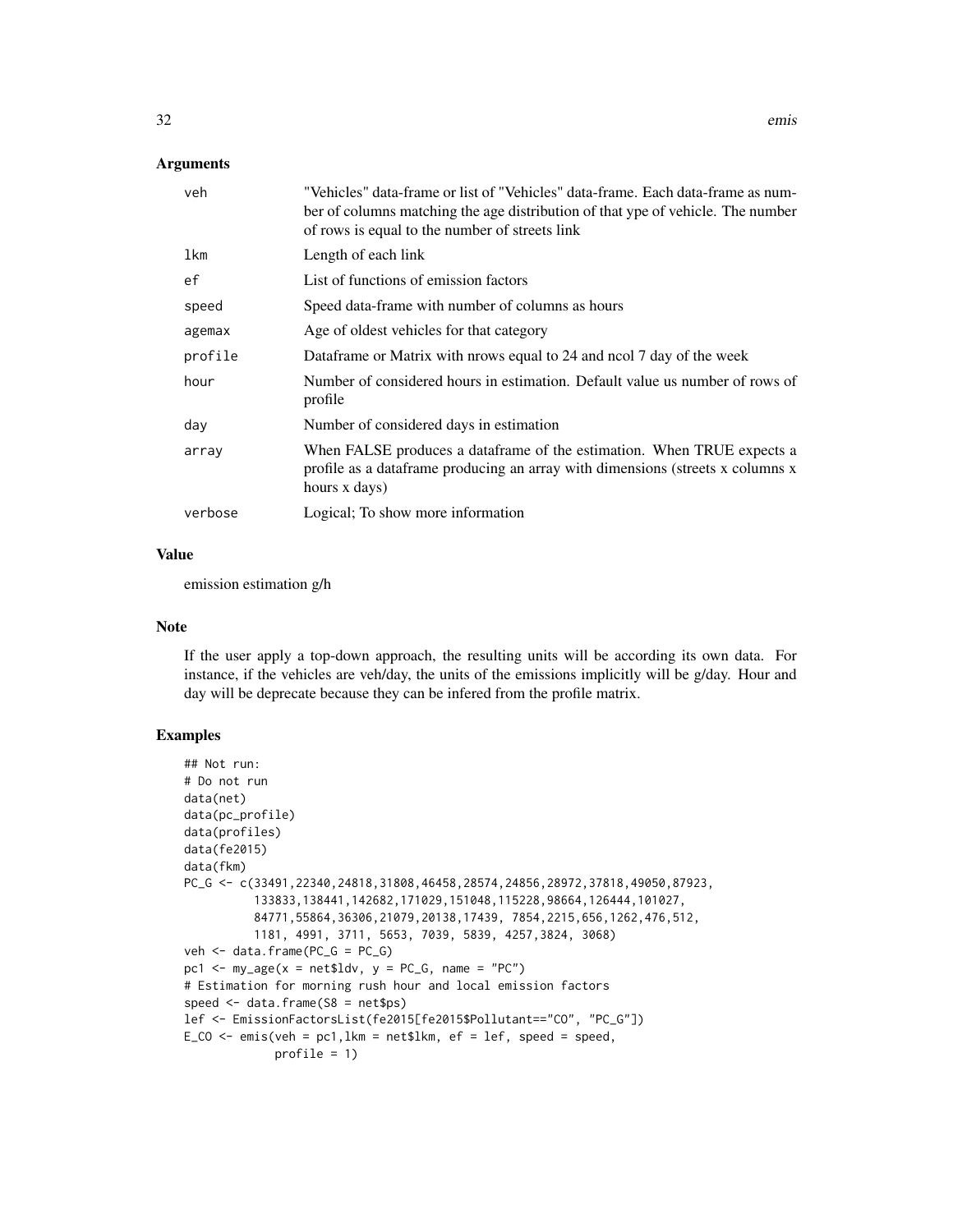### Arguments

| | |
|---|---|
| veh | "Vehicles" data-frame or list of "Vehicles" data-frame. Each data-frame as number of columns matching the age distribution of that ype of vehicle. The number of rows is equal to the number of streets link |
| lkm | Length of each link |
| ef | List of functions of emission factors |
| speed | Speed data-frame with number of columns as hours |
| agemax | Age of oldest vehicles for that category |
| profile | Dataframe or Matrix with nrows equal to 24 and ncol 7 day of the week |
| hour | Number of considered hours in estimation. Default value us number of rows of profile |
| day | Number of considered days in estimation |
| array | When FALSE produces a dataframe of the estimation. When TRUE expects a profile as a dataframe producing an array with dimensions (streets x columns x hours x days) |
| verbose | Logical; To show more information |

### Value

emission estimation g/h

### Note

If the user apply a top-down approach, the resulting units will be according its own data. For instance, if the vehicles are veh/day, the units of the emissions implicitly will be g/day. Hour and day will be deprecate because they can be infered from the profile matrix.

### Examples

```
## Not run:
# Do not run
data(net)
data(pc_profile)
data(profiles)
data(fe2015)
data(fkm)
PC_G <- c(33491,22340,24818,31808,46458,28574,24856,28972,37818,49050,87923,
          133833,138441,142682,171029,151048,115228,98664,126444,101027,
          84771,55864,36306,21079,20138,17439, 7854,2215,656,1262,476,512,
          1181, 4991, 3711, 5653, 7039, 5839, 4257,3824, 3068)
veh <- data.frame(PC_G = PC_G)
pc1 <- my_age(x = net$ldv, y = PC_G, name = "PC")
# Estimation for morning rush hour and local emission factors
speed <- data.frame(S8 = net$ps)
lef <- EmissionFactorsList(fe2015[fe2015$Pollutant=="CO", "PC_G"])
E_CO <- emis(veh = pc1,lkm = net$lkm, ef = lef, speed = speed,
             profile = 1)
```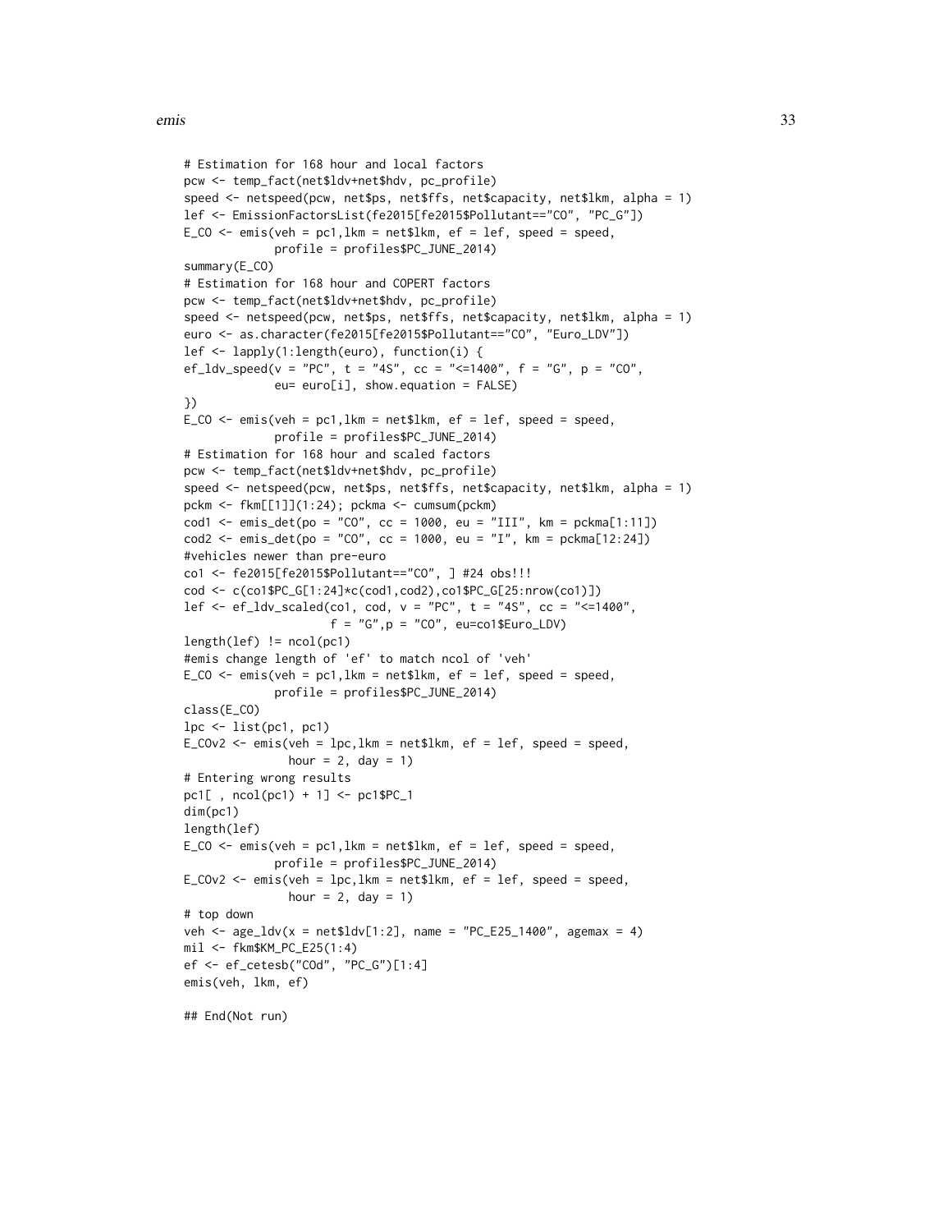```
# Estimation for 168 hour and local factors
pcw <- temp_fact(net$ldv+net$hdv, pc_profile)
speed <- netspeed(pcw, net$ps, net$ffs, net$capacity, net$lkm, alpha = 1)
lef <- EmissionFactorsList(fe2015[fe2015$Pollutant=="CO", "PC_G"])
E_CO <- emis(veh = pc1,lkm = net$lkm, ef = lef, speed = speed,
            profile = profiles$PC_JUNE_2014)
summary(E_CO)
# Estimation for 168 hour and COPERT factors
pcw <- temp_fact(net$ldv+net$hdv, pc_profile)
speed <- netspeed(pcw, net$ps, net$ffs, net$capacity, net$lkm, alpha = 1)
euro <- as.character(fe2015[fe2015$Pollutant=="CO", "Euro_LDV"])
lef <- lapply(1:length(euro), function(i) {
ef_ldv_speed(v = "PC", t = "4S", cc = "<=1400", f = "G", p = "CO",
            eu= euro[i], show.equation = FALSE)
})
E_CO <- emis(veh = pc1,lkm = net$lkm, ef = lef, speed = speed,
            profile = profiles$PC_JUNE_2014)
# Estimation for 168 hour and scaled factors
pcw <- temp_fact(net$ldv+net$hdv, pc_profile)
speed <- netspeed(pcw, net$ps, net$ffs, net$capacity, net$lkm, alpha = 1)
pckm <- fkm[[1]](1:24); pckma <- cumsum(pckm)
cod1 <- emis_det(po = "CO", cc = 1000, eu = "III", km = pckma[1:11])
cod2 <- emis_det(po = "CO", cc = 1000, eu = "I", km = pckma[12:24])
#vehicles newer than pre-euro
co1 <- fe2015[fe2015$Pollutant=="CO", ] #24 obs!!!
cod <- c(co1$PC_G[1:24]*c(cod1,cod2),co1$PC_G[25:nrow(co1)])
lef <- ef_ldv_scaled(co1, cod, v = "PC", t = "4S", cc = "<=1400",
                    f = "G",p = "CO", eu=co1$Euro_LDV)
length(lef) != ncol(pc1)
#emis change length of 'ef' to match ncol of 'veh'
E_CO <- emis(veh = pc1,lkm = net$lkm, ef = lef, speed = speed,
            profile = profiles$PC_JUNE_2014)
class(E_CO)
lpc <- list(pc1, pc1)
E_COv2 <- emis(veh = lpc,lkm = net$lkm, ef = lef, speed = speed,
              hour = 2, day = 1)
# Entering wrong results
pc1[ , ncol(pc1) + 1] <- pc1$PC_1
dim(pc1)
length(lef)
E_CO <- emis(veh = pc1,lkm = net$lkm, ef = lef, speed = speed,
            profile = profiles$PC_JUNE_2014)
E_COv2 <- emis(veh = lpc,lkm = net$lkm, ef = lef, speed = speed,
              hour = 2, day = 1)
# top down
veh <- age_ldv(x = net$ldv[1:2], name = "PC_E25_1400", agemax = 4)
mil <- fkm$KM_PC_E25(1:4)
ef <- ef_cetesb("COd", "PC_G")[1:4]
emis(veh, lkm, ef)

## End(Not run)
```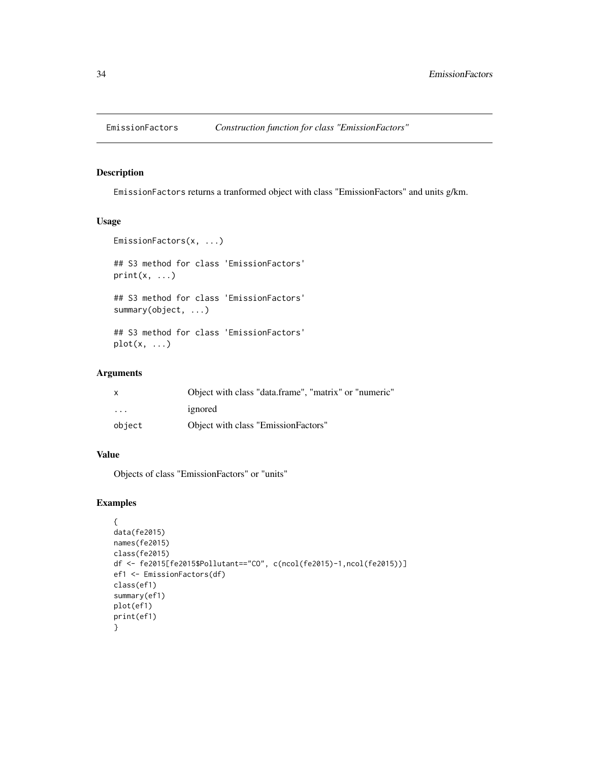# EmissionFactors — *Construction function for class "EmissionFactors"*

## Description

`EmissionFactors` returns a tranformed object with class "EmissionFactors" and units g/km.

## Usage

```
EmissionFactors(x, ...)

## S3 method for class 'EmissionFactors'
print(x, ...)

## S3 method for class 'EmissionFactors'
summary(object, ...)

## S3 method for class 'EmissionFactors'
plot(x, ...)
```

## Arguments

| | |
|---|---|
| `x` | Object with class "data.frame", "matrix" or "numeric" |
| `...` | ignored |
| `object` | Object with class "EmissionFactors" |

## Value

Objects of class "EmissionFactors" or "units"

## Examples

```
{
data(fe2015)
names(fe2015)
class(fe2015)
df <- fe2015[fe2015$Pollutant=="CO", c(ncol(fe2015)-1,ncol(fe2015))]
ef1 <- EmissionFactors(df)
class(ef1)
summary(ef1)
plot(ef1)
print(ef1)
}
```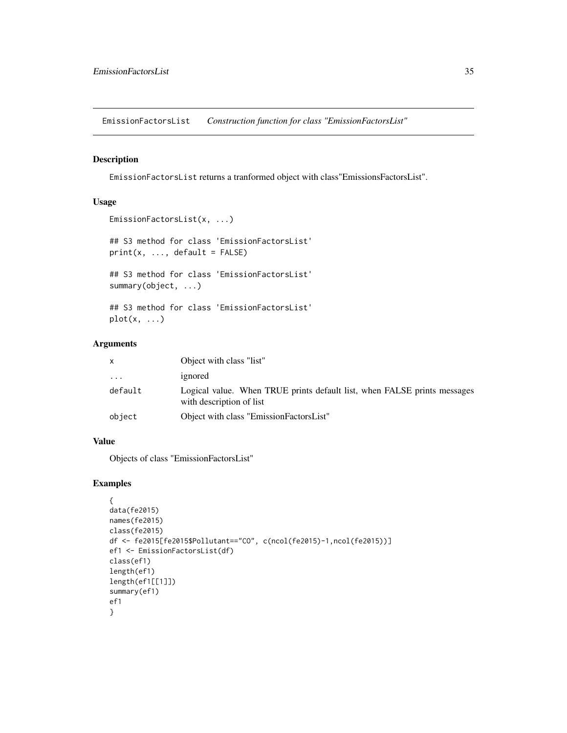## EmissionFactorsList    *Construction function for class "EmissionFactorsList"*

### Description

EmissionFactorsList returns a tranformed object with class"EmissionsFactorsList".

### Usage

```
EmissionFactorsList(x, ...)

## S3 method for class 'EmissionFactorsList'
print(x, ..., default = FALSE)

## S3 method for class 'EmissionFactorsList'
summary(object, ...)

## S3 method for class 'EmissionFactorsList'
plot(x, ...)
```

### Arguments

| | |
|---|---|
| x | Object with class "list" |
| ... | ignored |
| default | Logical value. When TRUE prints default list, when FALSE prints messages with description of list |
| object | Object with class "EmissionFactorsList" |

### Value

Objects of class "EmissionFactorsList"

### Examples

```
{
data(fe2015)
names(fe2015)
class(fe2015)
df <- fe2015[fe2015$Pollutant=="CO", c(ncol(fe2015)-1,ncol(fe2015))]
ef1 <- EmissionFactorsList(df)
class(ef1)
length(ef1)
length(ef1[[1]])
summary(ef1)
ef1
}
```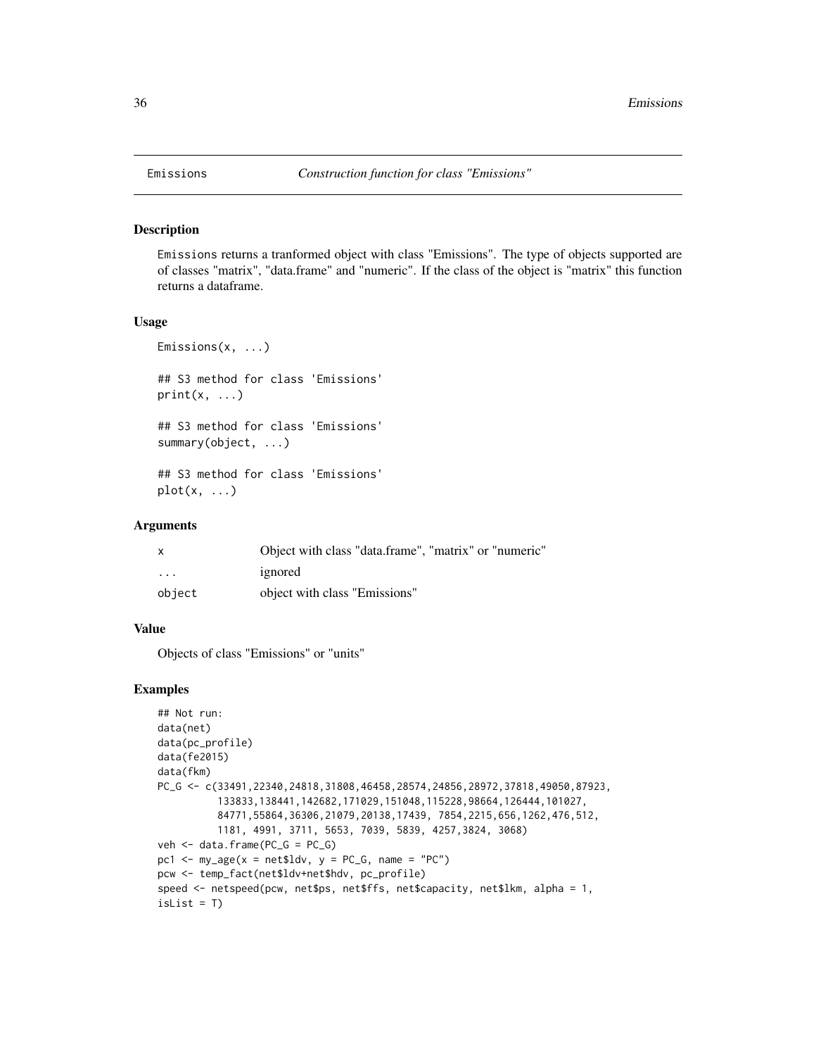# Emissions — *Construction function for class "Emissions"*

## Description

Emissions returns a tranformed object with class "Emissions". The type of objects supported are of classes "matrix", "data.frame" and "numeric". If the class of the object is "matrix" this function returns a dataframe.

## Usage

```
Emissions(x, ...)

## S3 method for class 'Emissions'
print(x, ...)

## S3 method for class 'Emissions'
summary(object, ...)

## S3 method for class 'Emissions'
plot(x, ...)
```

## Arguments

| | |
|---|---|
| x | Object with class "data.frame", "matrix" or "numeric" |
| ... | ignored |
| object | object with class "Emissions" |

## Value

Objects of class "Emissions" or "units"

## Examples

```
## Not run:
data(net)
data(pc_profile)
data(fe2015)
data(fkm)
PC_G <- c(33491,22340,24818,31808,46458,28574,24856,28972,37818,49050,87923,
          133833,138441,142682,171029,151048,115228,98664,126444,101027,
          84771,55864,36306,21079,20138,17439, 7854,2215,656,1262,476,512,
          1181, 4991, 3711, 5653, 7039, 5839, 4257,3824, 3068)
veh <- data.frame(PC_G = PC_G)
pc1 <- my_age(x = net$ldv, y = PC_G, name = "PC")
pcw <- temp_fact(net$ldv+net$hdv, pc_profile)
speed <- netspeed(pcw, net$ps, net$ffs, net$capacity, net$lkm, alpha = 1,
isList = T)
```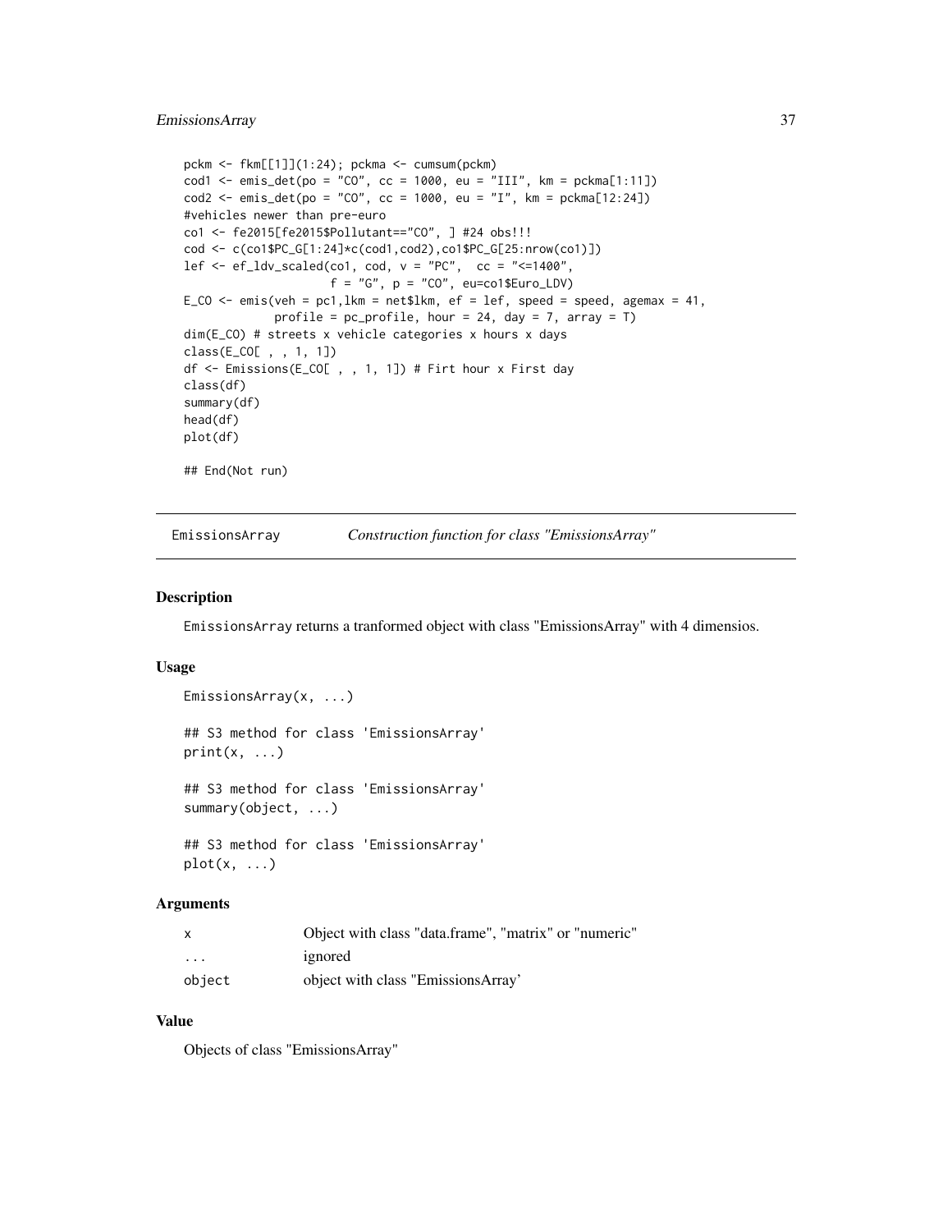```
pckm <- fkm[[1]](1:24); pckma <- cumsum(pckm)
cod1 <- emis_det(po = "CO", cc = 1000, eu = "III", km = pckma[1:11])
cod2 <- emis_det(po = "CO", cc = 1000, eu = "I", km = pckma[12:24])
#vehicles newer than pre-euro
co1 <- fe2015[fe2015$Pollutant=="CO", ] #24 obs!!!
cod <- c(co1$PC_G[1:24]*c(cod1,cod2),co1$PC_G[25:nrow(co1)])
lef <- ef_ldv_scaled(co1, cod, v = "PC",  cc = "<=1400",
                     f = "G", p = "CO", eu=co1$Euro_LDV)
E_CO <- emis(veh = pc1,lkm = net$lkm, ef = lef, speed = speed, agemax = 41,
             profile = pc_profile, hour = 24, day = 7, array = T)
dim(E_CO) # streets x vehicle categories x hours x days
class(E_CO[ , , 1, 1])
df <- Emissions(E_CO[ , , 1, 1]) # Firt hour x First day
class(df)
summary(df)
head(df)
plot(df)

## End(Not run)
```

---

## EmissionsArray — *Construction function for class "EmissionsArray"*

### Description

EmissionsArray returns a tranformed object with class "EmissionsArray" with 4 dimensios.

### Usage

```
EmissionsArray(x, ...)

## S3 method for class 'EmissionsArray'
print(x, ...)

## S3 method for class 'EmissionsArray'
summary(object, ...)

## S3 method for class 'EmissionsArray'
plot(x, ...)
```

### Arguments

| | |
|---|---|
| x | Object with class "data.frame", "matrix" or "numeric" |
| ... | ignored |
| object | object with class "EmissionsArray' |

### Value

Objects of class "EmissionsArray"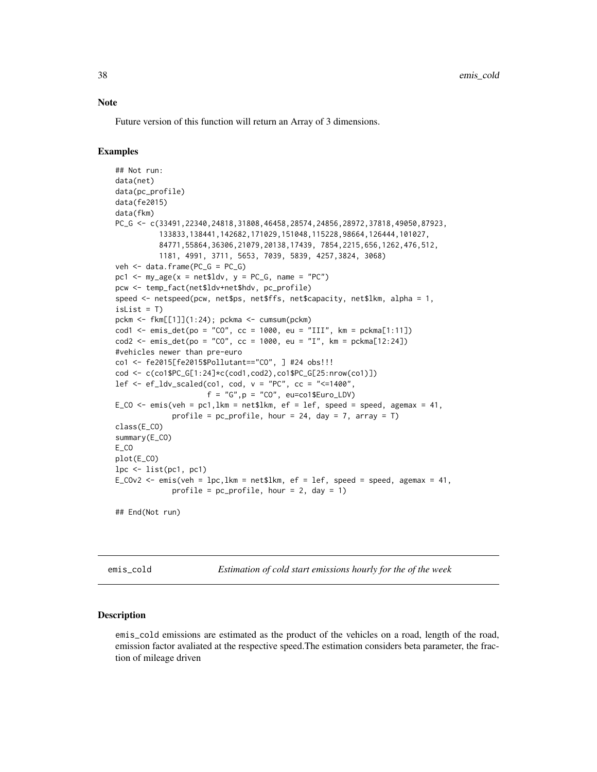### Note

Future version of this function will return an Array of 3 dimensions.

### Examples

```
## Not run:
data(net)
data(pc_profile)
data(fe2015)
data(fkm)
PC_G <- c(33491,22340,24818,31808,46458,28574,24856,28972,37818,49050,87923,
          133833,138441,142682,171029,151048,115228,98664,126444,101027,
          84771,55864,36306,21079,20138,17439, 7854,2215,656,1262,476,512,
          1181, 4991, 3711, 5653, 7039, 5839, 4257,3824, 3068)
veh <- data.frame(PC_G = PC_G)
pc1 <- my_age(x = net$ldv, y = PC_G, name = "PC")
pcw <- temp_fact(net$ldv+net$hdv, pc_profile)
speed <- netspeed(pcw, net$ps, net$ffs, net$capacity, net$lkm, alpha = 1,
isList = T)
pckm <- fkm[[1]](1:24); pckma <- cumsum(pckm)
cod1 <- emis_det(po = "CO", cc = 1000, eu = "III", km = pckma[1:11])
cod2 <- emis_det(po = "CO", cc = 1000, eu = "I", km = pckma[12:24])
#vehicles newer than pre-euro
co1 <- fe2015[fe2015$Pollutant=="CO", ] #24 obs!!!
cod <- c(co1$PC_G[1:24]*c(cod1,cod2),co1$PC_G[25:nrow(co1)])
lef <- ef_ldv_scaled(co1, cod, v = "PC", cc = "<=1400",
                     f = "G",p = "CO", eu=co1$Euro_LDV)
E_CO <- emis(veh = pc1,lkm = net$lkm, ef = lef, speed = speed, agemax = 41,
             profile = pc_profile, hour = 24, day = 7, array = T)
class(E_CO)
summary(E_CO)
E_CO
plot(E_CO)
lpc <- list(pc1, pc1)
E_COv2 <- emis(veh = lpc,lkm = net$lkm, ef = lef, speed = speed, agemax = 41,
             profile = pc_profile, hour = 2, day = 1)

## End(Not run)
```

---

## emis_cold — *Estimation of cold start emissions hourly for the of the week*

### Description

emis_cold emissions are estimated as the product of the vehicles on a road, length of the road, emission factor avaliated at the respective speed.The estimation considers beta parameter, the fraction of mileage driven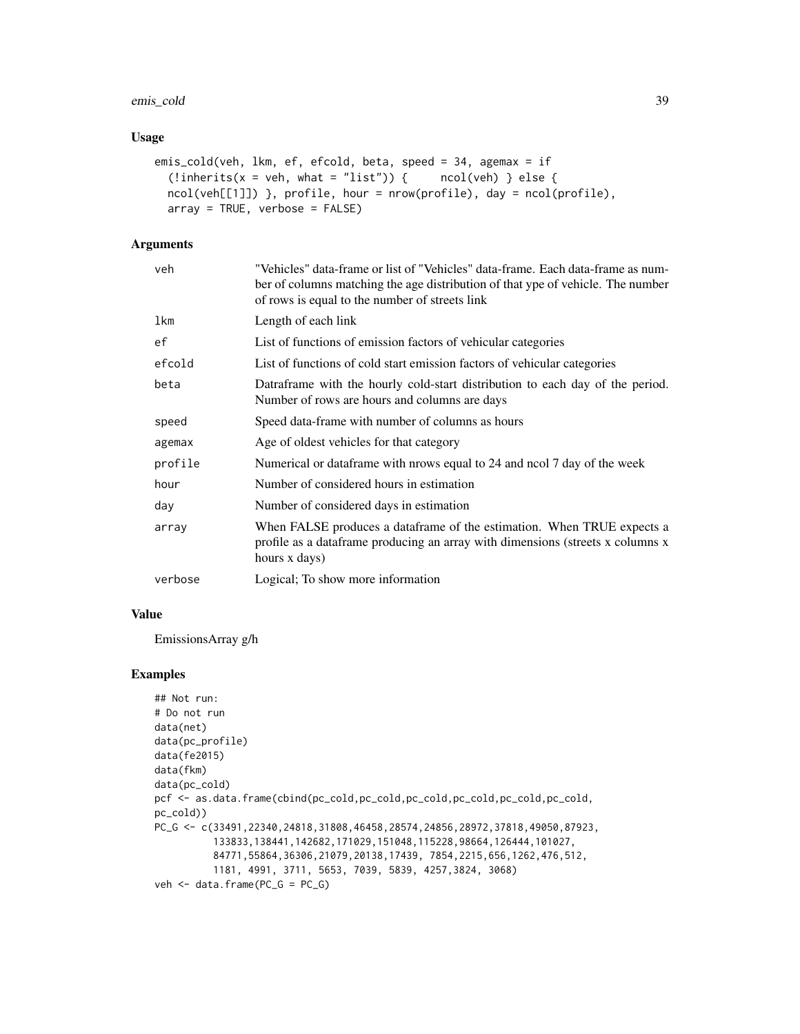## Usage

```
emis_cold(veh, lkm, ef, efcold, beta, speed = 34, agemax = if
  (!inherits(x = veh, what = "list")) {     ncol(veh) } else {
  ncol(veh[[1]]) }, profile, hour = nrow(profile), day = ncol(profile),
  array = TRUE, verbose = FALSE)
```

## Arguments

| | |
|---|---|
| veh | "Vehicles" data-frame or list of "Vehicles" data-frame. Each data-frame as number of columns matching the age distribution of that ype of vehicle. The number of rows is equal to the number of streets link |
| lkm | Length of each link |
| ef | List of functions of emission factors of vehicular categories |
| efcold | List of functions of cold start emission factors of vehicular categories |
| beta | Datraframe with the hourly cold-start distribution to each day of the period. Number of rows are hours and columns are days |
| speed | Speed data-frame with number of columns as hours |
| agemax | Age of oldest vehicles for that category |
| profile | Numerical or dataframe with nrows equal to 24 and ncol 7 day of the week |
| hour | Number of considered hours in estimation |
| day | Number of considered days in estimation |
| array | When FALSE produces a dataframe of the estimation. When TRUE expects a profile as a dataframe producing an array with dimensions (streets x columns x hours x days) |
| verbose | Logical; To show more information |

## Value

EmissionsArray g/h

## Examples

```
## Not run:
# Do not run
data(net)
data(pc_profile)
data(fe2015)
data(fkm)
data(pc_cold)
pcf <- as.data.frame(cbind(pc_cold,pc_cold,pc_cold,pc_cold,pc_cold,pc_cold,
pc_cold))
PC_G <- c(33491,22340,24818,31808,46458,28574,24856,28972,37818,49050,87923,
          133833,138441,142682,171029,151048,115228,98664,126444,101027,
          84771,55864,36306,21079,20138,17439, 7854,2215,656,1262,476,512,
          1181, 4991, 3711, 5653, 7039, 5839, 4257,3824, 3068)
veh <- data.frame(PC_G = PC_G)
```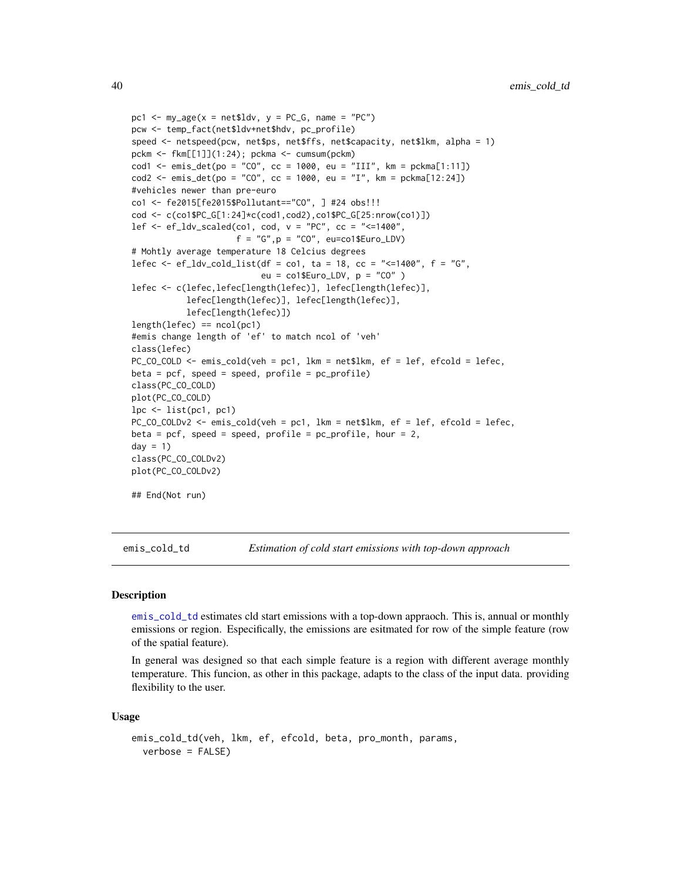```
pc1 <- my_age(x = net$ldv, y = PC_G, name = "PC")
pcw <- temp_fact(net$ldv+net$hdv, pc_profile)
speed <- netspeed(pcw, net$ps, net$ffs, net$capacity, net$lkm, alpha = 1)
pckm <- fkm[[1]](1:24); pckma <- cumsum(pckm)
cod1 <- emis_det(po = "CO", cc = 1000, eu = "III", km = pckma[1:11])
cod2 <- emis_det(po = "CO", cc = 1000, eu = "I", km = pckma[12:24])
#vehicles newer than pre-euro
co1 <- fe2015[fe2015$Pollutant=="CO", ] #24 obs!!!
cod <- c(co1$PC_G[1:24]*c(cod1,cod2),co1$PC_G[25:nrow(co1)])
lef <- ef_ldv_scaled(co1, cod, v = "PC", cc = "<=1400",
                    f = "G",p = "CO", eu=co1$Euro_LDV)
# Mohtly average temperature 18 Celcius degrees
lefec <- ef_ldv_cold_list(df = co1, ta = 18, cc = "<=1400", f = "G",
                          eu = co1$Euro_LDV, p = "CO" )
lefec <- c(lefec,lefec[length(lefec)], lefec[length(lefec)],
           lefec[length(lefec)], lefec[length(lefec)],
           lefec[length(lefec)])
length(lefec) == ncol(pc1)
#emis change length of 'ef' to match ncol of 'veh'
class(lefec)
PC_CO_COLD <- emis_cold(veh = pc1, lkm = net$lkm, ef = lef, efcold = lefec,
beta = pcf, speed = speed, profile = pc_profile)
class(PC_CO_COLD)
plot(PC_CO_COLD)
lpc <- list(pc1, pc1)
PC_CO_COLDv2 <- emis_cold(veh = pc1, lkm = net$lkm, ef = lef, efcold = lefec,
beta = pcf, speed = speed, profile = pc_profile, hour = 2,
day = 1)
class(PC_CO_COLDv2)
plot(PC_CO_COLDv2)

## End(Not run)
```

## emis_cold_td — *Estimation of cold start emissions with top-down approach*

### Description

emis_cold_td estimates cld start emissions with a top-down appraoch. This is, annual or monthly emissions or region. Especifically, the emissions are esitmated for row of the simple feature (row of the spatial feature).

In general was designed so that each simple feature is a region with different average monthly temperature. This funcion, as other in this package, adapts to the class of the input data. providing flexibility to the user.

### Usage

```
emis_cold_td(veh, lkm, ef, efcold, beta, pro_month, params,
  verbose = FALSE)
```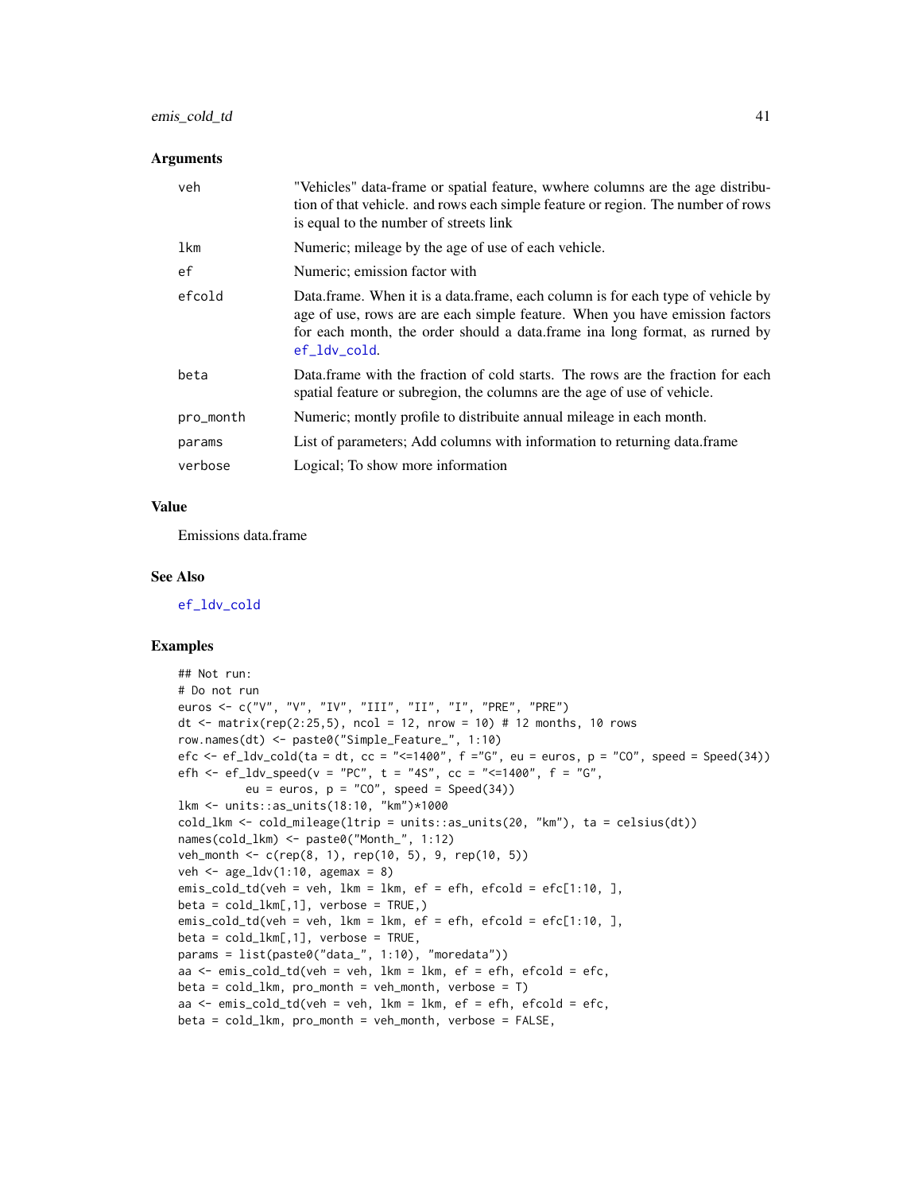### Arguments

| | |
|---|---|
| veh | "Vehicles" data-frame or spatial feature, wwhere columns are the age distribution of that vehicle. and rows each simple feature or region. The number of rows is equal to the number of streets link |
| lkm | Numeric; mileage by the age of use of each vehicle. |
| ef | Numeric; emission factor with |
| efcold | Data.frame. When it is a data.frame, each column is for each type of vehicle by age of use, rows are are each simple feature. When you have emission factors for each month, the order should a data.frame ina long format, as rurned by ef_ldv_cold. |
| beta | Data.frame with the fraction of cold starts. The rows are the fraction for each spatial feature or subregion, the columns are the age of use of vehicle. |
| pro_month | Numeric; montly profile to distribuite annual mileage in each month. |
| params | List of parameters; Add columns with information to returning data.frame |
| verbose | Logical; To show more information |

### Value

Emissions data.frame

### See Also

ef_ldv_cold

### Examples

```
## Not run:
# Do not run
euros <- c("V", "V", "IV", "III", "II", "I", "PRE", "PRE")
dt <- matrix(rep(2:25,5), ncol = 12, nrow = 10) # 12 months, 10 rows
row.names(dt) <- paste0("Simple_Feature_", 1:10)
efc <- ef_ldv_cold(ta = dt, cc = "<=1400", f ="G", eu = euros, p = "CO", speed = Speed(34))
efh <- ef_ldv_speed(v = "PC", t = "4S", cc = "<=1400", f = "G",
          eu = euros, p = "CO", speed = Speed(34))
lkm <- units::as_units(18:10, "km")*1000
cold_lkm <- cold_mileage(ltrip = units::as_units(20, "km"), ta = celsius(dt))
names(cold_lkm) <- paste0("Month_", 1:12)
veh_month <- c(rep(8, 1), rep(10, 5), 9, rep(10, 5))
veh <- age_ldv(1:10, agemax = 8)
emis_cold_td(veh = veh, lkm = lkm, ef = efh, efcold = efc[1:10, ],
beta = cold_lkm[,1], verbose = TRUE,)
emis_cold_td(veh = veh, lkm = lkm, ef = efh, efcold = efc[1:10, ],
beta = cold_lkm[,1], verbose = TRUE,
params = list(paste0("data_", 1:10), "moredata"))
aa <- emis_cold_td(veh = veh, lkm = lkm, ef = efh, efcold = efc,
beta = cold_lkm, pro_month = veh_month, verbose = T)
aa <- emis_cold_td(veh = veh, lkm = lkm, ef = efh, efcold = efc,
beta = cold_lkm, pro_month = veh_month, verbose = FALSE,
```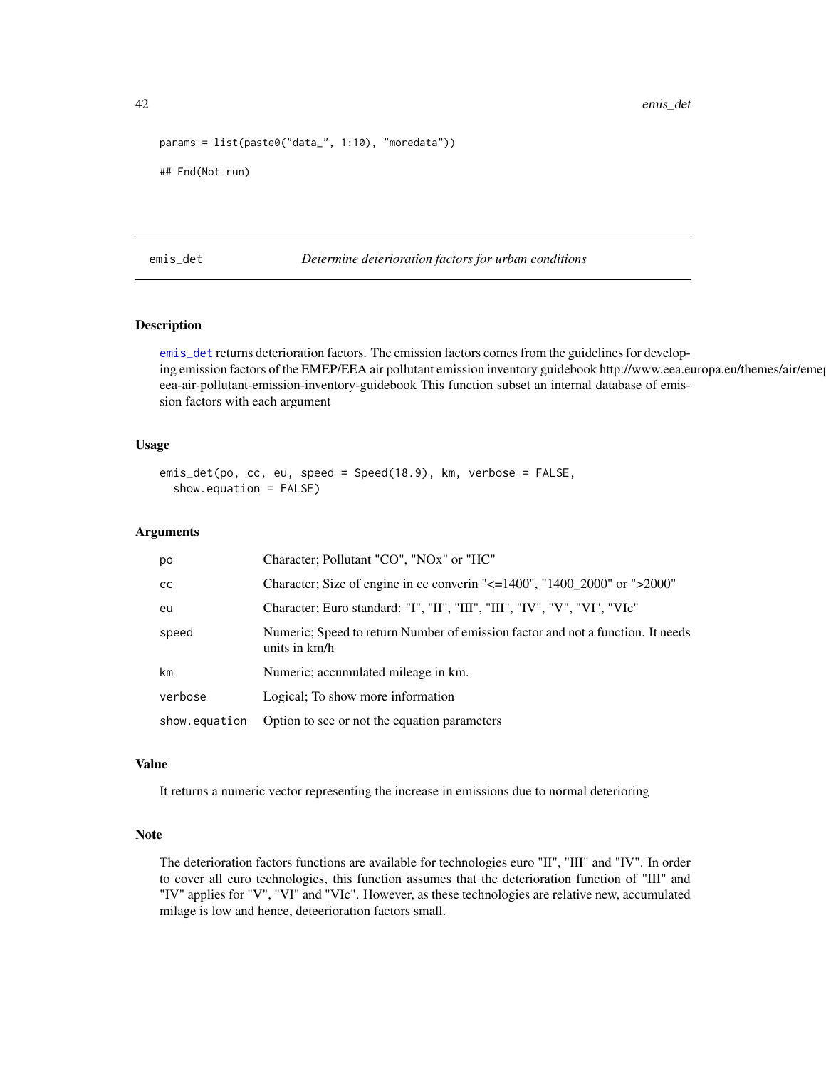```
params = list(paste0("data_", 1:10), "moredata"))

## End(Not run)
```

## emis_det — *Determine deterioration factors for urban conditions*

### Description

emis_det returns deterioration factors. The emission factors comes from the guidelines for developing emission factors of the EMEP/EEA air pollutant emission inventory guidebook http://www.eea.europa.eu/themes/air/emep-eea-air-pollutant-emission-inventory-guidebook This function subset an internal database of emission factors with each argument

### Usage

```
emis_det(po, cc, eu, speed = Speed(18.9), km, verbose = FALSE,
  show.equation = FALSE)
```

### Arguments

| | |
|---|---|
| po | Character; Pollutant "CO", "NOx" or "HC" |
| cc | Character; Size of engine in cc converin "<=1400", "1400_2000" or ">2000" |
| eu | Character; Euro standard: "I", "II", "III", "III", "IV", "V", "VI", "VIc" |
| speed | Numeric; Speed to return Number of emission factor and not a function. It needs units in km/h |
| km | Numeric; accumulated mileage in km. |
| verbose | Logical; To show more information |
| show.equation | Option to see or not the equation parameters |

### Value

It returns a numeric vector representing the increase in emissions due to normal deterioring

### Note

The deterioration factors functions are available for technologies euro "II", "III" and "IV". In order to cover all euro technologies, this function assumes that the deterioration function of "III" and "IV" applies for "V", "VI" and "VIc". However, as these technologies are relative new, accumulated milage is low and hence, deteerioration factors small.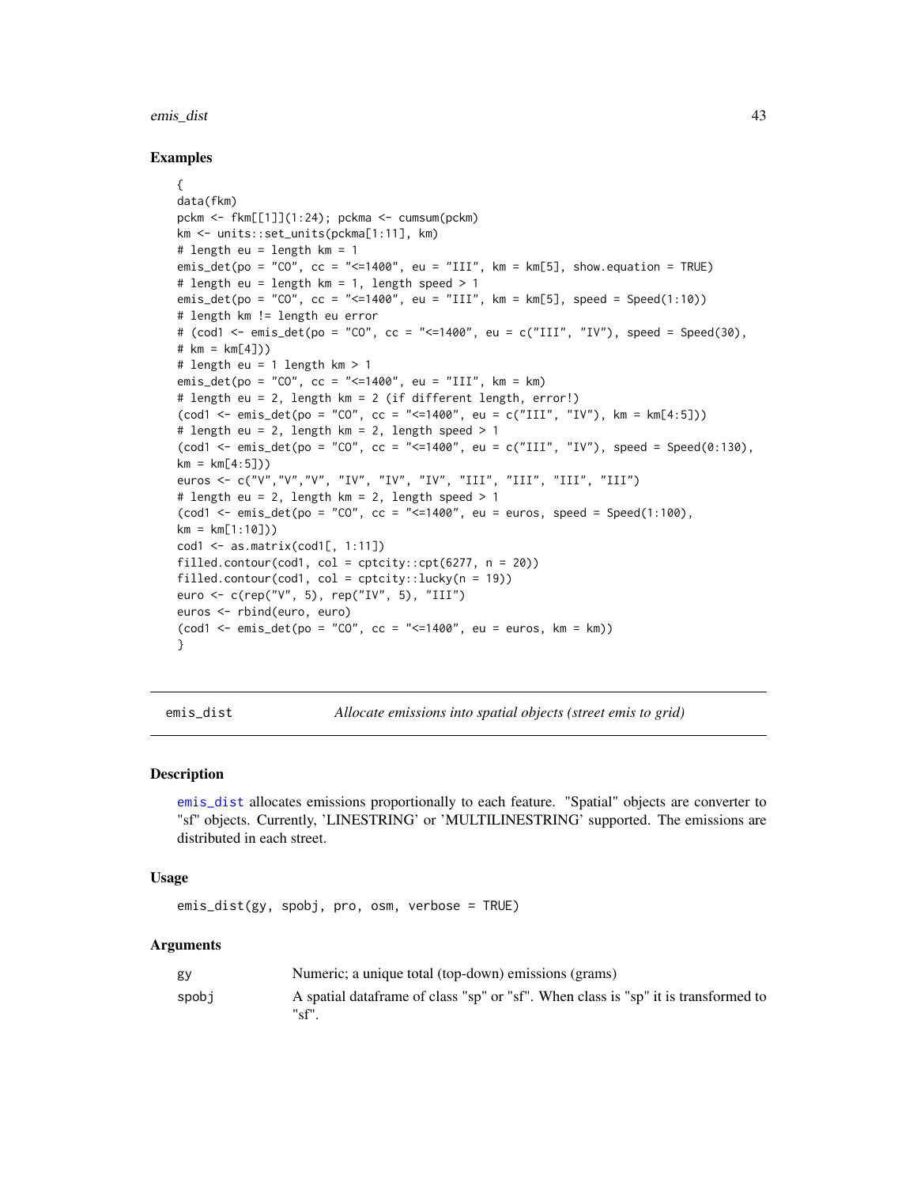## Examples

```
{
data(fkm)
pckm <- fkm[[1]](1:24); pckma <- cumsum(pckm)
km <- units::set_units(pckma[1:11], km)
# length eu = length km = 1
emis_det(po = "CO", cc = "<=1400", eu = "III", km = km[5], show.equation = TRUE)
# length eu = length km = 1, length speed > 1
emis_det(po = "CO", cc = "<=1400", eu = "III", km = km[5], speed = Speed(1:10))
# length km != length eu error
# (cod1 <- emis_det(po = "CO", cc = "<=1400", eu = c("III", "IV"), speed = Speed(30),
# km = km[4]))
# length eu = 1 length km > 1
emis_det(po = "CO", cc = "<=1400", eu = "III", km = km)
# length eu = 2, length km = 2 (if different length, error!)
(cod1 <- emis_det(po = "CO", cc = "<=1400", eu = c("III", "IV"), km = km[4:5]))
# length eu = 2, length km = 2, length speed > 1
(cod1 <- emis_det(po = "CO", cc = "<=1400", eu = c("III", "IV"), speed = Speed(0:130),
km = km[4:5]))
euros <- c("V","V","V", "IV", "IV", "IV", "III", "III", "III", "III")
# length eu = 2, length km = 2, length speed > 1
(cod1 <- emis_det(po = "CO", cc = "<=1400", eu = euros, speed = Speed(1:100),
km = km[1:10]))
cod1 <- as.matrix(cod1[, 1:11])
filled.contour(cod1, col = cptcity::cpt(6277, n = 20))
filled.contour(cod1, col = cptcity::lucky(n = 19))
euro <- c(rep("V", 5), rep("IV", 5), "III")
euros <- rbind(euro, euro)
(cod1 <- emis_det(po = "CO", cc = "<=1400", eu = euros, km = km))
}
```

---

# emis_dist — *Allocate emissions into spatial objects (street emis to grid)*

## Description

emis_dist allocates emissions proportionally to each feature. "Spatial" objects are converter to "sf" objects. Currently, 'LINESTRING' or 'MULTILINESTRING' supported. The emissions are distributed in each street.

## Usage

```
emis_dist(gy, spobj, pro, osm, verbose = TRUE)
```

## Arguments

| | |
|---|---|
| gy | Numeric; a unique total (top-down) emissions (grams) |
| spobj | A spatial dataframe of class "sp" or "sf". When class is "sp" it is transformed to "sf". |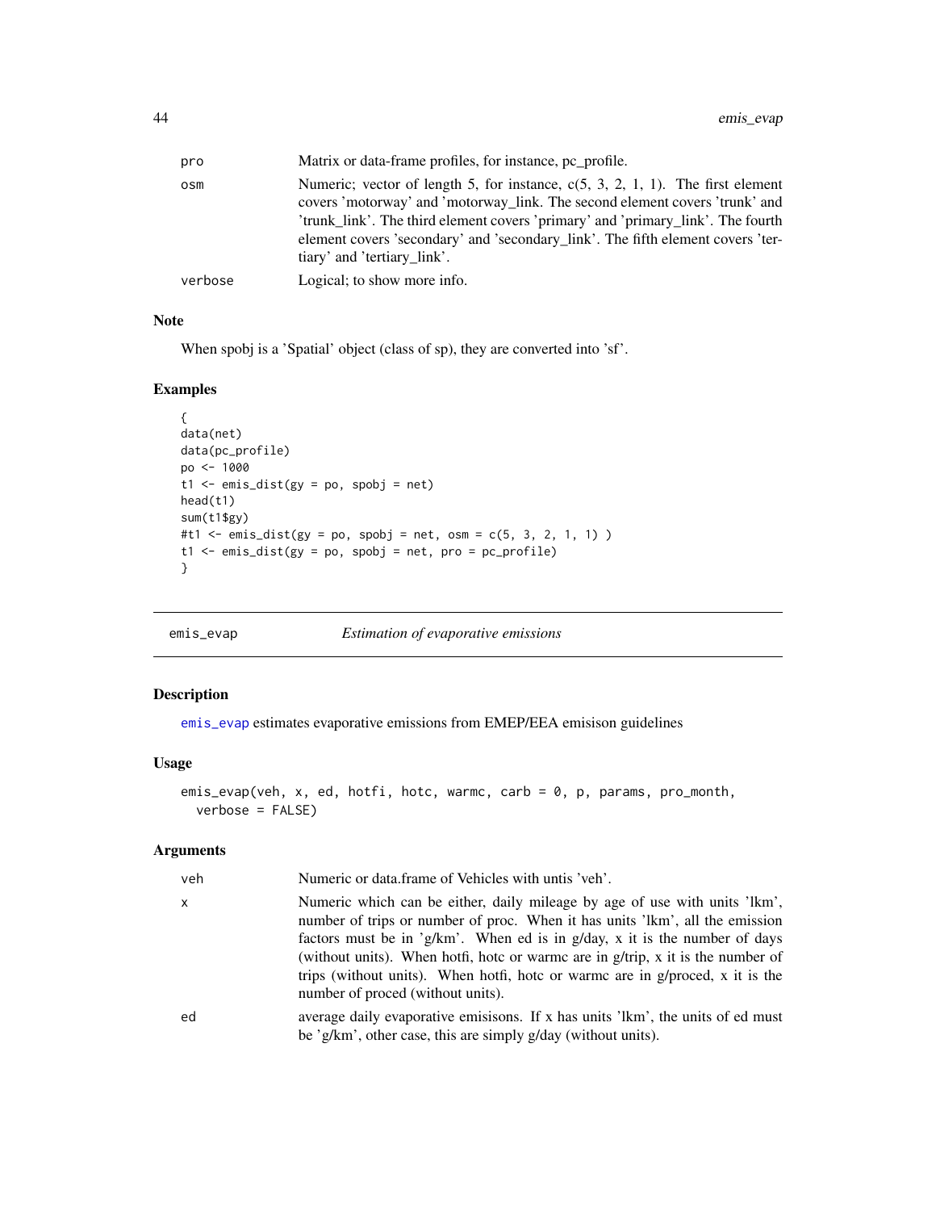| | |
|---|---|
| pro | Matrix or data-frame profiles, for instance, pc_profile. |
| osm | Numeric; vector of length 5, for instance, c(5, 3, 2, 1, 1). The first element covers 'motorway' and 'motorway_link. The second element covers 'trunk' and 'trunk_link'. The third element covers 'primary' and 'primary_link'. The fourth element covers 'secondary' and 'secondary_link'. The fifth element covers 'tertiary' and 'tertiary_link'. |
| verbose | Logical; to show more info. |

### Note

When spobj is a 'Spatial' object (class of sp), they are converted into 'sf'.

### Examples

```
{
data(net)
data(pc_profile)
po <- 1000
t1 <- emis_dist(gy = po, spobj = net)
head(t1)
sum(t1$gy)
#t1 <- emis_dist(gy = po, spobj = net, osm = c(5, 3, 2, 1, 1) )
t1 <- emis_dist(gy = po, spobj = net, pro = pc_profile)
}
```

---

## emis_evap — *Estimation of evaporative emissions*

### Description

emis_evap estimates evaporative emissions from EMEP/EEA emisison guidelines

### Usage

```
emis_evap(veh, x, ed, hotfi, hotc, warmc, carb = 0, p, params, pro_month,
  verbose = FALSE)
```

### Arguments

| | |
|---|---|
| veh | Numeric or data.frame of Vehicles with untis 'veh'. |
| x | Numeric which can be either, daily mileage by age of use with units 'lkm', number of trips or number of proc. When it has units 'lkm', all the emission factors must be in 'g/km'. When ed is in g/day, x it is the number of days (without units). When hotfi, hotc or warmc are in g/trip, x it is the number of trips (without units). When hotfi, hotc or warmc are in g/proced, x it is the number of proced (without units). |
| ed | average daily evaporative emisisons. If x has units 'lkm', the units of ed must be 'g/km', other case, this are simply g/day (without units). |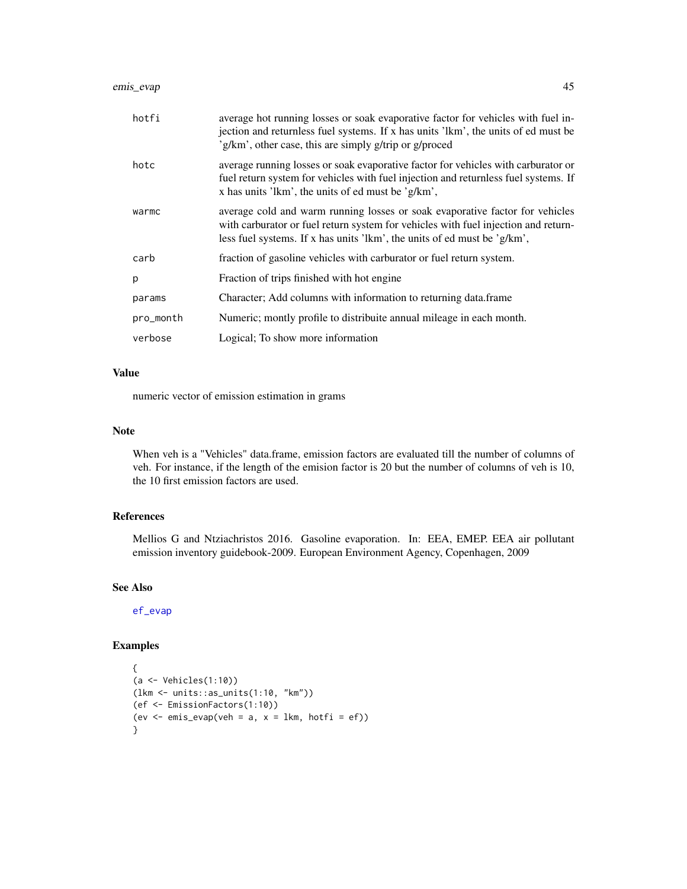| | |
|---|---|
| hotfi | average hot running losses or soak evaporative factor for vehicles with fuel injection and returnless fuel systems. If x has units 'lkm', the units of ed must be 'g/km', other case, this are simply g/trip or g/proced |
| hotc | average running losses or soak evaporative factor for vehicles with carburator or fuel return system for vehicles with fuel injection and returnless fuel systems. If x has units 'lkm', the units of ed must be 'g/km', |
| warmc | average cold and warm running losses or soak evaporative factor for vehicles with carburator or fuel return system for vehicles with fuel injection and returnless fuel systems. If x has units 'lkm', the units of ed must be 'g/km', |
| carb | fraction of gasoline vehicles with carburator or fuel return system. |
| p | Fraction of trips finished with hot engine |
| params | Character; Add columns with information to returning data.frame |
| pro_month | Numeric; montly profile to distribuite annual mileage in each month. |
| verbose | Logical; To show more information |

## Value

numeric vector of emission estimation in grams

## Note

When veh is a "Vehicles" data.frame, emission factors are evaluated till the number of columns of veh. For instance, if the length of the emision factor is 20 but the number of columns of veh is 10, the 10 first emission factors are used.

## References

Mellios G and Ntziachristos 2016. Gasoline evaporation. In: EEA, EMEP. EEA air pollutant emission inventory guidebook-2009. European Environment Agency, Copenhagen, 2009

## See Also

ef_evap

## Examples

```
{
(a <- Vehicles(1:10))
(lkm <- units::as_units(1:10, "km"))
(ef <- EmissionFactors(1:10))
(ev <- emis_evap(veh = a, x = lkm, hotfi = ef))
}
```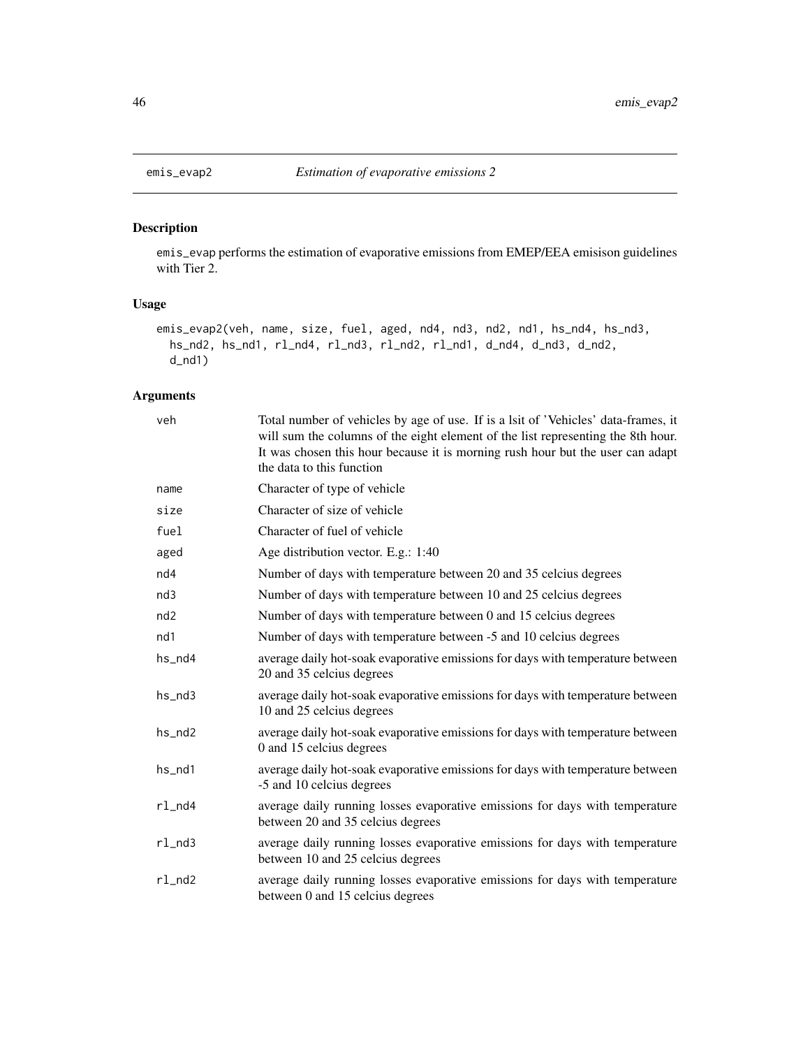emis_evap2 *Estimation of evaporative emissions 2*

## Description

emis_evap performs the estimation of evaporative emissions from EMEP/EEA emisison guidelines with Tier 2.

## Usage

```
emis_evap2(veh, name, size, fuel, aged, nd4, nd3, nd2, nd1, hs_nd4, hs_nd3,
  hs_nd2, hs_nd1, rl_nd4, rl_nd3, rl_nd2, rl_nd1, d_nd4, d_nd3, d_nd2,
  d_nd1)
```

## Arguments

| | |
|---|---|
| veh | Total number of vehicles by age of use. If is a lsit of 'Vehicles' data-frames, it will sum the columns of the eight element of the list representing the 8th hour. It was chosen this hour because it is morning rush hour but the user can adapt the data to this function |
| name | Character of type of vehicle |
| size | Character of size of vehicle |
| fuel | Character of fuel of vehicle |
| aged | Age distribution vector. E.g.: 1:40 |
| nd4 | Number of days with temperature between 20 and 35 celcius degrees |
| nd3 | Number of days with temperature between 10 and 25 celcius degrees |
| nd2 | Number of days with temperature between 0 and 15 celcius degrees |
| nd1 | Number of days with temperature between -5 and 10 celcius degrees |
| hs_nd4 | average daily hot-soak evaporative emissions for days with temperature between 20 and 35 celcius degrees |
| hs_nd3 | average daily hot-soak evaporative emissions for days with temperature between 10 and 25 celcius degrees |
| hs_nd2 | average daily hot-soak evaporative emissions for days with temperature between 0 and 15 celcius degrees |
| hs_nd1 | average daily hot-soak evaporative emissions for days with temperature between -5 and 10 celcius degrees |
| rl_nd4 | average daily running losses evaporative emissions for days with temperature between 20 and 35 celcius degrees |
| rl_nd3 | average daily running losses evaporative emissions for days with temperature between 10 and 25 celcius degrees |
| rl_nd2 | average daily running losses evaporative emissions for days with temperature between 0 and 15 celcius degrees |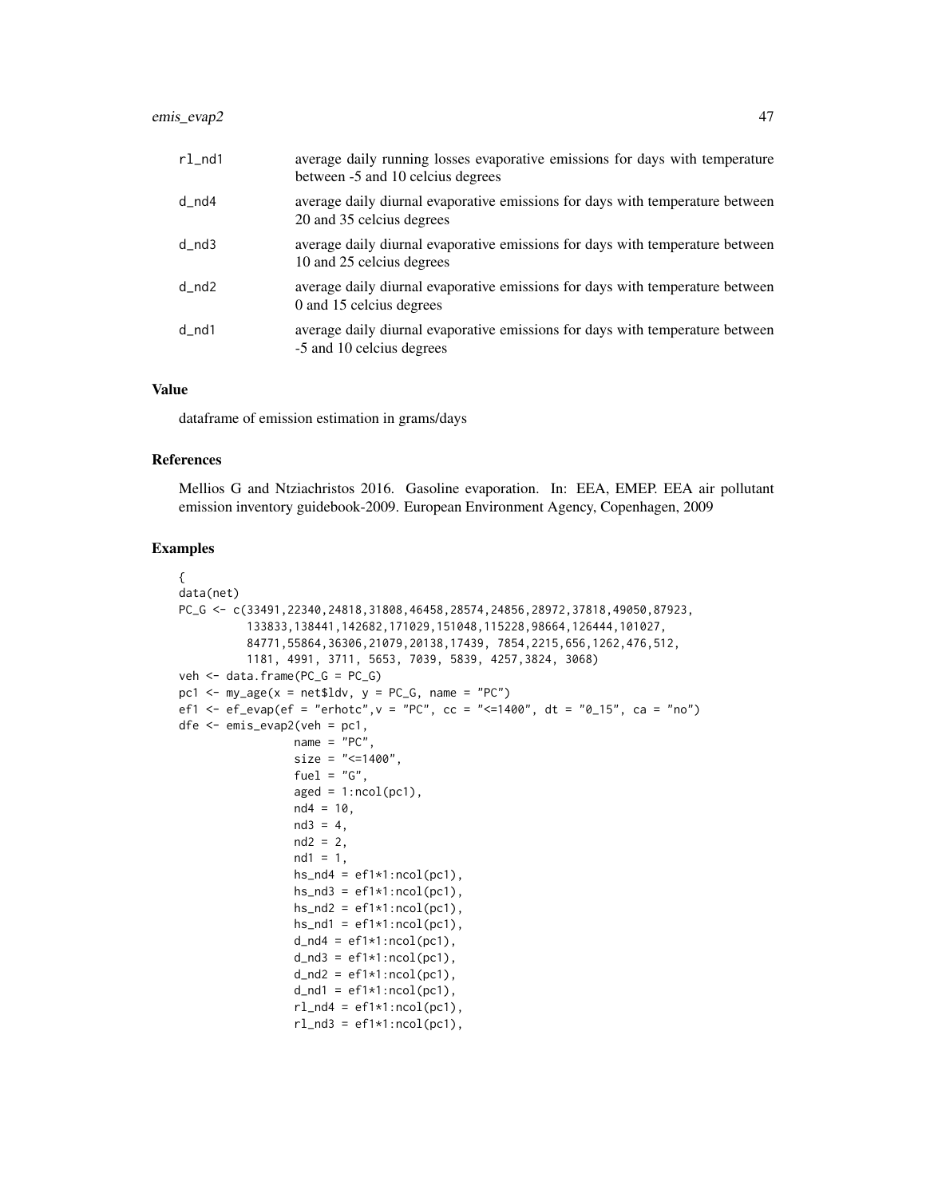| | |
|---|---|
| rl_nd1 | average daily running losses evaporative emissions for days with temperature between -5 and 10 celcius degrees |
| d_nd4 | average daily diurnal evaporative emissions for days with temperature between 20 and 35 celcius degrees |
| d_nd3 | average daily diurnal evaporative emissions for days with temperature between 10 and 25 celcius degrees |
| d_nd2 | average daily diurnal evaporative emissions for days with temperature between 0 and 15 celcius degrees |
| d_nd1 | average daily diurnal evaporative emissions for days with temperature between -5 and 10 celcius degrees |

## Value

dataframe of emission estimation in grams/days

## References

Mellios G and Ntziachristos 2016. Gasoline evaporation. In: EEA, EMEP. EEA air pollutant emission inventory guidebook-2009. European Environment Agency, Copenhagen, 2009

## Examples

```
{
data(net)
PC_G <- c(33491,22340,24818,31808,46458,28574,24856,28972,37818,49050,87923,
          133833,138441,142682,171029,151048,115228,98664,126444,101027,
          84771,55864,36306,21079,20138,17439, 7854,2215,656,1262,476,512,
          1181, 4991, 3711, 5653, 7039, 5839, 4257,3824, 3068)
veh <- data.frame(PC_G = PC_G)
pc1 <- my_age(x = net$ldv, y = PC_G, name = "PC")
ef1 <- ef_evap(ef = "erhotc",v = "PC", cc = "<=1400", dt = "0_15", ca = "no")
dfe <- emis_evap2(veh = pc1,
                  name = "PC",
                  size = "<=1400",
                  fuel = "G",
                  aged = 1:ncol(pc1),
                  nd4 = 10,
                  nd3 = 4,
                  nd2 = 2,
                  nd1 = 1,
                  hs_nd4 = ef1*1:ncol(pc1),
                  hs_nd3 = ef1*1:ncol(pc1),
                  hs_nd2 = ef1*1:ncol(pc1),
                  hs_nd1 = ef1*1:ncol(pc1),
                  d_nd4 = ef1*1:ncol(pc1),
                  d_nd3 = ef1*1:ncol(pc1),
                  d_nd2 = ef1*1:ncol(pc1),
                  d_nd1 = ef1*1:ncol(pc1),
                  rl_nd4 = ef1*1:ncol(pc1),
                  rl_nd3 = ef1*1:ncol(pc1),
```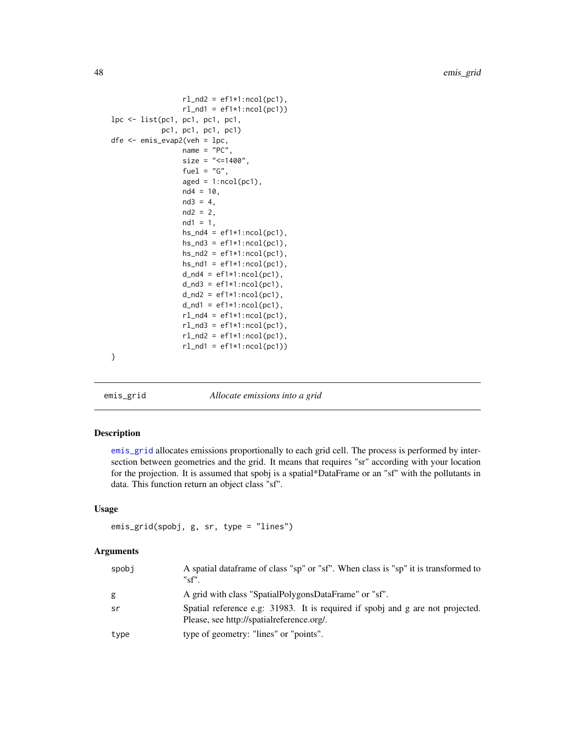```
                  rl_nd2 = ef1*1:ncol(pc1),
                  rl_nd1 = ef1*1:ncol(pc1))
lpc <- list(pc1, pc1, pc1, pc1,
            pc1, pc1, pc1, pc1)
dfe <- emis_evap2(veh = lpc,
                  name = "PC",
                  size = "<=1400",
                  fuel = "G",
                  aged = 1:ncol(pc1),
                  nd4 = 10,
                  nd3 = 4,
                  nd2 = 2,
                  nd1 = 1,
                  hs_nd4 = ef1*1:ncol(pc1),
                  hs_nd3 = ef1*1:ncol(pc1),
                  hs_nd2 = ef1*1:ncol(pc1),
                  hs_nd1 = ef1*1:ncol(pc1),
                  d_nd4 = ef1*1:ncol(pc1),
                  d_nd3 = ef1*1:ncol(pc1),
                  d_nd2 = ef1*1:ncol(pc1),
                  d_nd1 = ef1*1:ncol(pc1),
                  rl_nd4 = ef1*1:ncol(pc1),
                  rl_nd3 = ef1*1:ncol(pc1),
                  rl_nd2 = ef1*1:ncol(pc1),
                  rl_nd1 = ef1*1:ncol(pc1))
}
```

## emis_grid — *Allocate emissions into a grid*

### Description

emis_grid allocates emissions proportionally to each grid cell. The process is performed by intersection between geometries and the grid. It means that requires "sr" according with your location for the projection. It is assumed that spobj is a spatial*DataFrame or an "sf" with the pollutants in data. This function return an object class "sf".

### Usage

```
emis_grid(spobj, g, sr, type = "lines")
```

### Arguments

| | |
|---|---|
| spobj | A spatial dataframe of class "sp" or "sf". When class is "sp" it is transformed to "sf". |
| g | A grid with class "SpatialPolygonsDataFrame" or "sf". |
| sr | Spatial reference e.g: 31983. It is required if spobj and g are not projected. Please, see http://spatialreference.org/. |
| type | type of geometry: "lines" or "points". |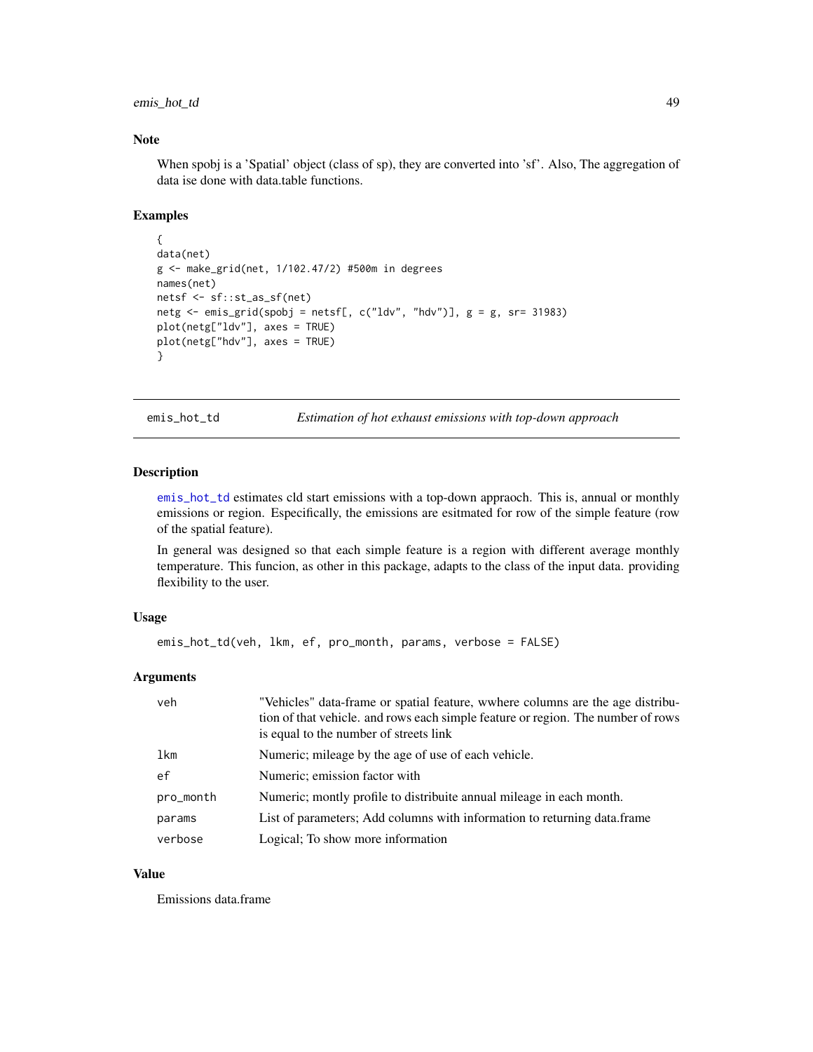## Note

When spobj is a 'Spatial' object (class of sp), they are converted into 'sf'. Also, The aggregation of data ise done with data.table functions.

## Examples

```
{
data(net)
g <- make_grid(net, 1/102.47/2) #500m in degrees
names(net)
netsf <- sf::st_as_sf(net)
netg <- emis_grid(spobj = netsf[, c("ldv", "hdv")], g = g, sr= 31983)
plot(netg["ldv"], axes = TRUE)
plot(netg["hdv"], axes = TRUE)
}
```

---

# emis_hot_td — *Estimation of hot exhaust emissions with top-down approach*

## Description

emis_hot_td estimates cld start emissions with a top-down appraoch. This is, annual or monthly emissions or region. Especifically, the emissions are esitmated for row of the simple feature (row of the spatial feature).

In general was designed so that each simple feature is a region with different average monthly temperature. This funcion, as other in this package, adapts to the class of the input data. providing flexibility to the user.

## Usage

```
emis_hot_td(veh, lkm, ef, pro_month, params, verbose = FALSE)
```

## Arguments

| | |
|---|---|
| veh | "Vehicles" data-frame or spatial feature, wwhere columns are the age distribution of that vehicle. and rows each simple feature or region. The number of rows is equal to the number of streets link |
| lkm | Numeric; mileage by the age of use of each vehicle. |
| ef | Numeric; emission factor with |
| pro_month | Numeric; montly profile to distribuite annual mileage in each month. |
| params | List of parameters; Add columns with information to returning data.frame |
| verbose | Logical; To show more information |

## Value

Emissions data.frame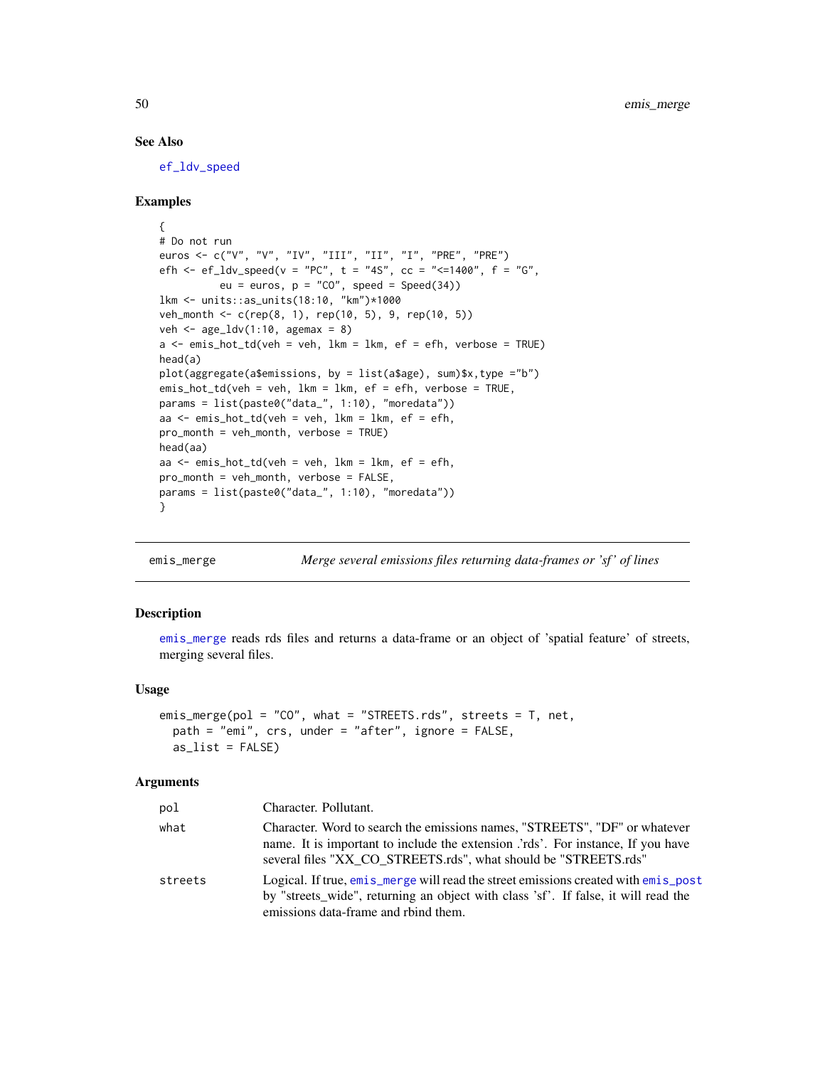### See Also

ef_ldv_speed

### Examples

```
{
# Do not run
euros <- c("V", "V", "IV", "III", "II", "I", "PRE", "PRE")
efh <- ef_ldv_speed(v = "PC", t = "4S", cc = "<=1400", f = "G",
          eu = euros, p = "CO", speed = Speed(34))
lkm <- units::as_units(18:10, "km")*1000
veh_month <- c(rep(8, 1), rep(10, 5), 9, rep(10, 5))
veh <- age_ldv(1:10, agemax = 8)
a <- emis_hot_td(veh = veh, lkm = lkm, ef = efh, verbose = TRUE)
head(a)
plot(aggregate(a$emissions, by = list(a$age), sum)$x,type ="b")
emis_hot_td(veh = veh, lkm = lkm, ef = efh, verbose = TRUE,
params = list(paste0("data_", 1:10), "moredata"))
aa <- emis_hot_td(veh = veh, lkm = lkm, ef = efh,
pro_month = veh_month, verbose = TRUE)
head(aa)
aa <- emis_hot_td(veh = veh, lkm = lkm, ef = efh,
pro_month = veh_month, verbose = FALSE,
params = list(paste0("data_", 1:10), "moredata"))
}
```

---

## emis_merge — *Merge several emissions files returning data-frames or 'sf' of lines*

### Description

emis_merge reads rds files and returns a data-frame or an object of 'spatial feature' of streets, merging several files.

### Usage

```
emis_merge(pol = "CO", what = "STREETS.rds", streets = T, net,
  path = "emi", crs, under = "after", ignore = FALSE,
  as_list = FALSE)
```

### Arguments

| | |
|---|---|
| pol | Character. Pollutant. |
| what | Character. Word to search the emissions names, "STREETS", "DF" or whatever name. It is important to include the extension .'rds'. For instance, If you have several files "XX_CO_STREETS.rds", what should be "STREETS.rds" |
| streets | Logical. If true, emis_merge will read the street emissions created with emis_post by "streets_wide", returning an object with class 'sf'. If false, it will read the emissions data-frame and rbind them. |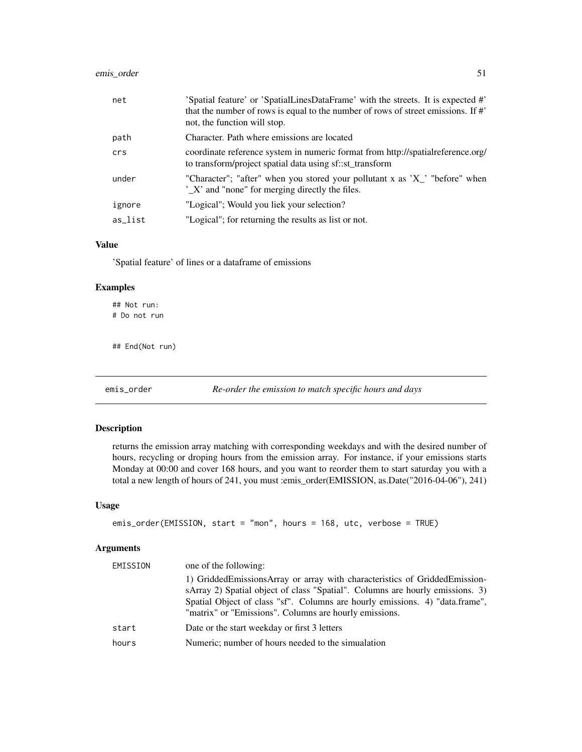| | |
|---|---|
| net | 'Spatial feature' or 'SpatialLinesDataFrame' with the streets. It is expected #' that the number of rows is equal to the number of rows of street emissions. If #' not, the function will stop. |
| path | Character. Path where emissions are located |
| crs | coordinate reference system in numeric format from http://spatialreference.org/ to transform/project spatial data using sf::st_transform |
| under | "Character"; "after" when you stored your pollutant x as 'X_' "before" when '_X' and "none" for merging directly the files. |
| ignore | "Logical"; Would you liek your selection? |
| as_list | "Logical"; for returning the results as list or not. |

### Value

'Spatial feature' of lines or a dataframe of emissions

### Examples

```
## Not run:
# Do not run


## End(Not run)
```

## emis_order — *Re-order the emission to match specific hours and days*

### Description

returns the emission array matching with corresponding weekdays and with the desired number of hours, recycling or droping hours from the emission array. For instance, if your emissions starts Monday at 00:00 and cover 168 hours, and you want to reorder them to start saturday you with a total a new length of hours of 241, you must :emis_order(EMISSION, as.Date("2016-04-06"), 241)

### Usage

```
emis_order(EMISSION, start = "mon", hours = 168, utc, verbose = TRUE)
```

### Arguments

| | |
|---|---|
| EMISSION | one of the following:<br>1) GriddedEmissionsArray or array with characteristics of GriddedEmissionsArray 2) Spatial object of class "Spatial". Columns are hourly emissions. 3) Spatial Object of class "sf". Columns are hourly emissions. 4) "data.frame", "matrix" or "Emissions". Columns are hourly emissions. |
| start | Date or the start weekday or first 3 letters |
| hours | Numeric; number of hours needed to the simualation |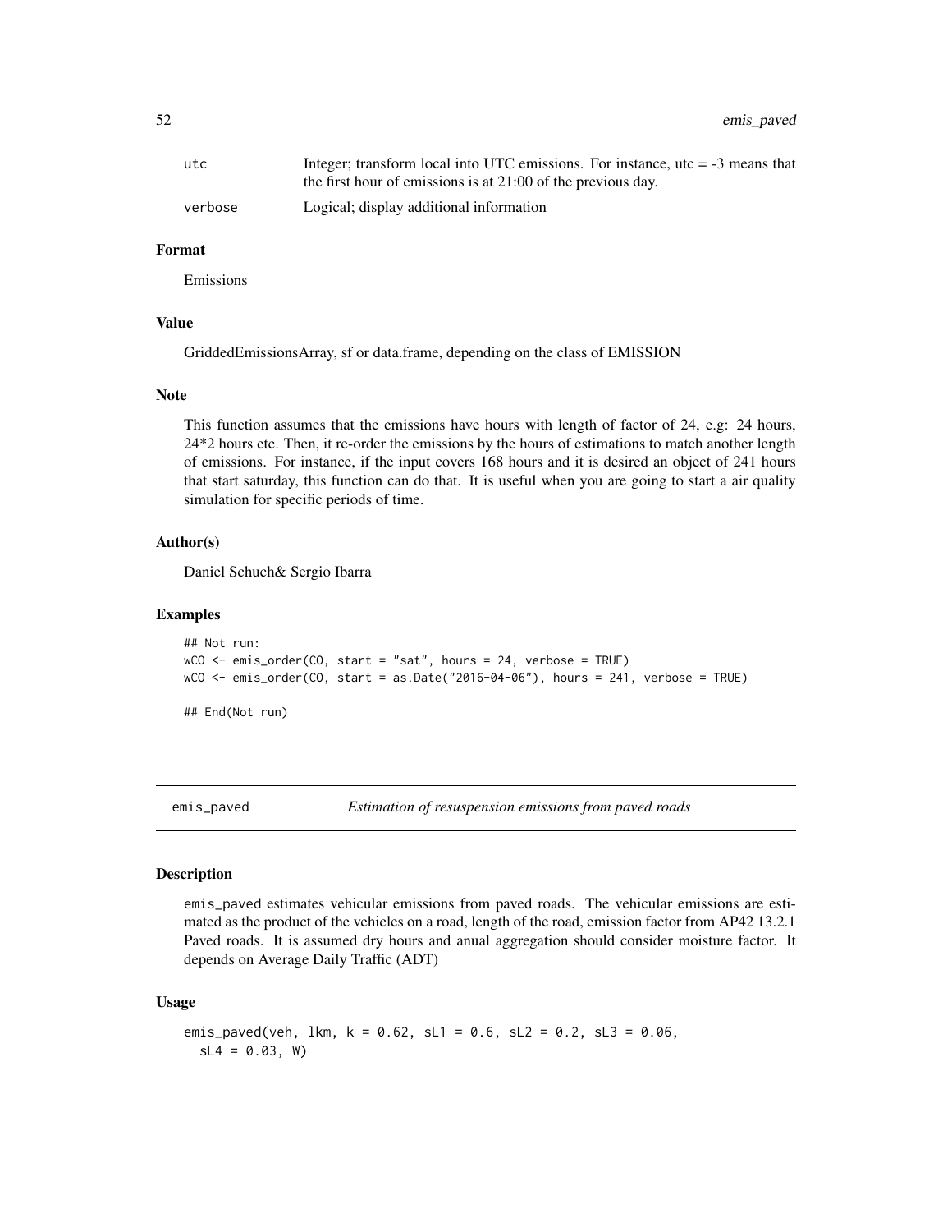| | |
|---|---|
| utc | Integer; transform local into UTC emissions. For instance, utc = -3 means that the first hour of emissions is at 21:00 of the previous day. |
| verbose | Logical; display additional information |

### Format

Emissions

### Value

GriddedEmissionsArray, sf or data.frame, depending on the class of EMISSION

### Note

This function assumes that the emissions have hours with length of factor of 24, e.g: 24 hours, 24*2 hours etc. Then, it re-order the emissions by the hours of estimations to match another length of emissions. For instance, if the input covers 168 hours and it is desired an object of 241 hours that start saturday, this function can do that. It is useful when you are going to start a air quality simulation for specific periods of time.

### Author(s)

Daniel Schuch& Sergio Ibarra

### Examples

```
## Not run:
wCO <- emis_order(CO, start = "sat", hours = 24, verbose = TRUE)
wCO <- emis_order(CO, start = as.Date("2016-04-06"), hours = 241, verbose = TRUE)

## End(Not run)
```

---

## emis_paved — *Estimation of resuspension emissions from paved roads*

---

### Description

emis_paved estimates vehicular emissions from paved roads. The vehicular emissions are estimated as the product of the vehicles on a road, length of the road, emission factor from AP42 13.2.1 Paved roads. It is assumed dry hours and anual aggregation should consider moisture factor. It depends on Average Daily Traffic (ADT)

### Usage

```
emis_paved(veh, lkm, k = 0.62, sL1 = 0.6, sL2 = 0.2, sL3 = 0.06,
  sL4 = 0.03, W)
```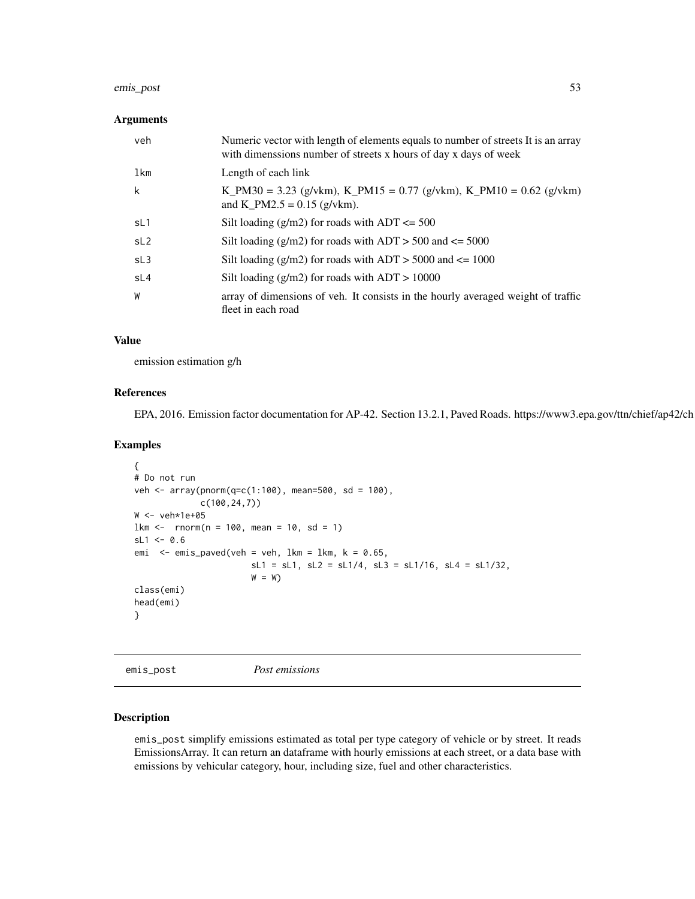### Arguments

| | |
|---|---|
| veh | Numeric vector with length of elements equals to number of streets It is an array with dimenssions number of streets x hours of day x days of week |
| lkm | Length of each link |
| k | K_PM30 = 3.23 (g/vkm), K_PM15 = 0.77 (g/vkm), K_PM10 = 0.62 (g/vkm) and K_PM2.5 = 0.15 (g/vkm). |
| sL1 | Silt loading (g/m2) for roads with ADT <= 500 |
| sL2 | Silt loading (g/m2) for roads with ADT > 500 and <= 5000 |
| sL3 | Silt loading (g/m2) for roads with ADT > 5000 and <= 1000 |
| sL4 | Silt loading (g/m2) for roads with ADT > 10000 |
| W | array of dimensions of veh. It consists in the hourly averaged weight of traffic fleet in each road |

### Value

emission estimation g/h

### References

EPA, 2016. Emission factor documentation for AP-42. Section 13.2.1, Paved Roads. https://www3.epa.gov/ttn/chief/ap42/ch

### Examples

```
{
# Do not run
veh <- array(pnorm(q=c(1:100), mean=500, sd = 100),
             c(100,24,7))
W <- veh*1e+05
lkm <-  rnorm(n = 100, mean = 10, sd = 1)
sL1 <- 0.6
emi  <- emis_paved(veh = veh, lkm = lkm, k = 0.65,
                      sL1 = sL1, sL2 = sL1/4, sL3 = sL1/16, sL4 = sL1/32,
                      W = W)
class(emi)
head(emi)
}
```

---

## emis_post *Post emissions*

### Description

emis_post simplify emissions estimated as total per type category of vehicle or by street. It reads EmissionsArray. It can return an dataframe with hourly emissions at each street, or a data base with emissions by vehicular category, hour, including size, fuel and other characteristics.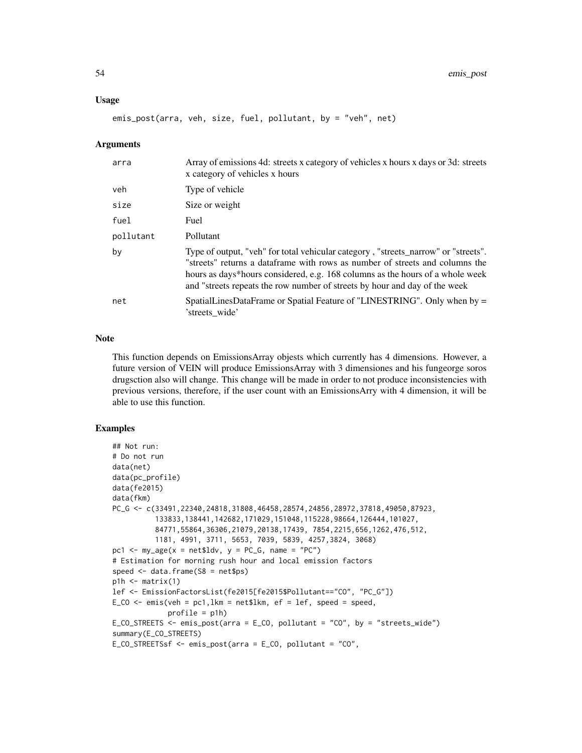### Usage

```
emis_post(arra, veh, size, fuel, pollutant, by = "veh", net)
```

### Arguments

| | |
|---|---|
| arra | Array of emissions 4d: streets x category of vehicles x hours x days or 3d: streets x category of vehicles x hours |
| veh | Type of vehicle |
| size | Size or weight |
| fuel | Fuel |
| pollutant | Pollutant |
| by | Type of output, "veh" for total vehicular category , "streets_narrow" or "streets". "streets" returns a dataframe with rows as number of streets and columns the hours as days*hours considered, e.g. 168 columns as the hours of a whole week and "streets repeats the row number of streets by hour and day of the week |
| net | SpatialLinesDataFrame or Spatial Feature of "LINESTRING". Only when by = 'streets_wide' |

### Note

This function depends on EmissionsArray objests which currently has 4 dimensions. However, a future version of VEIN will produce EmissionsArray with 3 dimensiones and his fungeorge soros drugsction also will change. This change will be made in order to not produce inconsistencies with previous versions, therefore, if the user count with an EmissionsArry with 4 dimension, it will be able to use this function.

### Examples

```
## Not run:
# Do not run
data(net)
data(pc_profile)
data(fe2015)
data(fkm)
PC_G <- c(33491,22340,24818,31808,46458,28574,24856,28972,37818,49050,87923,
          133833,138441,142682,171029,151048,115228,98664,126444,101027,
          84771,55864,36306,21079,20138,17439, 7854,2215,656,1262,476,512,
          1181, 4991, 3711, 5653, 7039, 5839, 4257,3824, 3068)
pc1 <- my_age(x = net$ldv, y = PC_G, name = "PC")
# Estimation for morning rush hour and local emission factors
speed <- data.frame(S8 = net$ps)
p1h <- matrix(1)
lef <- EmissionFactorsList(fe2015[fe2015$Pollutant=="CO", "PC_G"])
E_CO <- emis(veh = pc1,lkm = net$lkm, ef = lef, speed = speed,
            profile = p1h)
E_CO_STREETS <- emis_post(arra = E_CO, pollutant = "CO", by = "streets_wide")
summary(E_CO_STREETS)
E_CO_STREETSsf <- emis_post(arra = E_CO, pollutant = "CO",
```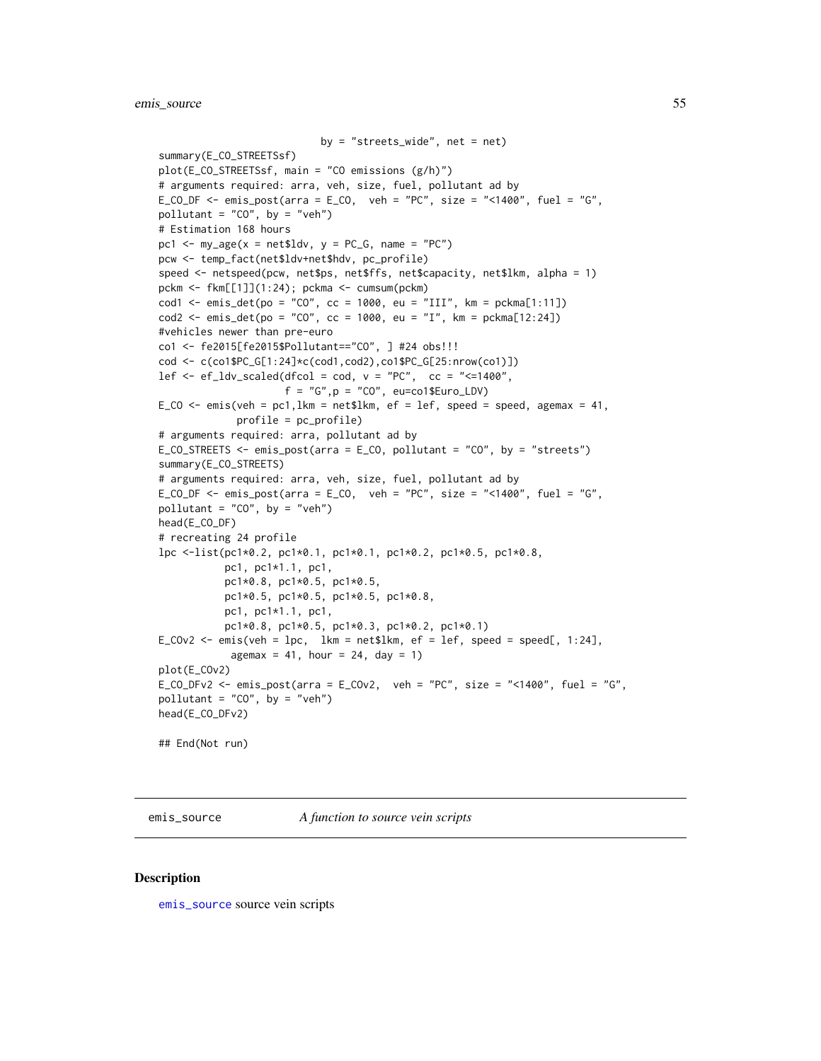```
                            by = "streets_wide", net = net)
summary(E_CO_STREETSsf)
plot(E_CO_STREETSsf, main = "CO emissions (g/h)")
# arguments required: arra, veh, size, fuel, pollutant ad by
E_CO_DF <- emis_post(arra = E_CO,  veh = "PC", size = "<1400", fuel = "G",
pollutant = "CO", by = "veh")
# Estimation 168 hours
pc1 <- my_age(x = net$ldv, y = PC_G, name = "PC")
pcw <- temp_fact(net$ldv+net$hdv, pc_profile)
speed <- netspeed(pcw, net$ps, net$ffs, net$capacity, net$lkm, alpha = 1)
pckm <- fkm[[1]](1:24); pckma <- cumsum(pckm)
cod1 <- emis_det(po = "CO", cc = 1000, eu = "III", km = pckma[1:11])
cod2 <- emis_det(po = "CO", cc = 1000, eu = "I", km = pckma[12:24])
#vehicles newer than pre-euro
co1 <- fe2015[fe2015$Pollutant=="CO", ] #24 obs!!!
cod <- c(co1$PC_G[1:24]*c(cod1,cod2),co1$PC_G[25:nrow(co1)])
lef <- ef_ldv_scaled(dfcol = cod, v = "PC",  cc = "<=1400",
                     f = "G",p = "CO", eu=co1$Euro_LDV)
E_CO <- emis(veh = pc1,lkm = net$lkm, ef = lef, speed = speed, agemax = 41,
             profile = pc_profile)
# arguments required: arra, pollutant ad by
E_CO_STREETS <- emis_post(arra = E_CO, pollutant = "CO", by = "streets")
summary(E_CO_STREETS)
# arguments required: arra, veh, size, fuel, pollutant ad by
E_CO_DF <- emis_post(arra = E_CO,  veh = "PC", size = "<1400", fuel = "G",
pollutant = "CO", by = "veh")
head(E_CO_DF)
# recreating 24 profile
lpc <-list(pc1*0.2, pc1*0.1, pc1*0.1, pc1*0.2, pc1*0.5, pc1*0.8,
           pc1, pc1*1.1, pc1,
           pc1*0.8, pc1*0.5, pc1*0.5,
           pc1*0.5, pc1*0.5, pc1*0.5, pc1*0.8,
           pc1, pc1*1.1, pc1,
           pc1*0.8, pc1*0.5, pc1*0.3, pc1*0.2, pc1*0.1)
E_COv2 <- emis(veh = lpc,  lkm = net$lkm, ef = lef, speed = speed[, 1:24],
            agemax = 41, hour = 24, day = 1)
plot(E_COv2)
E_CO_DFv2 <- emis_post(arra = E_COv2,  veh = "PC", size = "<1400", fuel = "G",
pollutant = "CO", by = "veh")
head(E_CO_DFv2)

## End(Not run)
```

## emis_source *A function to source vein scripts*

### Description

emis_source source vein scripts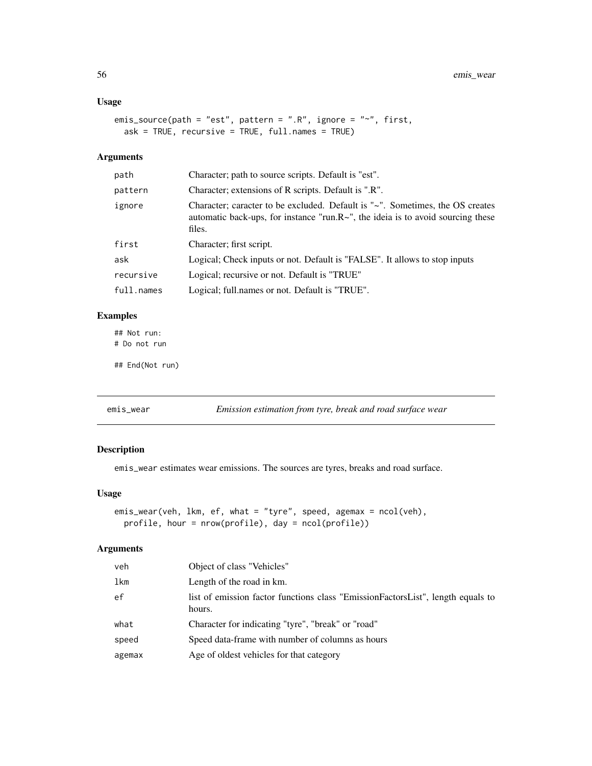### Usage

```
emis_source(path = "est", pattern = ".R", ignore = "~", first,
  ask = TRUE, recursive = TRUE, full.names = TRUE)
```

### Arguments

| | |
|---|---|
| path | Character; path to source scripts. Default is "est". |
| pattern | Character; extensions of R scripts. Default is ".R". |
| ignore | Character; caracter to be excluded. Default is "~". Sometimes, the OS creates automatic back-ups, for instance "run.R~", the ideia is to avoid sourcing these files. |
| first | Character; first script. |
| ask | Logical; Check inputs or not. Default is "FALSE". It allows to stop inputs |
| recursive | Logical; recursive or not. Default is "TRUE" |
| full.names | Logical; full.names or not. Default is "TRUE". |

### Examples

```
## Not run:
# Do not run

## End(Not run)
```

---

## emis_wear — *Emission estimation from tyre, break and road surface wear*

### Description

emis_wear estimates wear emissions. The sources are tyres, breaks and road surface.

### Usage

```
emis_wear(veh, lkm, ef, what = "tyre", speed, agemax = ncol(veh),
  profile, hour = nrow(profile), day = ncol(profile))
```

### Arguments

| | |
|---|---|
| veh | Object of class "Vehicles" |
| lkm | Length of the road in km. |
| ef | list of emission factor functions class "EmissionFactorsList", length equals to hours. |
| what | Character for indicating "tyre", "break" or "road" |
| speed | Speed data-frame with number of columns as hours |
| agemax | Age of oldest vehicles for that category |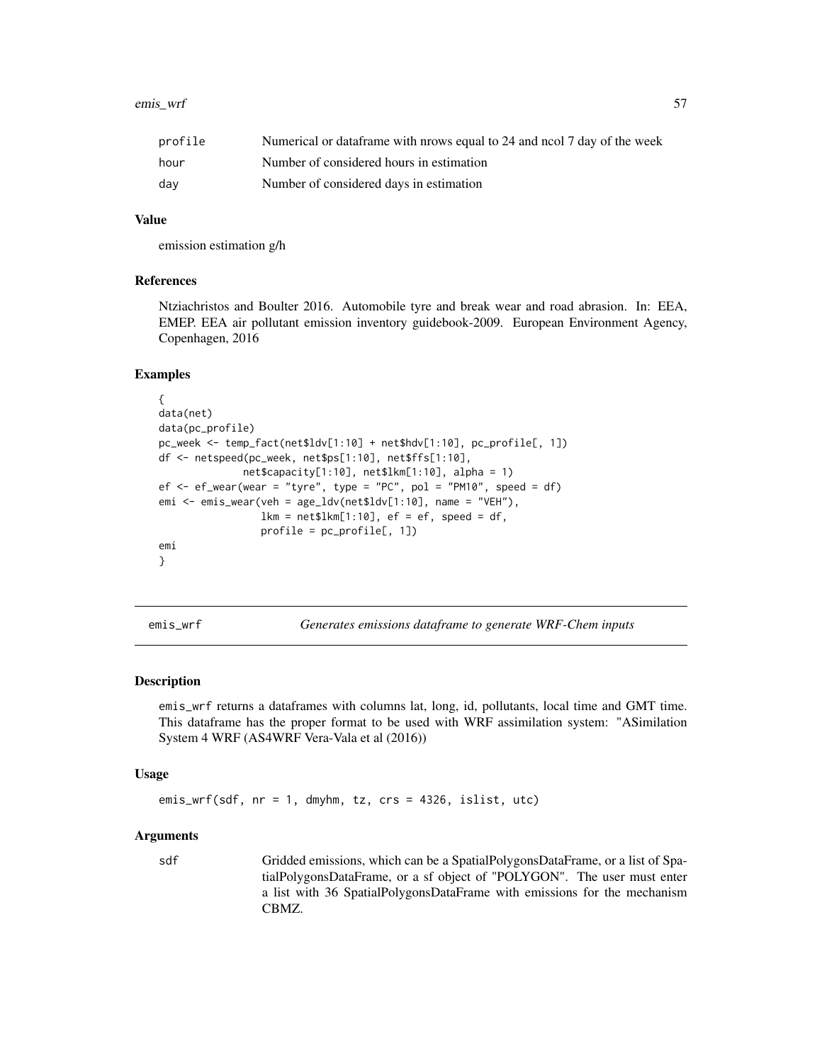| | |
|---|---|
| profile | Numerical or dataframe with nrows equal to 24 and ncol 7 day of the week |
| hour | Number of considered hours in estimation |
| day | Number of considered days in estimation |

### Value

emission estimation g/h

### References

Ntziachristos and Boulter 2016. Automobile tyre and break wear and road abrasion. In: EEA, EMEP. EEA air pollutant emission inventory guidebook-2009. European Environment Agency, Copenhagen, 2016

### Examples

```
{
data(net)
data(pc_profile)
pc_week <- temp_fact(net$ldv[1:10] + net$hdv[1:10], pc_profile[, 1])
df <- netspeed(pc_week, net$ps[1:10], net$ffs[1:10],
              net$capacity[1:10], net$lkm[1:10], alpha = 1)
ef <- ef_wear(wear = "tyre", type = "PC", pol = "PM10", speed = df)
emi <- emis_wear(veh = age_ldv(net$ldv[1:10], name = "VEH"),
                 lkm = net$lkm[1:10], ef = ef, speed = df,
                 profile = pc_profile[, 1])
emi
}
```

## emis_wrf — *Generates emissions dataframe to generate WRF-Chem inputs*

### Description

emis_wrf returns a dataframes with columns lat, long, id, pollutants, local time and GMT time. This dataframe has the proper format to be used with WRF assimilation system: "ASimilation System 4 WRF (AS4WRF Vera-Vala et al (2016))

### Usage

```
emis_wrf(sdf, nr = 1, dmyhm, tz, crs = 4326, islist, utc)
```

### Arguments

| | |
|---|---|
| sdf | Gridded emissions, which can be a SpatialPolygonsDataFrame, or a list of SpatialPolygonsDataFrame, or a sf object of "POLYGON". The user must enter a list with 36 SpatialPolygonsDataFrame with emissions for the mechanism CBMZ. |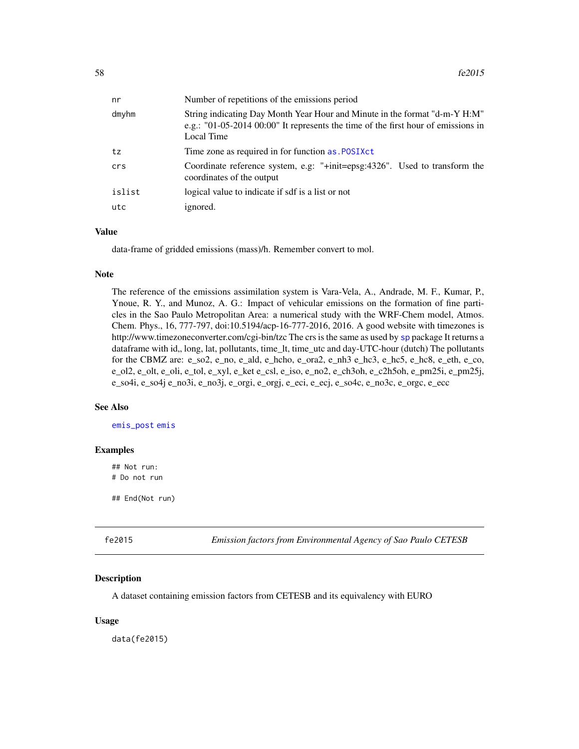| | |
|---|---|
| nr | Number of repetitions of the emissions period |
| dmyhm | String indicating Day Month Year Hour and Minute in the format "d-m-Y H:M" e.g.: "01-05-2014 00:00" It represents the time of the first hour of emissions in Local Time |
| tz | Time zone as required in for function as.POSIXct |
| crs | Coordinate reference system, e.g: "+init=epsg:4326". Used to transform the coordinates of the output |
| islist | logical value to indicate if sdf is a list or not |
| utc | ignored. |

### Value

data-frame of gridded emissions (mass)/h. Remember convert to mol.

### Note

The reference of the emissions assimilation system is Vara-Vela, A., Andrade, M. F., Kumar, P., Ynoue, R. Y., and Munoz, A. G.: Impact of vehicular emissions on the formation of fine particles in the Sao Paulo Metropolitan Area: a numerical study with the WRF-Chem model, Atmos. Chem. Phys., 16, 777-797, doi:10.5194/acp-16-777-2016, 2016. A good website with timezones is http://www.timezoneconverter.com/cgi-bin/tzc The crs is the same as used by sp package It returns a dataframe with id,, long, lat, pollutants, time_lt, time_utc and day-UTC-hour (dutch) The pollutants for the CBMZ are: e_so2, e_no, e_ald, e_hcho, e_ora2, e_nh3 e_hc3, e_hc5, e_hc8, e_eth, e_co, e_ol2, e_olt, e_oli, e_tol, e_xyl, e_ket e_csl, e_iso, e_no2, e_ch3oh, e_c2h5oh, e_pm25i, e_pm25j, e_so4i, e_so4j e_no3i, e_no3j, e_orgi, e_orgj, e_eci, e_ecj, e_so4c, e_no3c, e_orgc, e_ecc

### See Also

emis_post emis

### Examples

```
## Not run:
# Do not run

## End(Not run)
```

## fe2015 — *Emission factors from Environmental Agency of Sao Paulo CETESB*

### Description

A dataset containing emission factors from CETESB and its equivalency with EURO

### Usage

```
data(fe2015)
```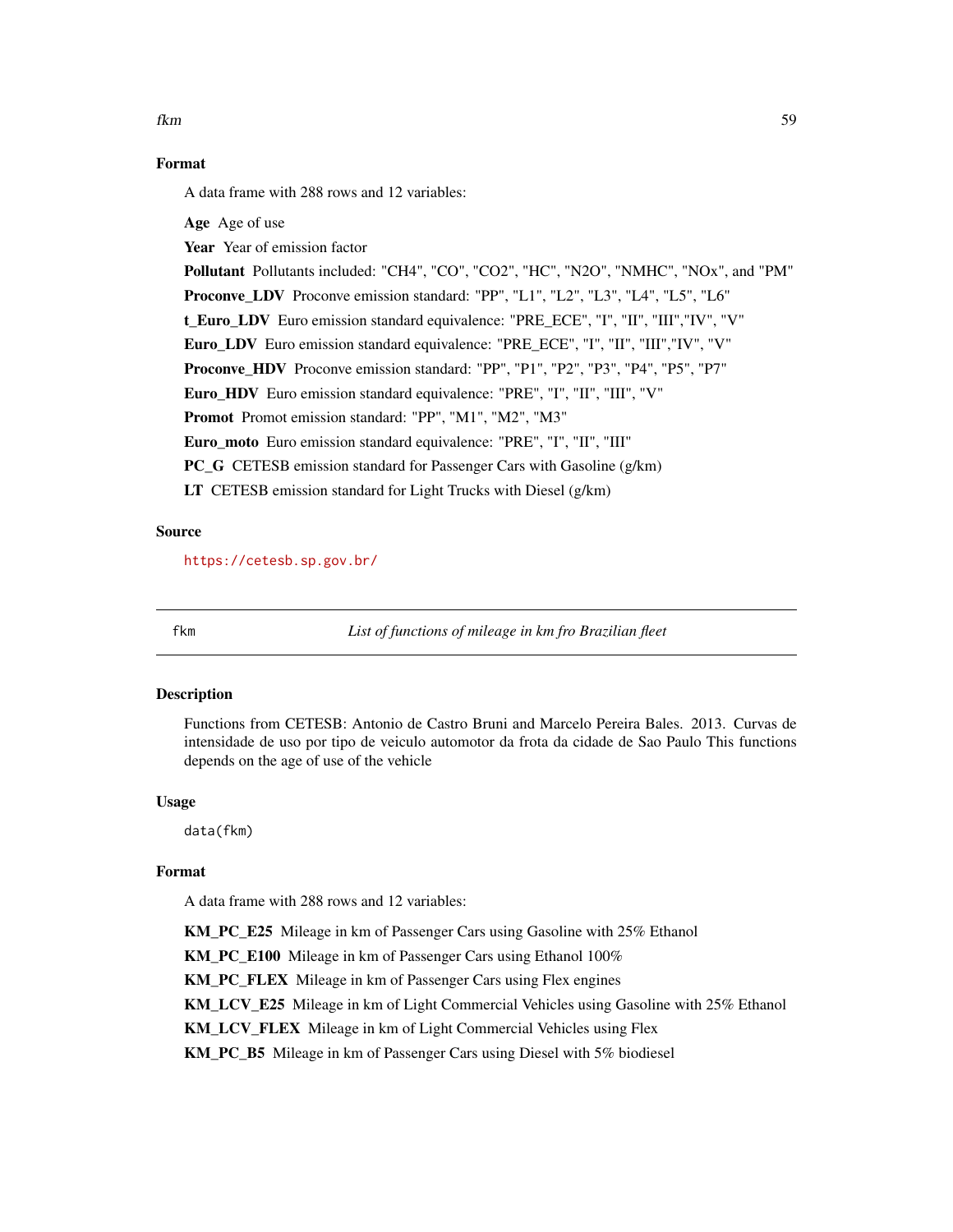## Format

A data frame with 288 rows and 12 variables:

**Age** Age of use

**Year** Year of emission factor

**Pollutant** Pollutants included: "CH4", "CO", "CO2", "HC", "N2O", "NMHC", "NOx", and "PM"

**Proconve_LDV** Proconve emission standard: "PP", "L1", "L2", "L3", "L4", "L5", "L6"

**t_Euro_LDV** Euro emission standard equivalence: "PRE_ECE", "I", "II", "III","IV", "V"

**Euro_LDV** Euro emission standard equivalence: "PRE_ECE", "I", "II", "III","IV", "V"

**Proconve_HDV** Proconve emission standard: "PP", "P1", "P2", "P3", "P4", "P5", "P7"

**Euro_HDV** Euro emission standard equivalence: "PRE", "I", "II", "III", "V"

**Promot** Promot emission standard: "PP", "M1", "M2", "M3"

**Euro_moto** Euro emission standard equivalence: "PRE", "I", "II", "III"

**PC_G** CETESB emission standard for Passenger Cars with Gasoline (g/km)

**LT** CETESB emission standard for Light Trucks with Diesel (g/km)

## Source

https://cetesb.sp.gov.br/

---

# fkm — *List of functions of mileage in km fro Brazilian fleet*

## Description

Functions from CETESB: Antonio de Castro Bruni and Marcelo Pereira Bales. 2013. Curvas de intensidade de uso por tipo de veiculo automotor da frota da cidade de Sao Paulo This functions depends on the age of use of the vehicle

## Usage

```
data(fkm)
```

## Format

A data frame with 288 rows and 12 variables:

**KM_PC_E25** Mileage in km of Passenger Cars using Gasoline with 25% Ethanol

**KM_PC_E100** Mileage in km of Passenger Cars using Ethanol 100%

**KM_PC_FLEX** Mileage in km of Passenger Cars using Flex engines

**KM_LCV_E25** Mileage in km of Light Commercial Vehicles using Gasoline with 25% Ethanol

**KM_LCV_FLEX** Mileage in km of Light Commercial Vehicles using Flex

**KM_PC_B5** Mileage in km of Passenger Cars using Diesel with 5% biodiesel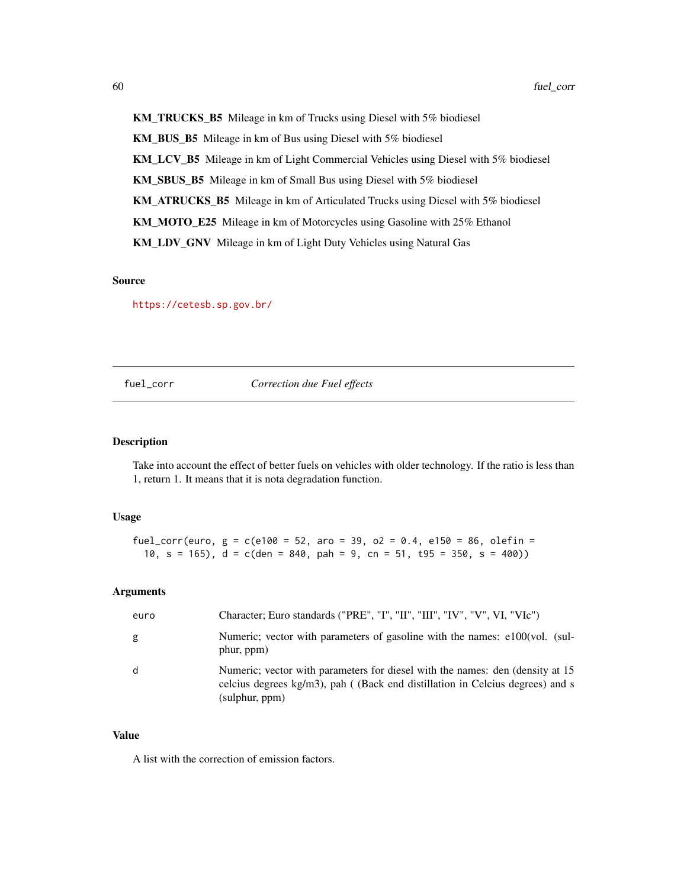**KM_TRUCKS_B5** Mileage in km of Trucks using Diesel with 5% biodiesel

**KM_BUS_B5** Mileage in km of Bus using Diesel with 5% biodiesel

**KM_LCV_B5** Mileage in km of Light Commercial Vehicles using Diesel with 5% biodiesel

**KM_SBUS_B5** Mileage in km of Small Bus using Diesel with 5% biodiesel

**KM_ATRUCKS_B5** Mileage in km of Articulated Trucks using Diesel with 5% biodiesel

**KM_MOTO_E25** Mileage in km of Motorcycles using Gasoline with 25% Ethanol

**KM_LDV_GNV** Mileage in km of Light Duty Vehicles using Natural Gas

### Source

https://cetesb.sp.gov.br/

---

## fuel_corr *Correction due Fuel effects*

---

### Description

Take into account the effect of better fuels on vehicles with older technology. If the ratio is less than 1, return 1. It means that it is nota degradation function.

### Usage

```
fuel_corr(euro, g = c(e100 = 52, aro = 39, o2 = 0.4, e150 = 86, olefin =
  10, s = 165), d = c(den = 840, pah = 9, cn = 51, t95 = 350, s = 400))
```

### Arguments

| | |
|---|---|
| euro | Character; Euro standards ("PRE", "I", "II", "III", "IV", "V", VI, "VIc") |
| g | Numeric; vector with parameters of gasoline with the names: e100(vol. (sulphur, ppm) |
| d | Numeric; vector with parameters for diesel with the names: den (density at 15 celcius degrees kg/m3), pah ( (Back end distillation in Celcius degrees) and s (sulphur, ppm) |

### Value

A list with the correction of emission factors.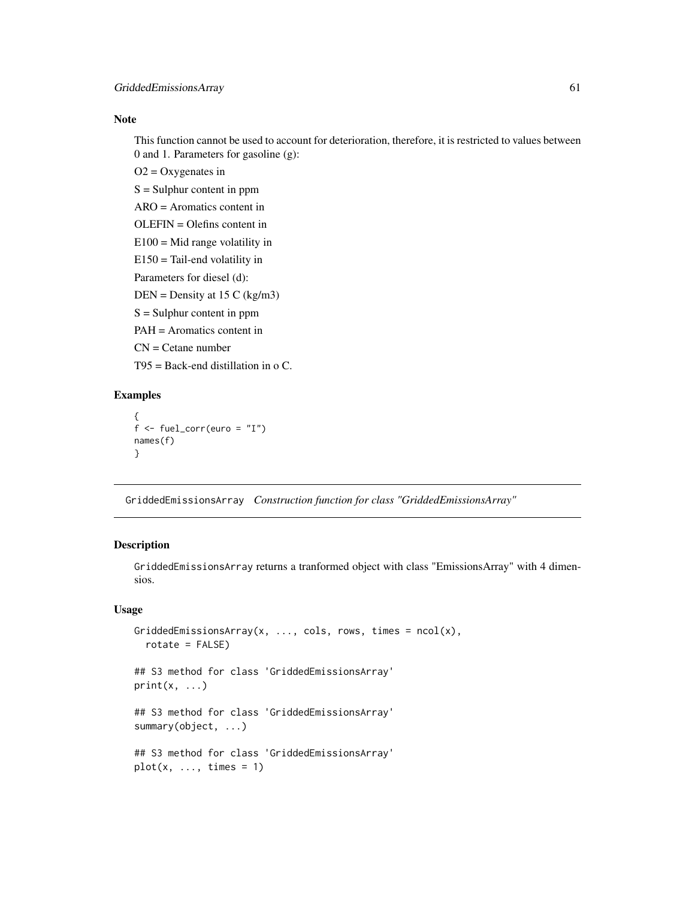### Note

This function cannot be used to account for deterioration, therefore, it is restricted to values between 0 and 1. Parameters for gasoline (g):

O2 = Oxygenates in

S = Sulphur content in ppm

ARO = Aromatics content in

OLEFIN = Olefins content in

E100 = Mid range volatility in

E150 = Tail-end volatility in

Parameters for diesel (d):

DEN = Density at 15 C (kg/m3)

S = Sulphur content in ppm

PAH = Aromatics content in

CN = Cetane number

T95 = Back-end distillation in o C.

### Examples

```
{
f <- fuel_corr(euro = "I")
names(f)
}
```

---

## GriddedEmissionsArray *Construction function for class "GriddedEmissionsArray"*

---

### Description

GriddedEmissionsArray returns a tranformed object with class "EmissionsArray" with 4 dimensios.

### Usage

```
GriddedEmissionsArray(x, ..., cols, rows, times = ncol(x),
  rotate = FALSE)

## S3 method for class 'GriddedEmissionsArray'
print(x, ...)

## S3 method for class 'GriddedEmissionsArray'
summary(object, ...)

## S3 method for class 'GriddedEmissionsArray'
plot(x, ..., times = 1)
```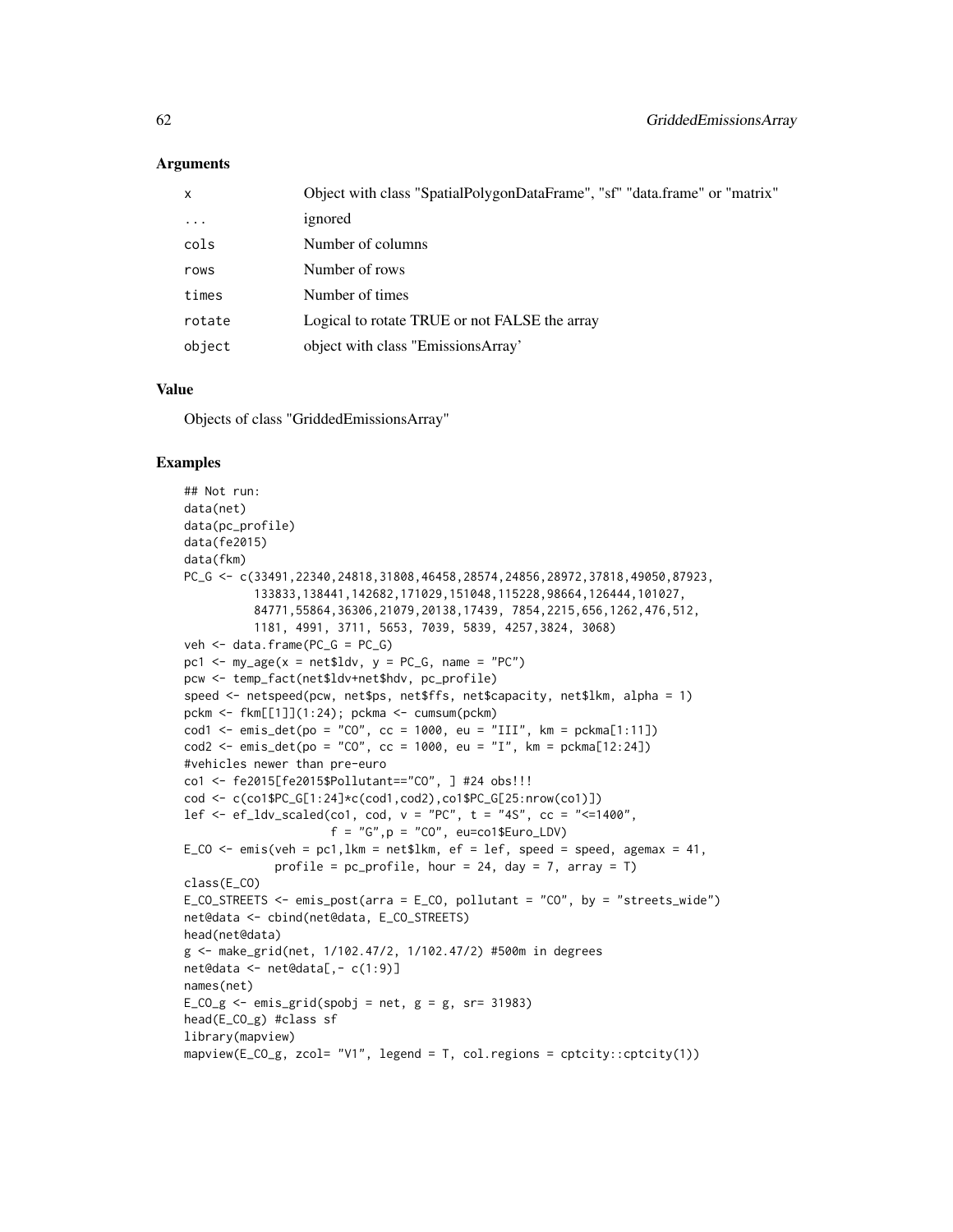### Arguments

| | |
|---|---|
| x | Object with class "SpatialPolygonDataFrame", "sf" "data.frame" or "matrix" |
| ... | ignored |
| cols | Number of columns |
| rows | Number of rows |
| times | Number of times |
| rotate | Logical to rotate TRUE or not FALSE the array |
| object | object with class "EmissionsArray' |

### Value

Objects of class "GriddedEmissionsArray"

### Examples

```
## Not run:
data(net)
data(pc_profile)
data(fe2015)
data(fkm)
PC_G <- c(33491,22340,24818,31808,46458,28574,24856,28972,37818,49050,87923,
          133833,138441,142682,171029,151048,115228,98664,126444,101027,
          84771,55864,36306,21079,20138,17439, 7854,2215,656,1262,476,512,
          1181, 4991, 3711, 5653, 7039, 5839, 4257,3824, 3068)
veh <- data.frame(PC_G = PC_G)
pc1 <- my_age(x = net$ldv, y = PC_G, name = "PC")
pcw <- temp_fact(net$ldv+net$hdv, pc_profile)
speed <- netspeed(pcw, net$ps, net$ffs, net$capacity, net$lkm, alpha = 1)
pckm <- fkm[[1]](1:24); pckma <- cumsum(pckm)
cod1 <- emis_det(po = "CO", cc = 1000, eu = "III", km = pckma[1:11])
cod2 <- emis_det(po = "CO", cc = 1000, eu = "I", km = pckma[12:24])
#vehicles newer than pre-euro
co1 <- fe2015[fe2015$Pollutant=="CO", ] #24 obs!!!
cod <- c(co1$PC_G[1:24]*c(cod1,cod2),co1$PC_G[25:nrow(co1)])
lef <- ef_ldv_scaled(co1, cod, v = "PC", t = "4S", cc = "<=1400",
                     f = "G",p = "CO", eu=co1$Euro_LDV)
E_CO <- emis(veh = pc1,lkm = net$lkm, ef = lef, speed = speed, agemax = 41,
             profile = pc_profile, hour = 24, day = 7, array = T)
class(E_CO)
E_CO_STREETS <- emis_post(arra = E_CO, pollutant = "CO", by = "streets_wide")
net@data <- cbind(net@data, E_CO_STREETS)
head(net@data)
g <- make_grid(net, 1/102.47/2, 1/102.47/2) #500m in degrees
net@data <- net@data[,- c(1:9)]
names(net)
E_CO_g <- emis_grid(spobj = net, g = g, sr= 31983)
head(E_CO_g) #class sf
library(mapview)
mapview(E_CO_g, zcol= "V1", legend = T, col.regions = cptcity::cptcity(1))
```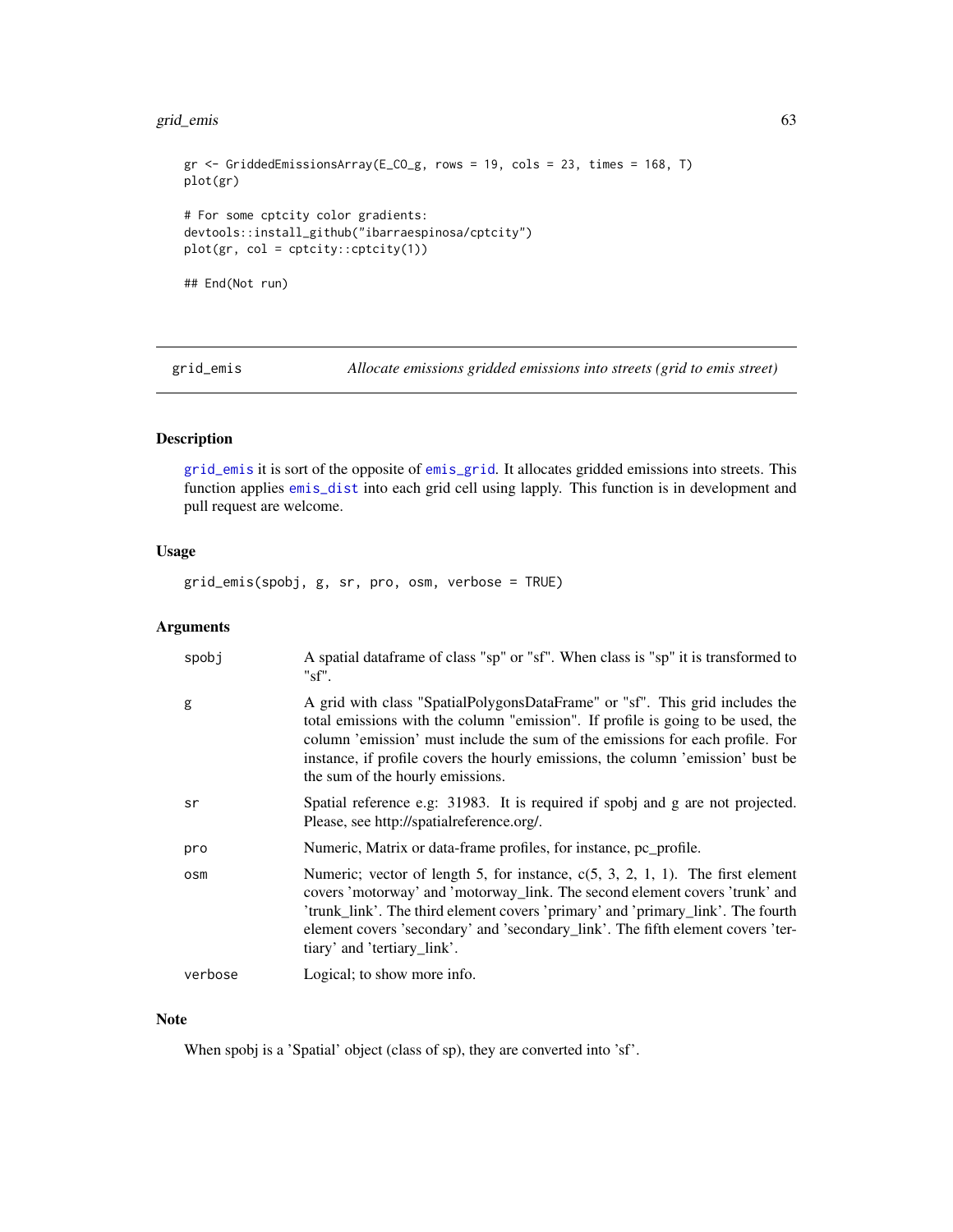```
gr <- GriddedEmissionsArray(E_CO_g, rows = 19, cols = 23, times = 168, T)
plot(gr)

# For some cptcity color gradients:
devtools::install_github("ibarraespinosa/cptcity")
plot(gr, col = cptcity::cptcity(1))

## End(Not run)
```

## grid_emis

*Allocate emissions gridded emissions into streets (grid to emis street)*

### Description

grid_emis it is sort of the opposite of emis_grid. It allocates gridded emissions into streets. This function applies emis_dist into each grid cell using lapply. This function is in development and pull request are welcome.

### Usage

```
grid_emis(spobj, g, sr, pro, osm, verbose = TRUE)
```

### Arguments

| | |
|---|---|
| spobj | A spatial dataframe of class "sp" or "sf". When class is "sp" it is transformed to "sf". |
| g | A grid with class "SpatialPolygonsDataFrame" or "sf". This grid includes the total emissions with the column "emission". If profile is going to be used, the column 'emission' must include the sum of the emissions for each profile. For instance, if profile covers the hourly emissions, the column 'emission' bust be the sum of the hourly emissions. |
| sr | Spatial reference e.g: 31983. It is required if spobj and g are not projected. Please, see http://spatialreference.org/. |
| pro | Numeric, Matrix or data-frame profiles, for instance, pc_profile. |
| osm | Numeric; vector of length 5, for instance, c(5, 3, 2, 1, 1). The first element covers 'motorway' and 'motorway_link. The second element covers 'trunk' and 'trunk_link'. The third element covers 'primary' and 'primary_link'. The fourth element covers 'secondary' and 'secondary_link'. The fifth element covers 'tertiary' and 'tertiary_link'. |
| verbose | Logical; to show more info. |

### Note

When spobj is a 'Spatial' object (class of sp), they are converted into 'sf'.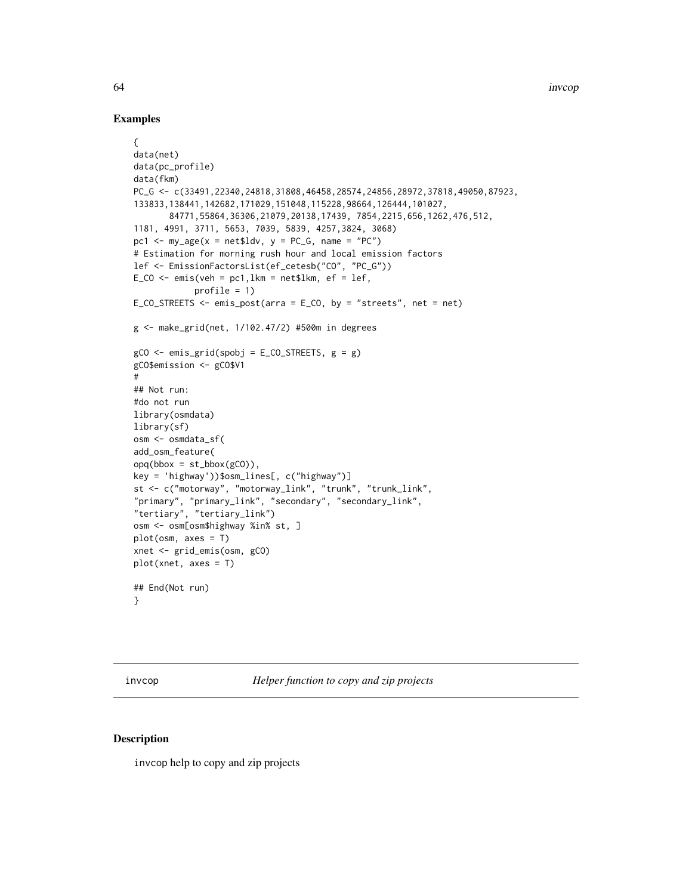## Examples

```
{
data(net)
data(pc_profile)
data(fkm)
PC_G <- c(33491,22340,24818,31808,46458,28574,24856,28972,37818,49050,87923,
133833,138441,142682,171029,151048,115228,98664,126444,101027,
      84771,55864,36306,21079,20138,17439, 7854,2215,656,1262,476,512,
1181, 4991, 3711, 5653, 7039, 5839, 4257,3824, 3068)
pc1 <- my_age(x = net$ldv, y = PC_G, name = "PC")
# Estimation for morning rush hour and local emission factors
lef <- EmissionFactorsList(ef_cetesb("CO", "PC_G"))
E_CO <- emis(veh = pc1,lkm = net$lkm, ef = lef,
          profile = 1)
E_CO_STREETS <- emis_post(arra = E_CO, by = "streets", net = net)

g <- make_grid(net, 1/102.47/2) #500m in degrees

gCO <- emis_grid(spobj = E_CO_STREETS, g = g)
gCO$emission <- gCO$V1
#
## Not run:
#do not run
library(osmdata)
library(sf)
osm <- osmdata_sf(
add_osm_feature(
opq(bbox = st_bbox(gCO)),
key = 'highway'))$osm_lines[, c("highway")]
st <- c("motorway", "motorway_link", "trunk", "trunk_link",
"primary", "primary_link", "secondary", "secondary_link",
"tertiary", "tertiary_link")
osm <- osm[osm$highway %in% st, ]
plot(osm, axes = T)
xnet <- grid_emis(osm, gCO)
plot(xnet, axes = T)

## End(Not run)
}
```

---

invcop *Helper function to copy and zip projects*

---

## Description

invcop help to copy and zip projects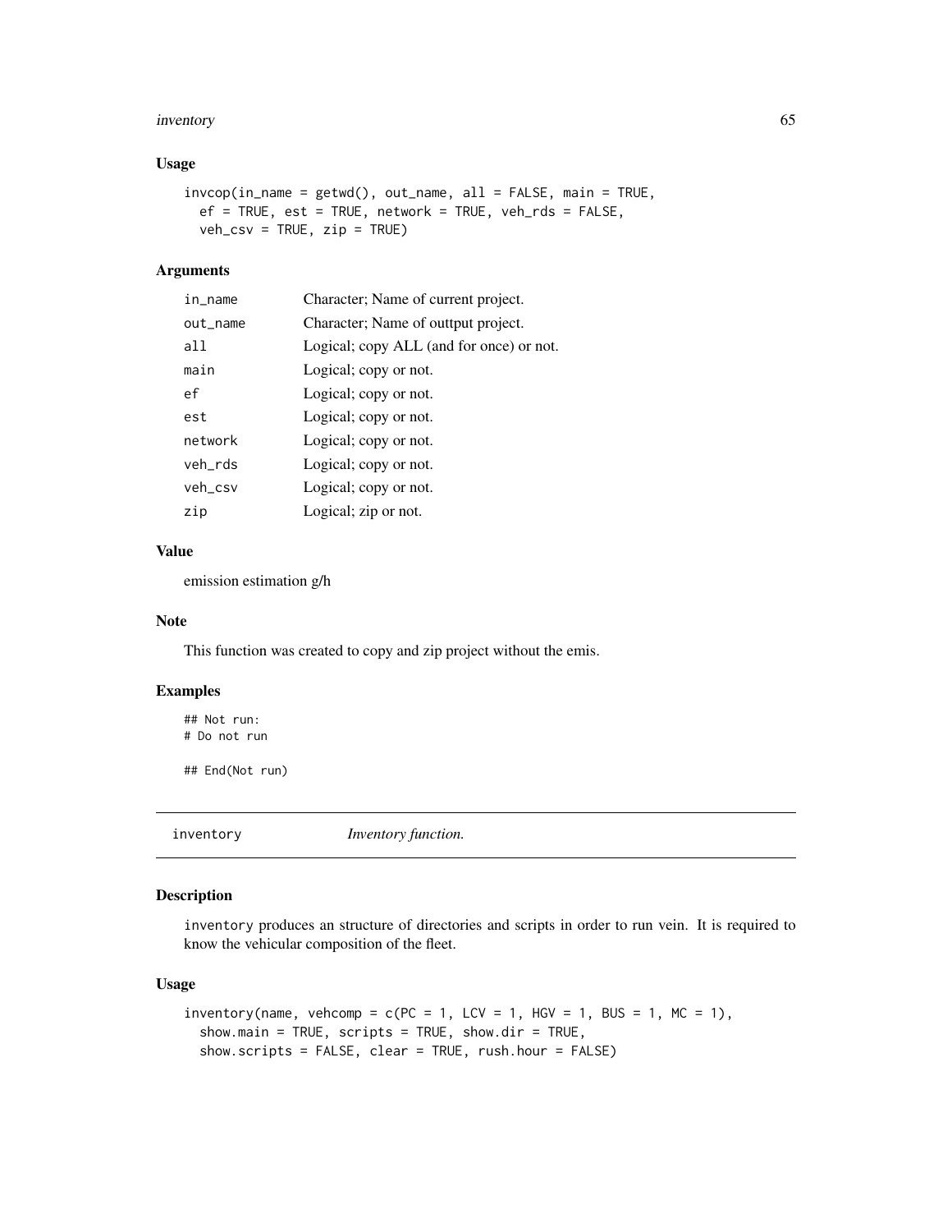### Usage

```
invcop(in_name = getwd(), out_name, all = FALSE, main = TRUE,
  ef = TRUE, est = TRUE, network = TRUE, veh_rds = FALSE,
  veh_csv = TRUE, zip = TRUE)
```

### Arguments

| | |
|---|---|
| in_name | Character; Name of current project. |
| out_name | Character; Name of outtput project. |
| all | Logical; copy ALL (and for once) or not. |
| main | Logical; copy or not. |
| ef | Logical; copy or not. |
| est | Logical; copy or not. |
| network | Logical; copy or not. |
| veh_rds | Logical; copy or not. |
| veh_csv | Logical; copy or not. |
| zip | Logical; zip or not. |

### Value

emission estimation g/h

### Note

This function was created to copy and zip project without the emis.

### Examples

```
## Not run:
# Do not run

## End(Not run)
```

---

## inventory &nbsp;&nbsp;&nbsp;&nbsp; *Inventory function.*

---

### Description

inventory produces an structure of directories and scripts in order to run vein. It is required to know the vehicular composition of the fleet.

### Usage

```
inventory(name, vehcomp = c(PC = 1, LCV = 1, HGV = 1, BUS = 1, MC = 1),
  show.main = TRUE, scripts = TRUE, show.dir = TRUE,
  show.scripts = FALSE, clear = TRUE, rush.hour = FALSE)
```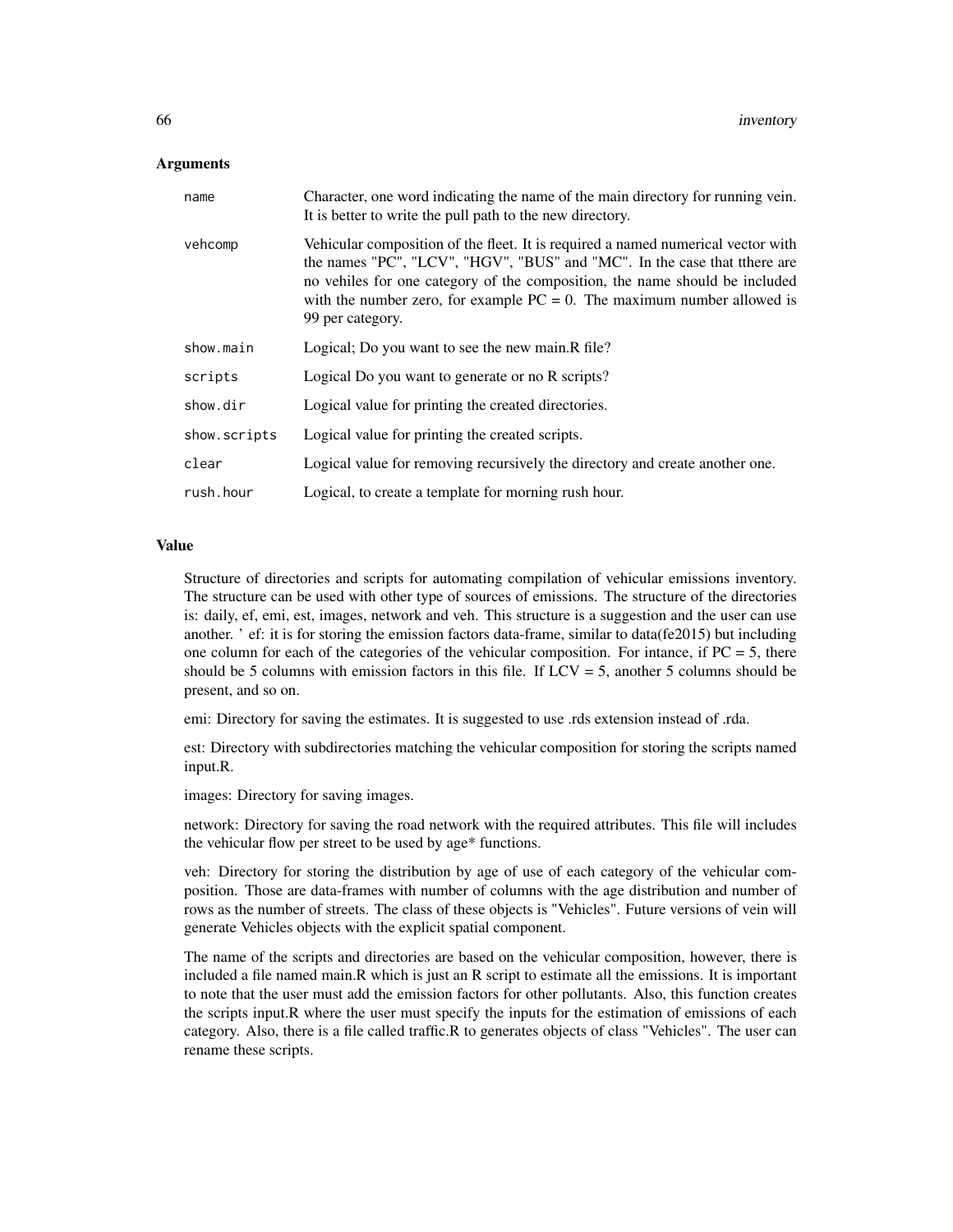## Arguments

| | |
|---|---|
| name | Character, one word indicating the name of the main directory for running vein. It is better to write the pull path to the new directory. |
| vehcomp | Vehicular composition of the fleet. It is required a named numerical vector with the names "PC", "LCV", "HGV", "BUS" and "MC". In the case that tthere are no vehiles for one category of the composition, the name should be included with the number zero, for example PC = 0. The maximum number allowed is 99 per category. |
| show.main | Logical; Do you want to see the new main.R file? |
| scripts | Logical Do you want to generate or no R scripts? |
| show.dir | Logical value for printing the created directories. |
| show.scripts | Logical value for printing the created scripts. |
| clear | Logical value for removing recursively the directory and create another one. |
| rush.hour | Logical, to create a template for morning rush hour. |

## Value

Structure of directories and scripts for automating compilation of vehicular emissions inventory. The structure can be used with other type of sources of emissions. The structure of the directories is: daily, ef, emi, est, images, network and veh. This structure is a suggestion and the user can use another. ' ef: it is for storing the emission factors data-frame, similar to data(fe2015) but including one column for each of the categories of the vehicular composition. For intance, if PC = 5, there should be 5 columns with emission factors in this file. If LCV = 5, another 5 columns should be present, and so on.

emi: Directory for saving the estimates. It is suggested to use .rds extension instead of .rda.

est: Directory with subdirectories matching the vehicular composition for storing the scripts named input.R.

images: Directory for saving images.

network: Directory for saving the road network with the required attributes. This file will includes the vehicular flow per street to be used by age* functions.

veh: Directory for storing the distribution by age of use of each category of the vehicular composition. Those are data-frames with number of columns with the age distribution and number of rows as the number of streets. The class of these objects is "Vehicles". Future versions of vein will generate Vehicles objects with the explicit spatial component.

The name of the scripts and directories are based on the vehicular composition, however, there is included a file named main.R which is just an R script to estimate all the emissions. It is important to note that the user must add the emission factors for other pollutants. Also, this function creates the scripts input.R where the user must specify the inputs for the estimation of emissions of each category. Also, there is a file called traffic.R to generates objects of class "Vehicles". The user can rename these scripts.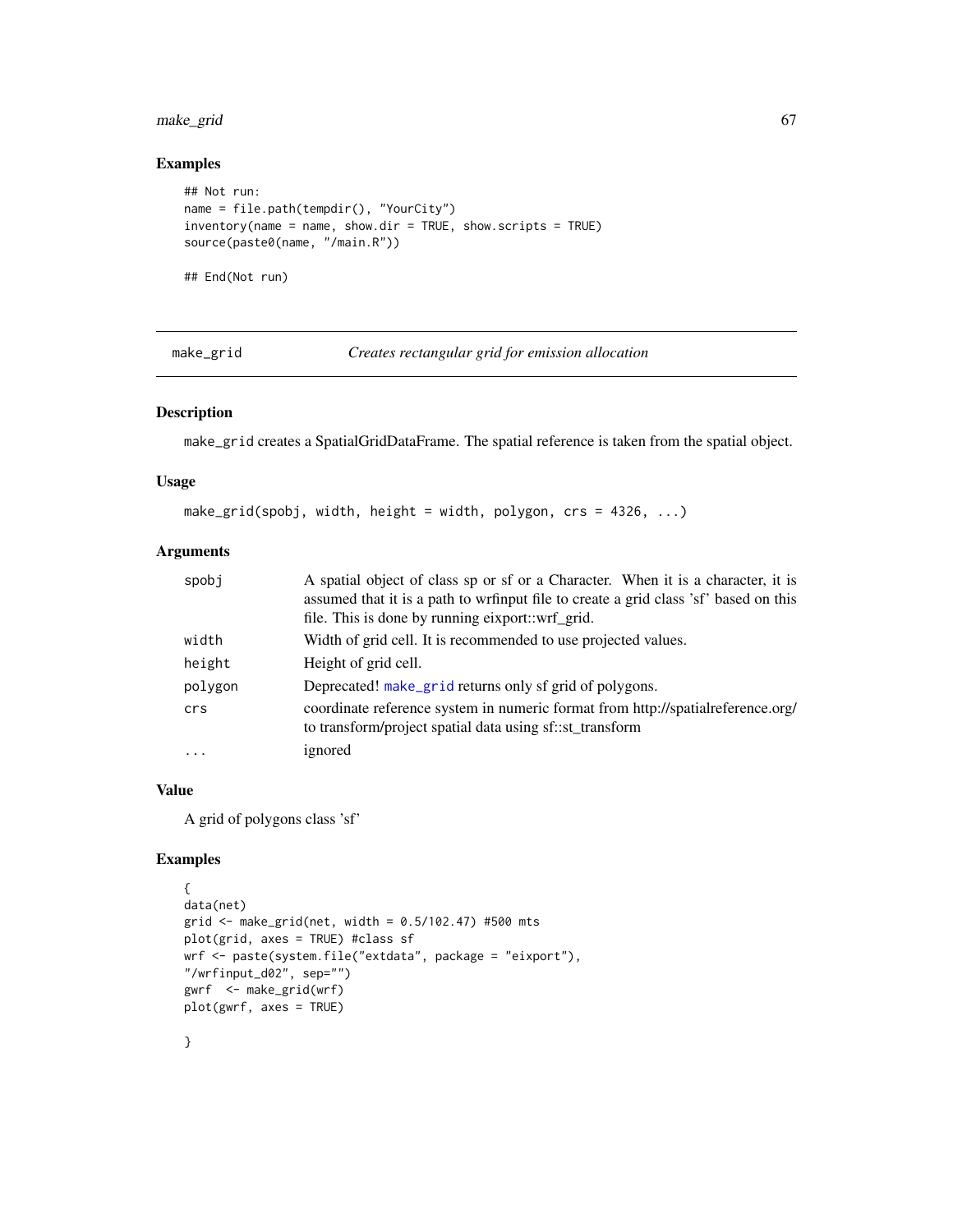### Examples

```
## Not run:
name = file.path(tempdir(), "YourCity")
inventory(name = name, show.dir = TRUE, show.scripts = TRUE)
source(paste0(name, "/main.R"))

## End(Not run)
```

---

## make_grid — *Creates rectangular grid for emission allocation*

---

### Description

make_grid creates a SpatialGridDataFrame. The spatial reference is taken from the spatial object.

### Usage

```
make_grid(spobj, width, height = width, polygon, crs = 4326, ...)
```

### Arguments

| | |
|---|---|
| spobj | A spatial object of class sp or sf or a Character. When it is a character, it is assumed that it is a path to wrfinput file to create a grid class 'sf' based on this file. This is done by running eixport::wrf_grid. |
| width | Width of grid cell. It is recommended to use projected values. |
| height | Height of grid cell. |
| polygon | Deprecated! make_grid returns only sf grid of polygons. |
| crs | coordinate reference system in numeric format from http://spatialreference.org/ to transform/project spatial data using sf::st_transform |
| ... | ignored |

### Value

A grid of polygons class 'sf'

### Examples

```
{
data(net)
grid <- make_grid(net, width = 0.5/102.47) #500 mts
plot(grid, axes = TRUE) #class sf
wrf <- paste(system.file("extdata", package = "eixport"),
"/wrfinput_d02", sep="")
gwrf  <- make_grid(wrf)
plot(gwrf, axes = TRUE)

}
```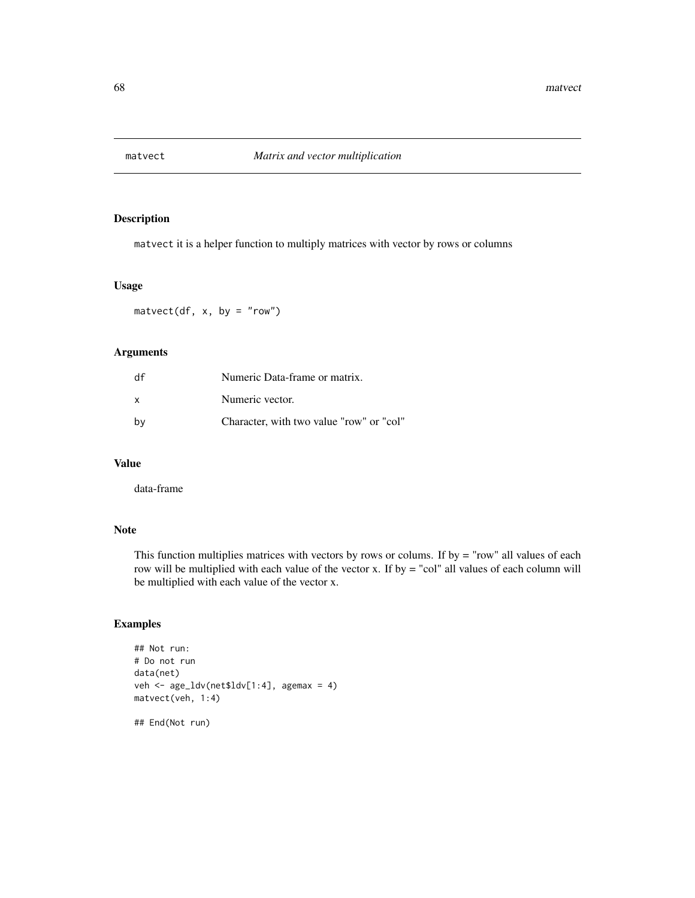# matvect — *Matrix and vector multiplication*

## Description

`matvect` it is a helper function to multiply matrices with vector by rows or columns

## Usage

```
matvect(df, x, by = "row")
```

## Arguments

| | |
|---|---|
| df | Numeric Data-frame or matrix. |
| x | Numeric vector. |
| by | Character, with two value "row" or "col" |

## Value

data-frame

## Note

This function multiplies matrices with vectors by rows or colums. If by = "row" all values of each row will be multiplied with each value of the vector x. If by = "col" all values of each column will be multiplied with each value of the vector x.

## Examples

```
## Not run:
# Do not run
data(net)
veh <- age_ldv(net$ldv[1:4], agemax = 4)
matvect(veh, 1:4)

## End(Not run)
```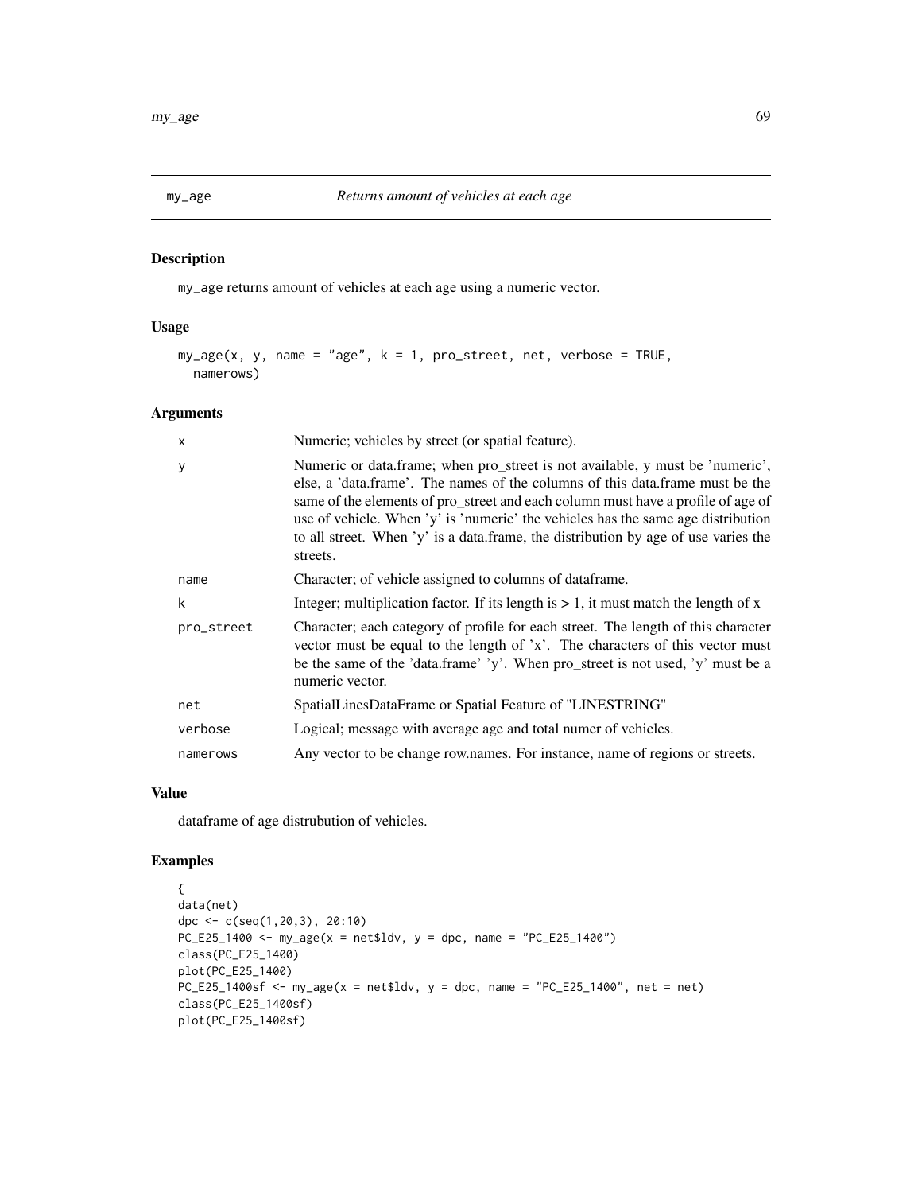# my_age *Returns amount of vehicles at each age*

## Description

my_age returns amount of vehicles at each age using a numeric vector.

## Usage

```
my_age(x, y, name = "age", k = 1, pro_street, net, verbose = TRUE,
  namerows)
```

## Arguments

| | |
|---|---|
| x | Numeric; vehicles by street (or spatial feature). |
| y | Numeric or data.frame; when pro_street is not available, y must be 'numeric', else, a 'data.frame'. The names of the columns of this data.frame must be the same of the elements of pro_street and each column must have a profile of age of use of vehicle. When 'y' is 'numeric' the vehicles has the same age distribution to all street. When 'y' is a data.frame, the distribution by age of use varies the streets. |
| name | Character; of vehicle assigned to columns of dataframe. |
| k | Integer; multiplication factor. If its length is > 1, it must match the length of x |
| pro_street | Character; each category of profile for each street. The length of this character vector must be equal to the length of 'x'. The characters of this vector must be the same of the 'data.frame' 'y'. When pro_street is not used, 'y' must be a numeric vector. |
| net | SpatialLinesDataFrame or Spatial Feature of "LINESTRING" |
| verbose | Logical; message with average age and total numer of vehicles. |
| namerows | Any vector to be change row.names. For instance, name of regions or streets. |

## Value

dataframe of age distrubution of vehicles.

## Examples

```
{
data(net)
dpc <- c(seq(1,20,3), 20:10)
PC_E25_1400 <- my_age(x = net$ldv, y = dpc, name = "PC_E25_1400")
class(PC_E25_1400)
plot(PC_E25_1400)
PC_E25_1400sf <- my_age(x = net$ldv, y = dpc, name = "PC_E25_1400", net = net)
class(PC_E25_1400sf)
plot(PC_E25_1400sf)
```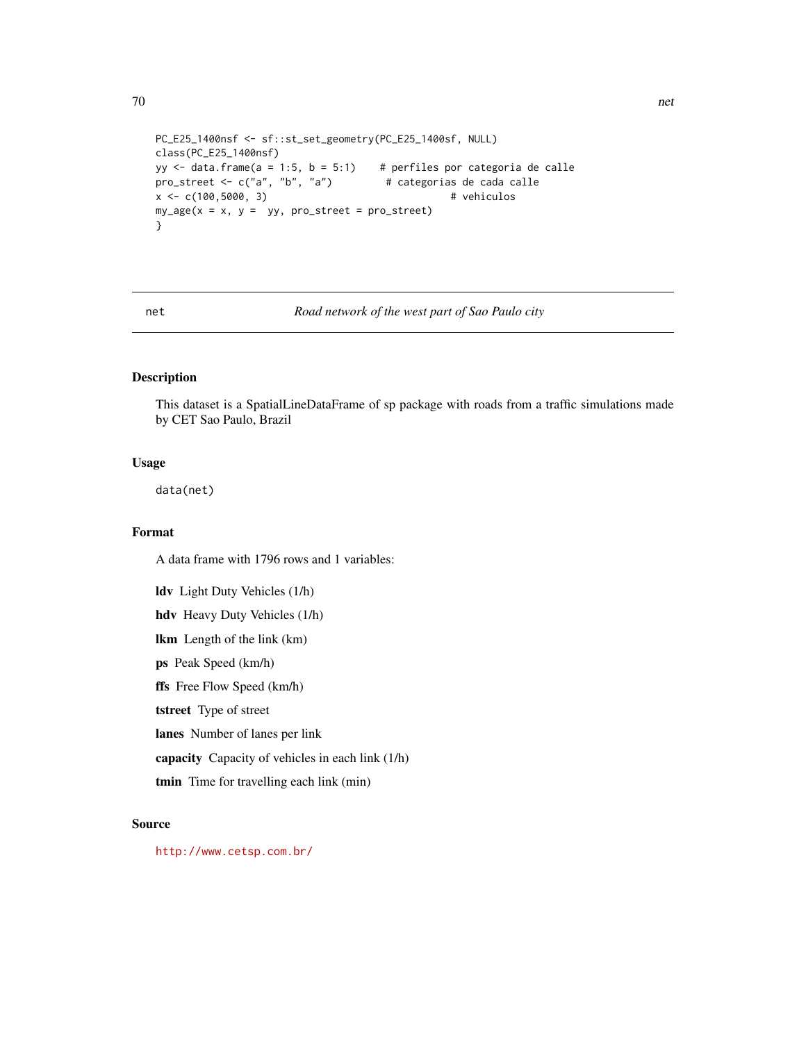```
PC_E25_1400nsf <- sf::st_set_geometry(PC_E25_1400sf, NULL)
class(PC_E25_1400nsf)
yy <- data.frame(a = 1:5, b = 5:1)    # perfiles por categoria de calle
pro_street <- c("a", "b", "a")         # categorias de cada calle
x <- c(100,5000, 3)                               # veiculos
my_age(x = x, y =  yy, pro_street = pro_street)
}
```

---

net *Road network of the west part of Sao Paulo city*

---

## Description

This dataset is a SpatialLineDataFrame of sp package with roads from a traffic simulations made by CET Sao Paulo, Brazil

## Usage

```
data(net)
```

## Format

A data frame with 1796 rows and 1 variables:

**ldv** Light Duty Vehicles (1/h)

**hdv** Heavy Duty Vehicles (1/h)

**lkm** Length of the link (km)

**ps** Peak Speed (km/h)

**ffs** Free Flow Speed (km/h)

**tstreet** Type of street

**lanes** Number of lanes per link

**capacity** Capacity of vehicles in each link (1/h)

**tmin** Time for travelling each link (min)

## Source

http://www.cetsp.com.br/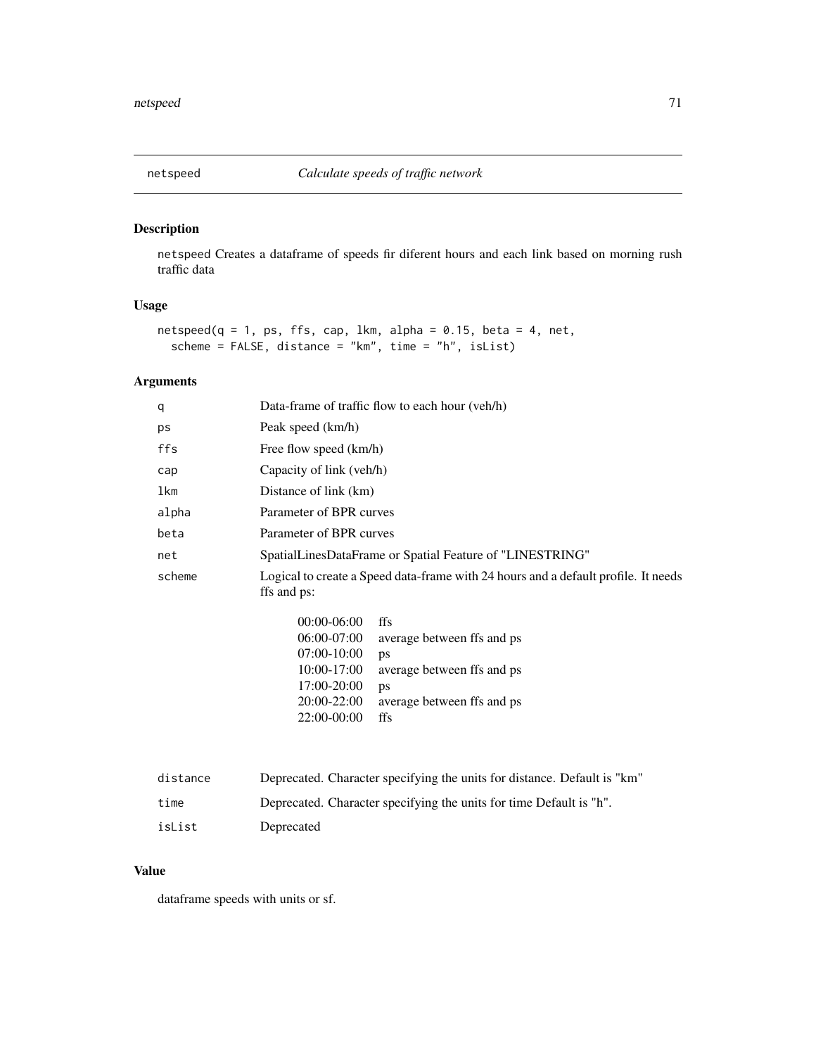## netspeed *Calculate speeds of traffic network*

### Description

netspeed Creates a dataframe of speeds fir diferent hours and each link based on morning rush traffic data

### Usage

```
netspeed(q = 1, ps, ffs, cap, lkm, alpha = 0.15, beta = 4, net,
  scheme = FALSE, distance = "km", time = "h", isList)
```

### Arguments

| | |
|---|---|
| q | Data-frame of traffic flow to each hour (veh/h) |
| ps | Peak speed (km/h) |
| ffs | Free flow speed (km/h) |
| cap | Capacity of link (veh/h) |
| lkm | Distance of link (km) |
| alpha | Parameter of BPR curves |
| beta | Parameter of BPR curves |
| net | SpatialLinesDataFrame or Spatial Feature of "LINESTRING" |
| scheme | Logical to create a Speed data-frame with 24 hours and a default profile. It needs ffs and ps: |
| distance | Deprecated. Character specifying the units for distance. Default is "km" |
| time | Deprecated. Character specifying the units for time Default is "h". |
| isList | Deprecated |

| | |
|---|---|
| 00:00-06:00 | ffs |
| 06:00-07:00 | average between ffs and ps |
| 07:00-10:00 | ps |
| 10:00-17:00 | average between ffs and ps |
| 17:00-20:00 | ps |
| 20:00-22:00 | average between ffs and ps |
| 22:00-00:00 | ffs |

### Value

dataframe speeds with units or sf.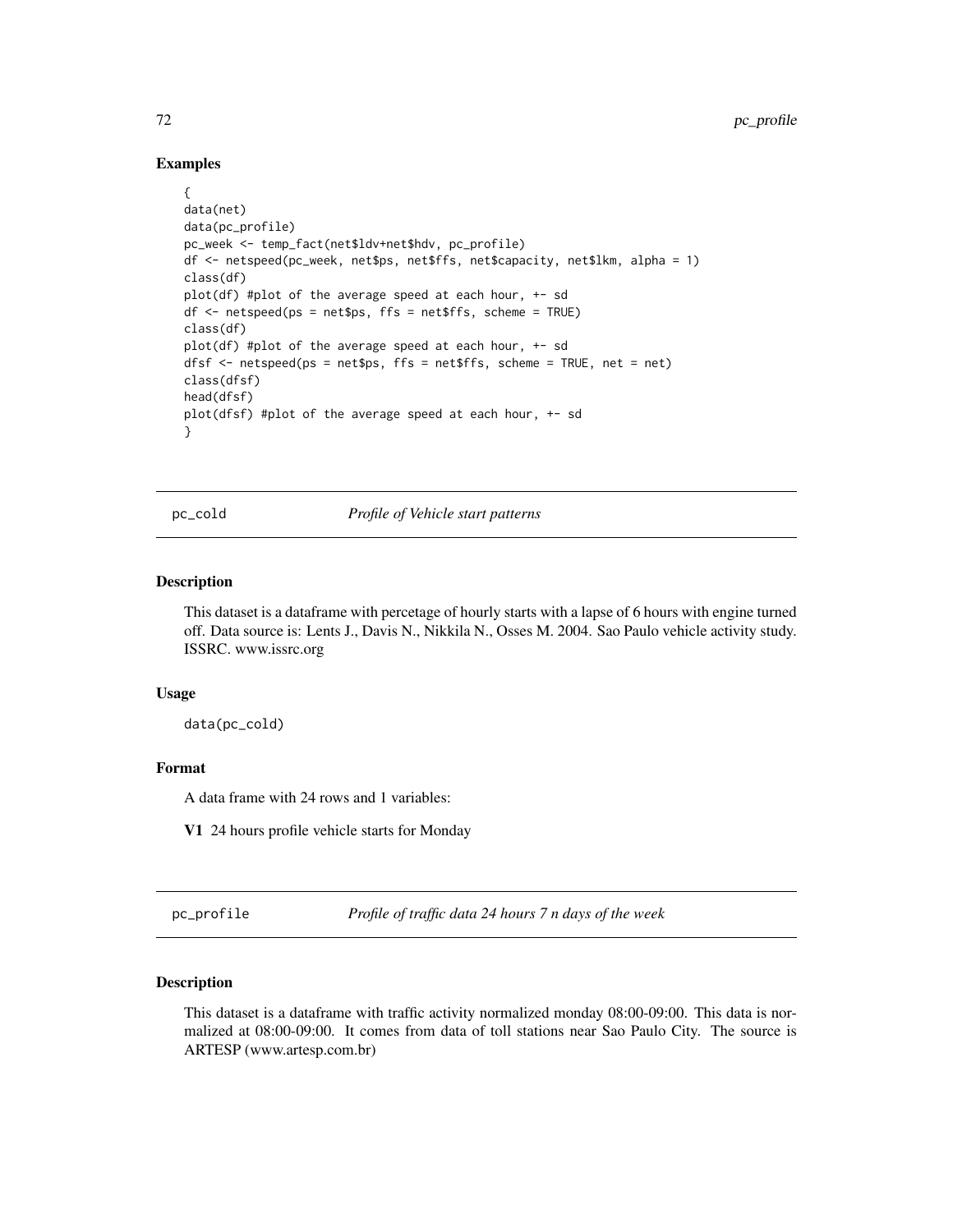### Examples

```
{
data(net)
data(pc_profile)
pc_week <- temp_fact(net$ldv+net$hdv, pc_profile)
df <- netspeed(pc_week, net$ps, net$ffs, net$capacity, net$lkm, alpha = 1)
class(df)
plot(df) #plot of the average speed at each hour, +- sd
df <- netspeed(ps = net$ps, ffs = net$ffs, scheme = TRUE)
class(df)
plot(df) #plot of the average speed at each hour, +- sd
dfsf <- netspeed(ps = net$ps, ffs = net$ffs, scheme = TRUE, net = net)
class(dfsf)
head(dfsf)
plot(dfsf) #plot of the average speed at each hour, +- sd
}
```

## pc_cold — *Profile of Vehicle start patterns*

### Description

This dataset is a dataframe with percetage of hourly starts with a lapse of 6 hours with engine turned off. Data source is: Lents J., Davis N., Nikkila N., Osses M. 2004. Sao Paulo vehicle activity study. ISSRC. www.issrc.org

### Usage

```
data(pc_cold)
```

### Format

A data frame with 24 rows and 1 variables:

**V1** 24 hours profile vehicle starts for Monday

## pc_profile — *Profile of traffic data 24 hours 7 n days of the week*

### Description

This dataset is a dataframe with traffic activity normalized monday 08:00-09:00. This data is normalized at 08:00-09:00. It comes from data of toll stations near Sao Paulo City. The source is ARTESP (www.artesp.com.br)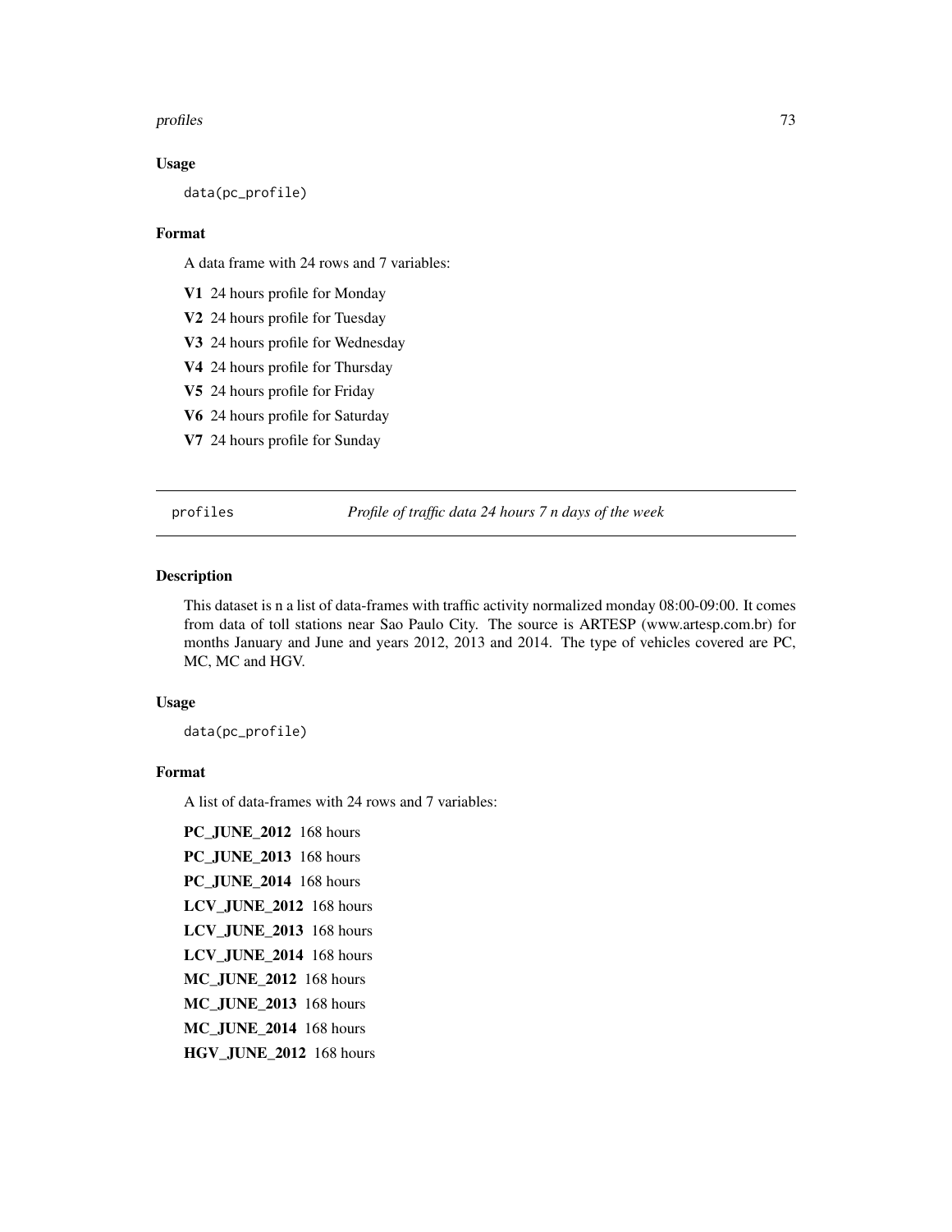### Usage

```
data(pc_profile)
```

### Format

A data frame with 24 rows and 7 variables:

**V1** 24 hours profile for Monday

**V2** 24 hours profile for Tuesday

**V3** 24 hours profile for Wednesday

**V4** 24 hours profile for Thursday

**V5** 24 hours profile for Friday

**V6** 24 hours profile for Saturday

**V7** 24 hours profile for Sunday

---

## profiles — *Profile of traffic data 24 hours 7 n days of the week*

---

### Description

This dataset is n a list of data-frames with traffic activity normalized monday 08:00-09:00. It comes from data of toll stations near Sao Paulo City. The source is ARTESP (www.artesp.com.br) for months January and June and years 2012, 2013 and 2014. The type of vehicles covered are PC, MC, MC and HGV.

### Usage

```
data(pc_profile)
```

### Format

A list of data-frames with 24 rows and 7 variables:

**PC_JUNE_2012** 168 hours

**PC_JUNE_2013** 168 hours

**PC_JUNE_2014** 168 hours

**LCV_JUNE_2012** 168 hours

**LCV_JUNE_2013** 168 hours

**LCV_JUNE_2014** 168 hours

**MC_JUNE_2012** 168 hours

**MC_JUNE_2013** 168 hours

**MC_JUNE_2014** 168 hours

**HGV_JUNE_2012** 168 hours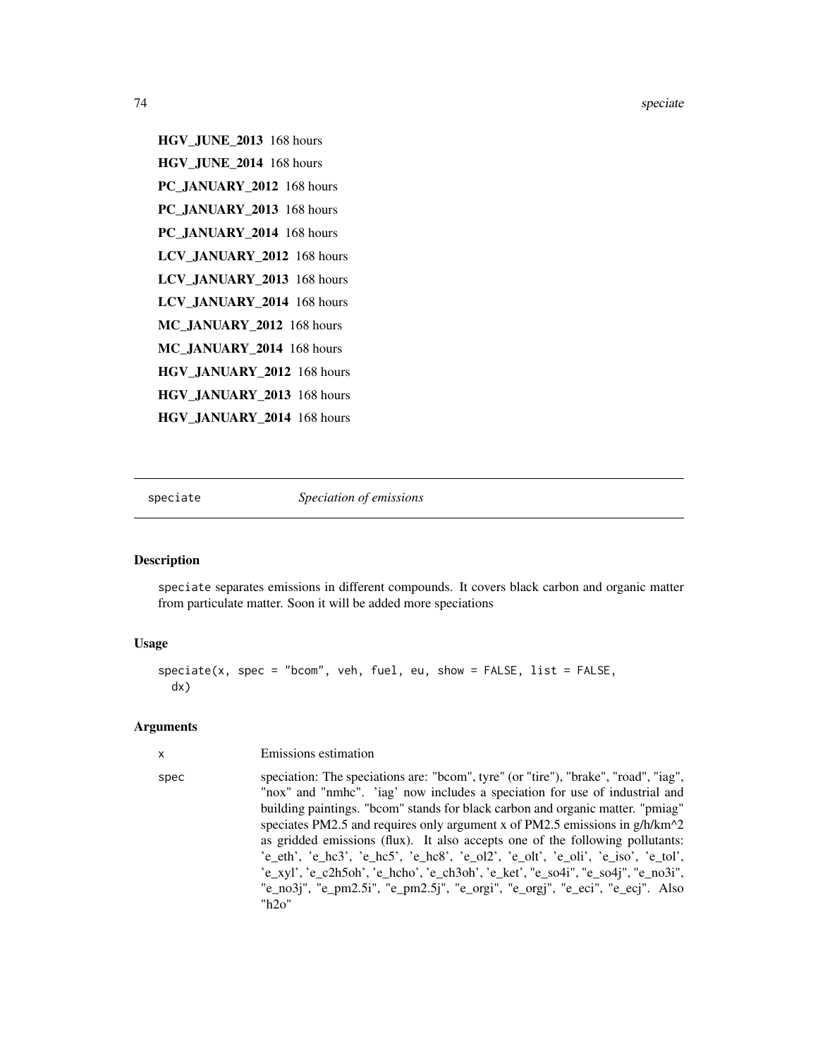**HGV_JUNE_2013** 168 hours

**HGV_JUNE_2014** 168 hours

**PC_JANUARY_2012** 168 hours

**PC_JANUARY_2013** 168 hours

**PC_JANUARY_2014** 168 hours

**LCV_JANUARY_2012** 168 hours

**LCV_JANUARY_2013** 168 hours

**LCV_JANUARY_2014** 168 hours

**MC_JANUARY_2012** 168 hours

**MC_JANUARY_2014** 168 hours

**HGV_JANUARY_2012** 168 hours

**HGV_JANUARY_2013** 168 hours

**HGV_JANUARY_2014** 168 hours

---

## speciate *Speciation of emissions*

---

### Description

speciate separates emissions in different compounds. It covers black carbon and organic matter from particulate matter. Soon it will be added more speciations

### Usage

```
speciate(x, spec = "bcom", veh, fuel, eu, show = FALSE, list = FALSE,
  dx)
```

### Arguments

| | |
|---|---|
| x | Emissions estimation |
| spec | speciation: The speciations are: "bcom", tyre" (or "tire"), "brake", "road", "iag", "nox" and "nmhc". 'iag' now includes a speciation for use of industrial and building paintings. "bcom" stands for black carbon and organic matter. "pmiag" speciates PM2.5 and requires only argument x of PM2.5 emissions in g/h/km^2 as gridded emissions (flux). It also accepts one of the following pollutants: 'e_eth', 'e_hc3', 'e_hc5', 'e_hc8', 'e_ol2', 'e_olt', 'e_oli', 'e_iso', 'e_tol', 'e_xyl', 'e_c2h5oh', 'e_hcho', 'e_ch3oh', 'e_ket', "e_so4i", "e_so4j", "e_no3i", "e_no3j", "e_pm2.5i", "e_pm2.5j", "e_orgi", "e_orgj", "e_eci", "e_ecj". Also "h2o" |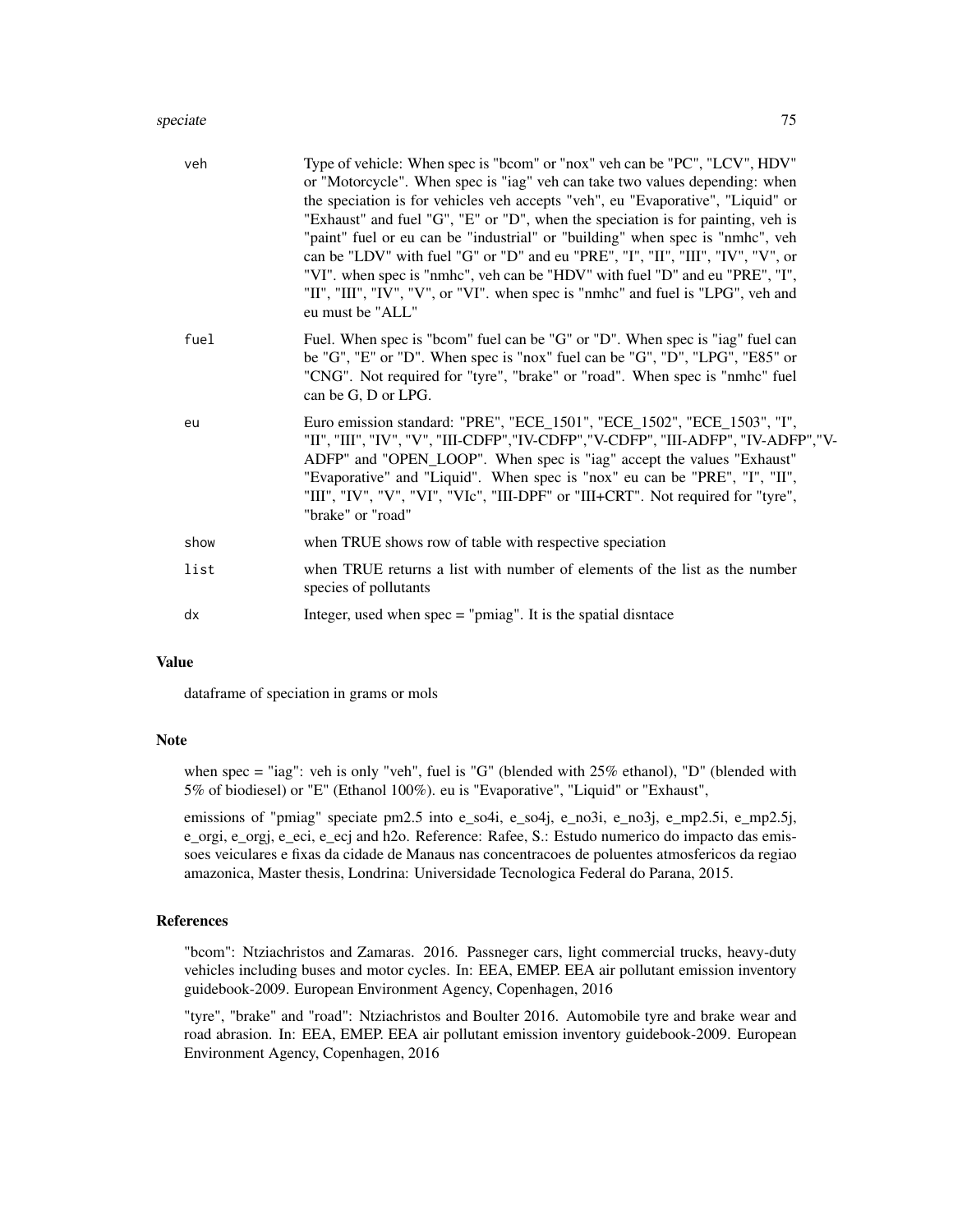| | |
|---|---|
| veh | Type of vehicle: When spec is "bcom" or "nox" veh can be "PC", "LCV", HDV" or "Motorcycle". When spec is "iag" veh can take two values depending: when the speciation is for vehicles veh accepts "veh", eu "Evaporative", "Liquid" or "Exhaust" and fuel "G", "E" or "D", when the speciation is for painting, veh is "paint" fuel or eu can be "industrial" or "building" when spec is "nmhc", veh can be "LDV" with fuel "G" or "D" and eu "PRE", "I", "II", "III", "IV", "V", or "VI". when spec is "nmhc", veh can be "HDV" with fuel "D" and eu "PRE", "I", "II", "III", "IV", "V", or "VI". when spec is "nmhc" and fuel is "LPG", veh and eu must be "ALL" |
| fuel | Fuel. When spec is "bcom" fuel can be "G" or "D". When spec is "iag" fuel can be "G", "E" or "D". When spec is "nox" fuel can be "G", "D", "LPG", "E85" or "CNG". Not required for "tyre", "brake" or "road". When spec is "nmhc" fuel can be G, D or LPG. |
| eu | Euro emission standard: "PRE", "ECE_1501", "ECE_1502", "ECE_1503", "I", "II", "III", "IV", "V", "III-CDFP","IV-CDFP","V-CDFP", "III-ADFP", "IV-ADFP","V-ADFP" and "OPEN_LOOP". When spec is "iag" accept the values "Exhaust" "Evaporative" and "Liquid". When spec is "nox" eu can be "PRE", "I", "II", "III", "IV", "V", "VI", "VIc", "III-DPF" or "III+CRT". Not required for "tyre", "brake" or "road" |
| show | when TRUE shows row of table with respective speciation |
| list | when TRUE returns a list with number of elements of the list as the number species of pollutants |
| dx | Integer, used when spec = "pmiag". It is the spatial disntace |

## Value

dataframe of speciation in grams or mols

## Note

when spec = "iag": veh is only "veh", fuel is "G" (blended with 25% ethanol), "D" (blended with 5% of biodiesel) or "E" (Ethanol 100%). eu is "Evaporative", "Liquid" or "Exhaust",

emissions of "pmiag" speciate pm2.5 into e_so4i, e_so4j, e_no3i, e_no3j, e_mp2.5i, e_mp2.5j, e_orgi, e_orgj, e_eci, e_ecj and h2o. Reference: Rafee, S.: Estudo numerico do impacto das emissoes veiculares e fixas da cidade de Manaus nas concentracoes de poluentes atmosfericos da regiao amazonica, Master thesis, Londrina: Universidade Tecnologica Federal do Parana, 2015.

## References

"bcom": Ntziachristos and Zamaras. 2016. Passneger cars, light commercial trucks, heavy-duty vehicles including buses and motor cycles. In: EEA, EMEP. EEA air pollutant emission inventory guidebook-2009. European Environment Agency, Copenhagen, 2016

"tyre", "brake" and "road": Ntziachristos and Boulter 2016. Automobile tyre and brake wear and road abrasion. In: EEA, EMEP. EEA air pollutant emission inventory guidebook-2009. European Environment Agency, Copenhagen, 2016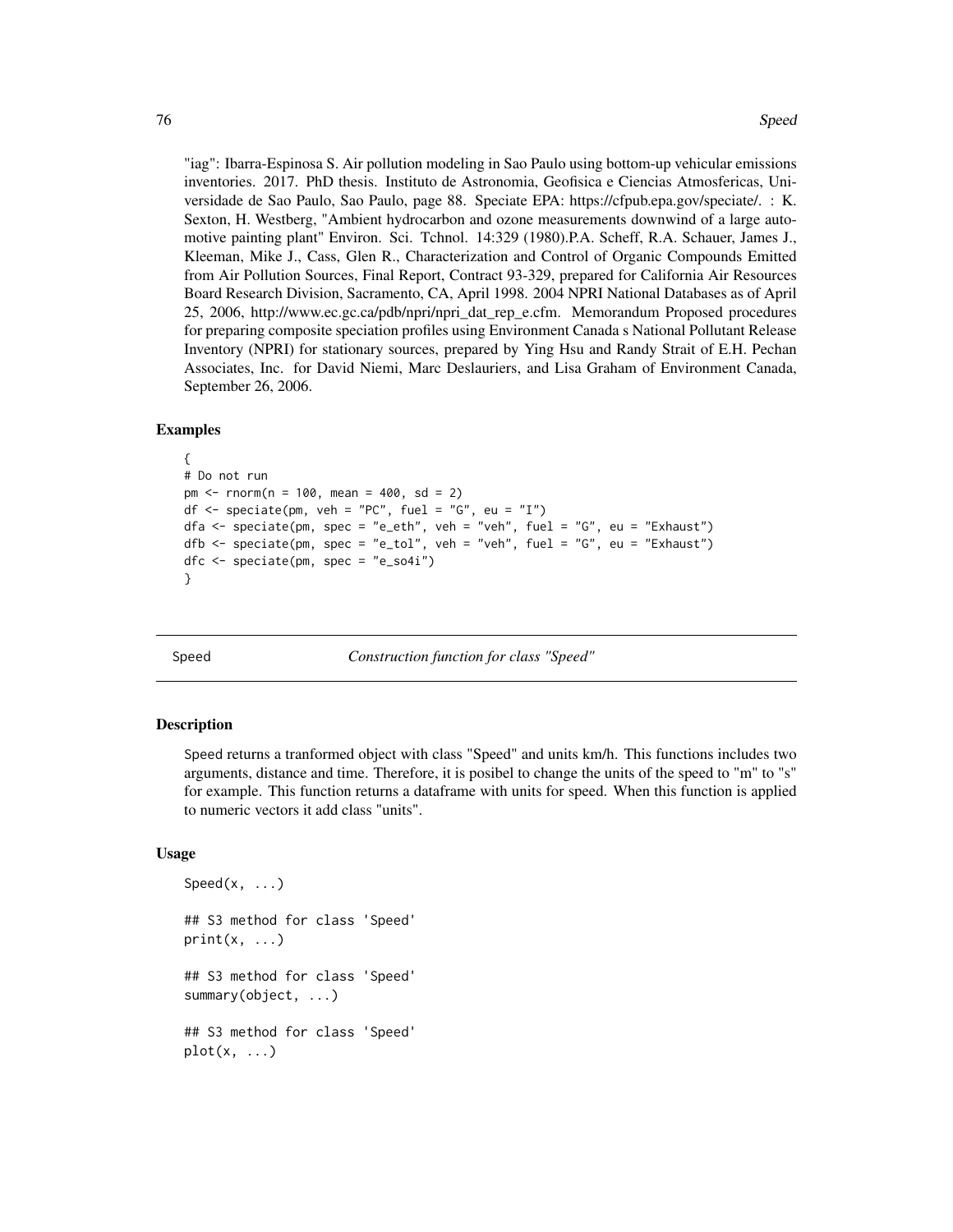"iag": Ibarra-Espinosa S. Air pollution modeling in Sao Paulo using bottom-up vehicular emissions inventories. 2017. PhD thesis. Instituto de Astronomia, Geofisica e Ciencias Atmosfericas, Universidade de Sao Paulo, Sao Paulo, page 88. Speciate EPA: https://cfpub.epa.gov/speciate/. : K. Sexton, H. Westberg, "Ambient hydrocarbon and ozone measurements downwind of a large automotive painting plant" Environ. Sci. Tchnol. 14:329 (1980).P.A. Scheff, R.A. Schauer, James J., Kleeman, Mike J., Cass, Glen R., Characterization and Control of Organic Compounds Emitted from Air Pollution Sources, Final Report, Contract 93-329, prepared for California Air Resources Board Research Division, Sacramento, CA, April 1998. 2004 NPRI National Databases as of April 25, 2006, http://www.ec.gc.ca/pdb/npri/npri_dat_rep_e.cfm. Memorandum Proposed procedures for preparing composite speciation profiles using Environment Canada s National Pollutant Release Inventory (NPRI) for stationary sources, prepared by Ying Hsu and Randy Strait of E.H. Pechan Associates, Inc. for David Niemi, Marc Deslauriers, and Lisa Graham of Environment Canada, September 26, 2006.

### Examples

```
{
# Do not run
pm <- rnorm(n = 100, mean = 400, sd = 2)
df <- speciate(pm, veh = "PC", fuel = "G", eu = "I")
dfa <- speciate(pm, spec = "e_eth", veh = "veh", fuel = "G", eu = "Exhaust")
dfb <- speciate(pm, spec = "e_tol", veh = "veh", fuel = "G", eu = "Exhaust")
dfc <- speciate(pm, spec = "e_so4i")
}
```

## Speed — *Construction function for class "Speed"*

### Description

Speed returns a tranformed object with class "Speed" and units km/h. This functions includes two arguments, distance and time. Therefore, it is posibel to change the units of the speed to "m" to "s" for example. This function returns a dataframe with units for speed. When this function is applied to numeric vectors it add class "units".

### Usage

```
Speed(x, ...)

## S3 method for class 'Speed'
print(x, ...)

## S3 method for class 'Speed'
summary(object, ...)

## S3 method for class 'Speed'
plot(x, ...)
```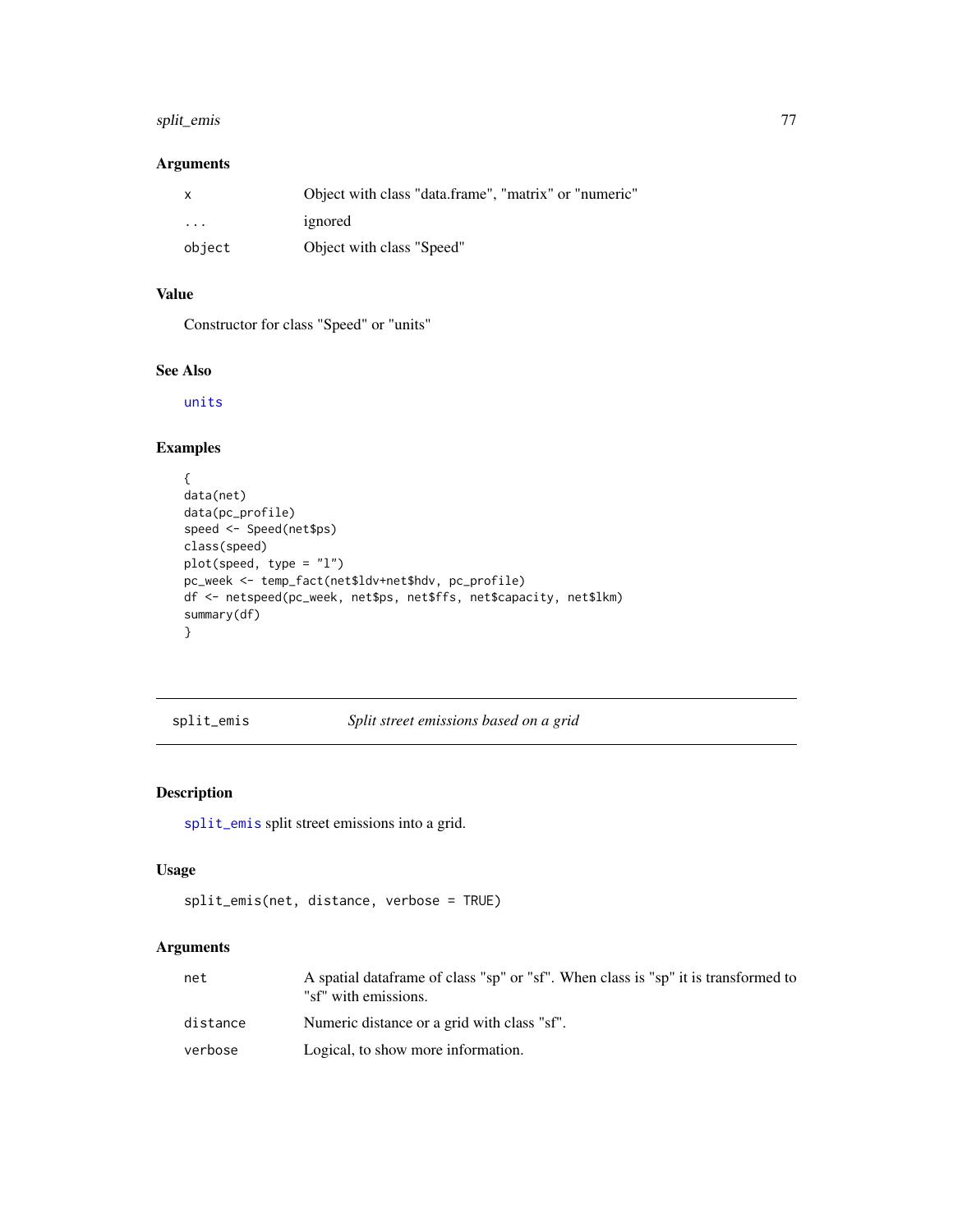## Arguments

| | |
|---|---|
| x | Object with class "data.frame", "matrix" or "numeric" |
| ... | ignored |
| object | Object with class "Speed" |

## Value

Constructor for class "Speed" or "units"

## See Also

units

## Examples

```
{
data(net)
data(pc_profile)
speed <- Speed(net$ps)
class(speed)
plot(speed, type = "l")
pc_week <- temp_fact(net$ldv+net$hdv, pc_profile)
df <- netspeed(pc_week, net$ps, net$ffs, net$capacity, net$lkm)
summary(df)
}
```

---

# split_emis — *Split street emissions based on a grid*

## Description

split_emis split street emissions into a grid.

## Usage

```
split_emis(net, distance, verbose = TRUE)
```

## Arguments

| | |
|---|---|
| net | A spatial dataframe of class "sp" or "sf". When class is "sp" it is transformed to "sf" with emissions. |
| distance | Numeric distance or a grid with class "sf". |
| verbose | Logical, to show more information. |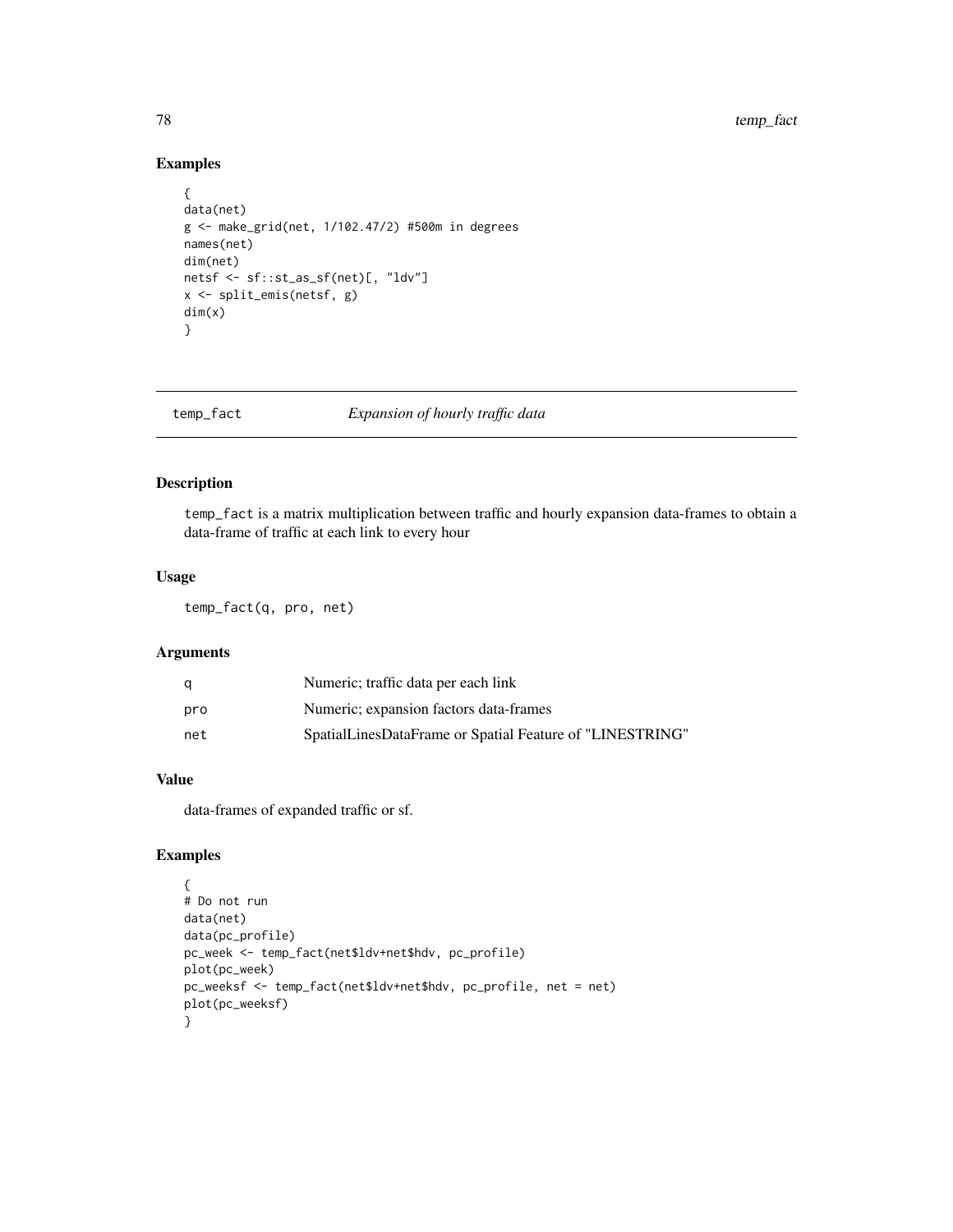## Examples

```
{
data(net)
g <- make_grid(net, 1/102.47/2) #500m in degrees
names(net)
dim(net)
netsf <- sf::st_as_sf(net)[, "ldv"]
x <- split_emis(netsf, g)
dim(x)
}
```

---

## temp_fact *Expansion of hourly traffic data*

### Description

`temp_fact` is a matrix multiplication between traffic and hourly expansion data-frames to obtain a data-frame of traffic at each link to every hour

### Usage

```
temp_fact(q, pro, net)
```

### Arguments

| | |
|---|---|
| q | Numeric; traffic data per each link |
| pro | Numeric; expansion factors data-frames |
| net | SpatialLinesDataFrame or Spatial Feature of "LINESTRING" |

### Value

data-frames of expanded traffic or sf.

### Examples

```
{
# Do not run
data(net)
data(pc_profile)
pc_week <- temp_fact(net$ldv+net$hdv, pc_profile)
plot(pc_week)
pc_weeksf <- temp_fact(net$ldv+net$hdv, pc_profile, net = net)
plot(pc_weeksf)
}
```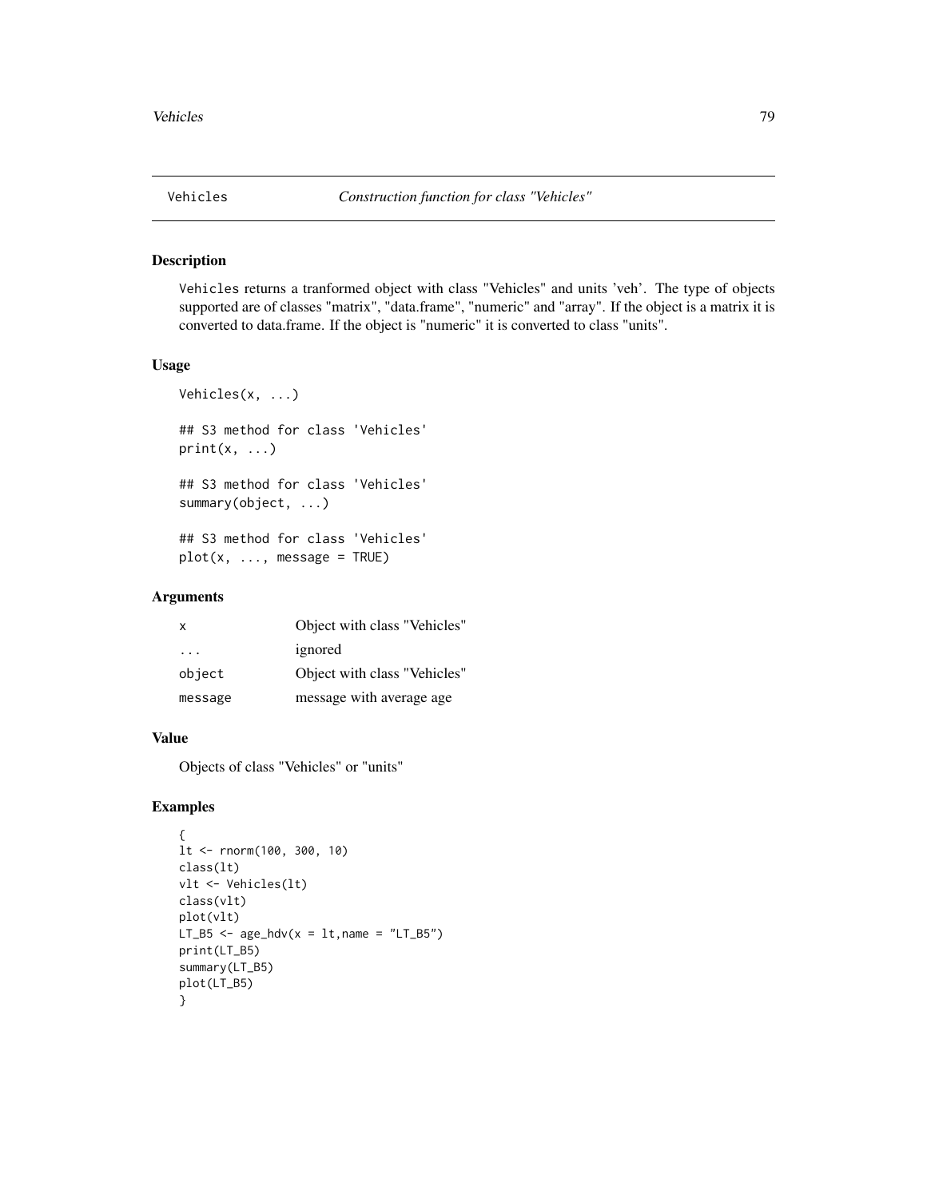## Vehicles *Construction function for class "Vehicles"*

### Description

Vehicles returns a tranformed object with class "Vehicles" and units 'veh'. The type of objects supported are of classes "matrix", "data.frame", "numeric" and "array". If the object is a matrix it is converted to data.frame. If the object is "numeric" it is converted to class "units".

### Usage

```
Vehicles(x, ...)

## S3 method for class 'Vehicles'
print(x, ...)

## S3 method for class 'Vehicles'
summary(object, ...)

## S3 method for class 'Vehicles'
plot(x, ..., message = TRUE)
```

### Arguments

| | |
|---|---|
| x | Object with class "Vehicles" |
| ... | ignored |
| object | Object with class "Vehicles" |
| message | message with average age |

### Value

Objects of class "Vehicles" or "units"

### Examples

```
{
lt <- rnorm(100, 300, 10)
class(lt)
vlt <- Vehicles(lt)
class(vlt)
plot(vlt)
LT_B5 <- age_hdv(x = lt,name = "LT_B5")
print(LT_B5)
summary(LT_B5)
plot(LT_B5)
}
```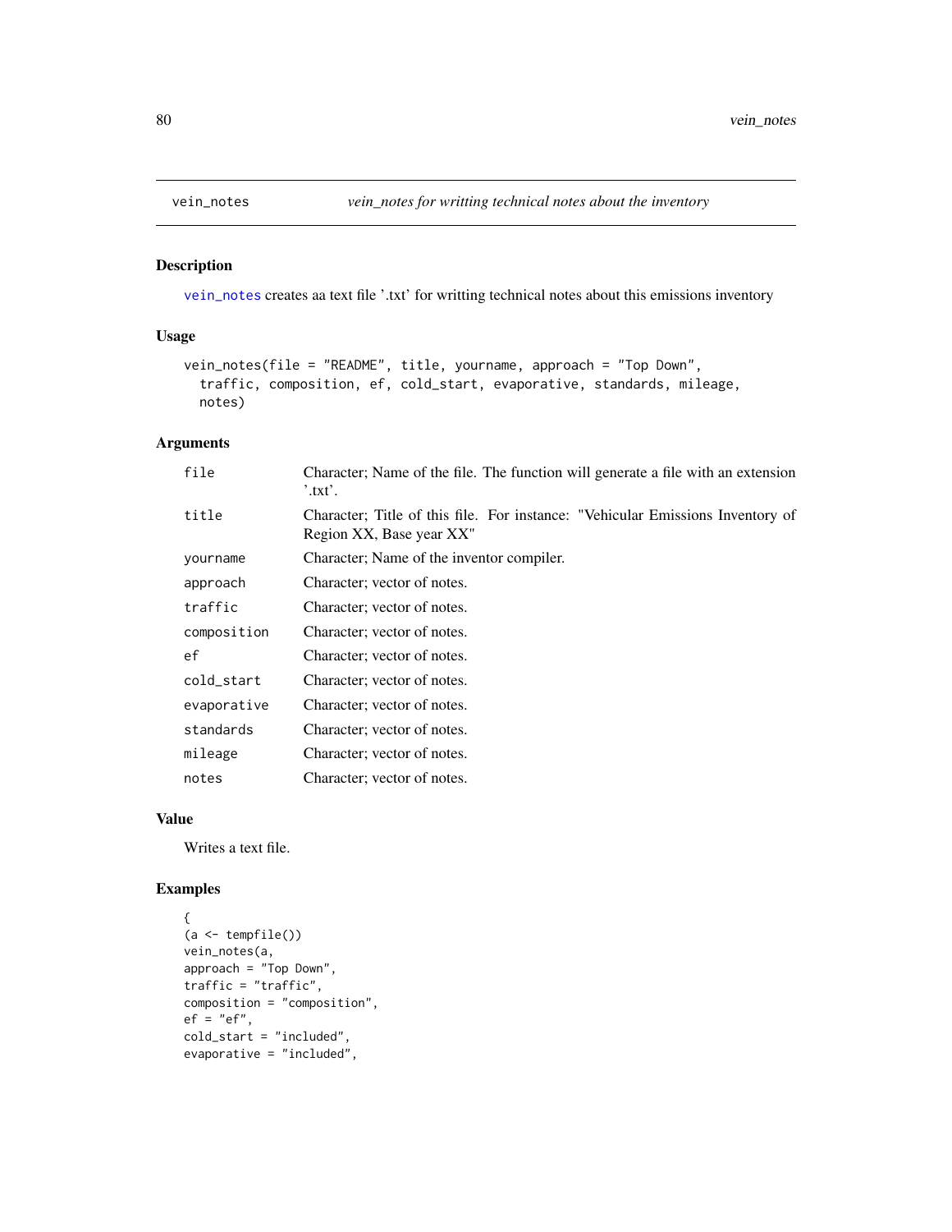## vein_notes — *vein_notes for writting technical notes about the inventory*

### Description

vein_notes creates aa text file '.txt' for writting technical notes about this emissions inventory

### Usage

```
vein_notes(file = "README", title, yourname, approach = "Top Down",
  traffic, composition, ef, cold_start, evaporative, standards, mileage,
  notes)
```

### Arguments

| | |
|---|---|
| file | Character; Name of the file. The function will generate a file with an extension '.txt'. |
| title | Character; Title of this file. For instance: "Vehicular Emissions Inventory of Region XX, Base year XX" |
| yourname | Character; Name of the inventor compiler. |
| approach | Character; vector of notes. |
| traffic | Character; vector of notes. |
| composition | Character; vector of notes. |
| ef | Character; vector of notes. |
| cold_start | Character; vector of notes. |
| evaporative | Character; vector of notes. |
| standards | Character; vector of notes. |
| mileage | Character; vector of notes. |
| notes | Character; vector of notes. |

### Value

Writes a text file.

### Examples

```
{
(a <- tempfile())
vein_notes(a,
approach = "Top Down",
traffic = "traffic",
composition = "composition",
ef = "ef",
cold_start = "included",
evaporative = "included",
```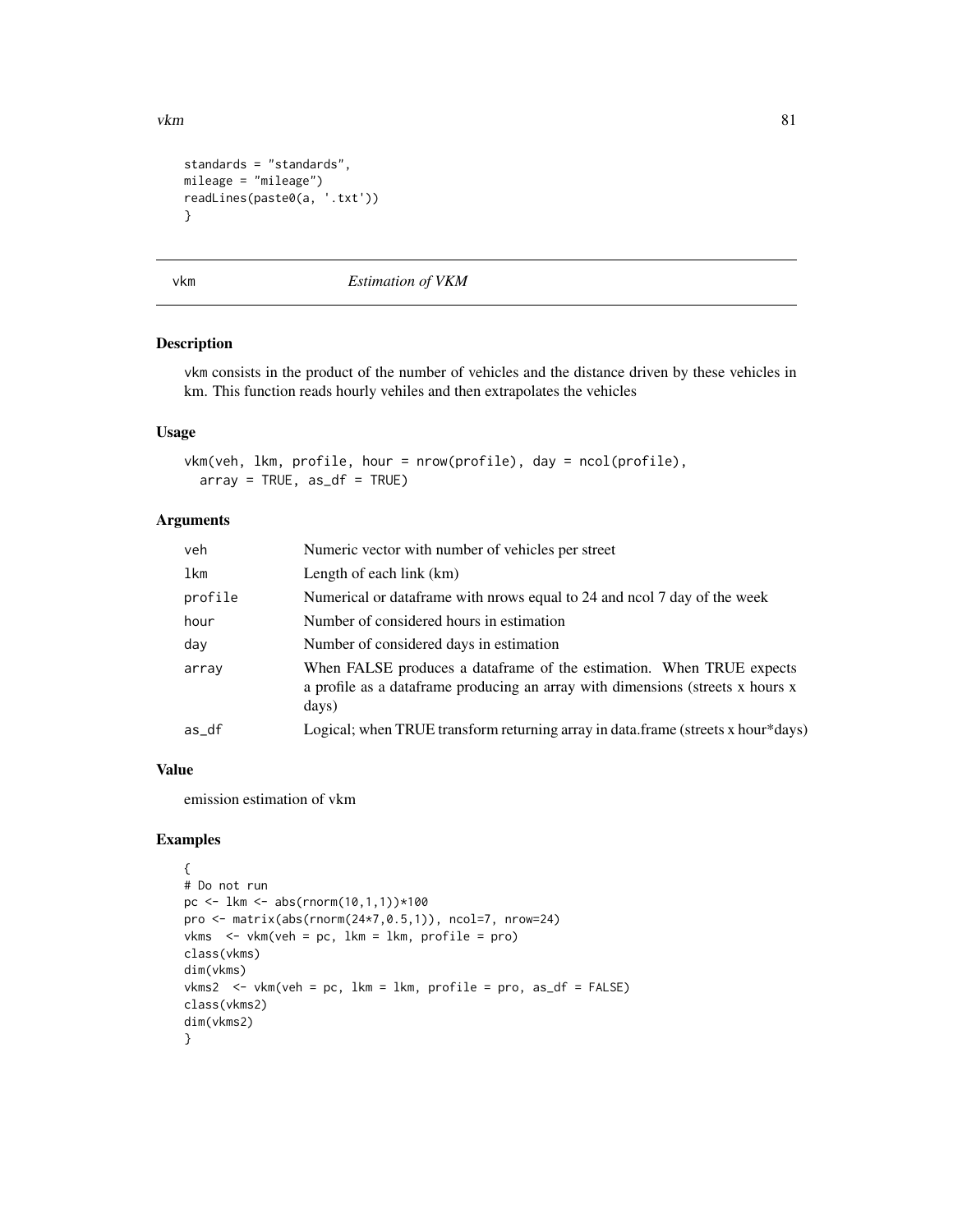```
standards = "standards",
mileage = "mileage")
readLines(paste0(a, '.txt'))
}
```

## vkm *Estimation of VKM*

### Description

vkm consists in the product of the number of vehicles and the distance driven by these vehicles in km. This function reads hourly vehiles and then extrapolates the vehicles

### Usage

```
vkm(veh, lkm, profile, hour = nrow(profile), day = ncol(profile),
  array = TRUE, as_df = TRUE)
```

### Arguments

| | |
|---|---|
| veh | Numeric vector with number of vehicles per street |
| lkm | Length of each link (km) |
| profile | Numerical or dataframe with nrows equal to 24 and ncol 7 day of the week |
| hour | Number of considered hours in estimation |
| day | Number of considered days in estimation |
| array | When FALSE produces a dataframe of the estimation. When TRUE expects a profile as a dataframe producing an array with dimensions (streets x hours x days) |
| as_df | Logical; when TRUE transform returning array in data.frame (streets x hour*days) |

### Value

emission estimation of vkm

### Examples

```
{
# Do not run
pc <- lkm <- abs(rnorm(10,1,1))*100
pro <- matrix(abs(rnorm(24*7,0.5,1)), ncol=7, nrow=24)
vkms  <- vkm(veh = pc, lkm = lkm, profile = pro)
class(vkms)
dim(vkms)
vkms2  <- vkm(veh = pc, lkm = lkm, profile = pro, as_df = FALSE)
class(vkms2)
dim(vkms2)
}
```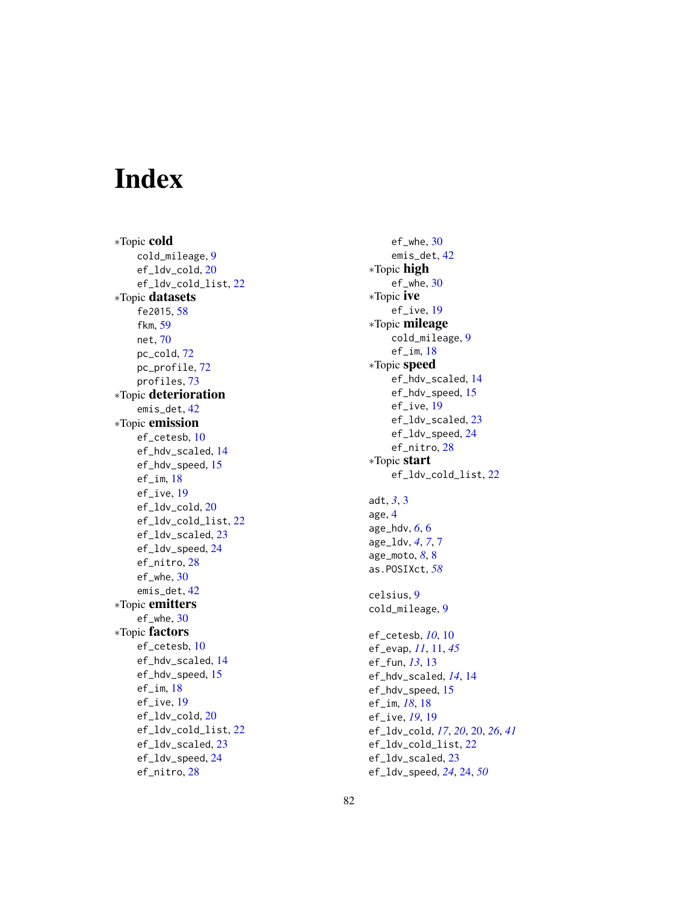# Index

∗Topic **cold**
- cold_mileage, 9
- ef_ldv_cold, 20
- ef_ldv_cold_list, 22

∗Topic **datasets**
- fe2015, 58
- fkm, 59
- net, 70
- pc_cold, 72
- pc_profile, 72
- profiles, 73

∗Topic **deterioration**
- emis_det, 42

∗Topic **emission**
- ef_cetesb, 10
- ef_hdv_scaled, 14
- ef_hdv_speed, 15
- ef_im, 18
- ef_ive, 19
- ef_ldv_cold, 20
- ef_ldv_cold_list, 22
- ef_ldv_scaled, 23
- ef_ldv_speed, 24
- ef_nitro, 28
- ef_whe, 30
- emis_det, 42

∗Topic **emitters**
- ef_whe, 30

∗Topic **factors**
- ef_cetesb, 10
- ef_hdv_scaled, 14
- ef_hdv_speed, 15
- ef_im, 18
- ef_ive, 19
- ef_ldv_cold, 20
- ef_ldv_cold_list, 22
- ef_ldv_scaled, 23
- ef_ldv_speed, 24
- ef_nitro, 28
- ef_whe, 30
- emis_det, 42

∗Topic **high**
- ef_whe, 30

∗Topic **ive**
- ef_ive, 19

∗Topic **mileage**
- cold_mileage, 9
- ef_im, 18

∗Topic **speed**
- ef_hdv_scaled, 14
- ef_hdv_speed, 15
- ef_ive, 19
- ef_ldv_scaled, 23
- ef_ldv_speed, 24
- ef_nitro, 28

∗Topic **start**
- ef_ldv_cold_list, 22

adt, *3*, 3
age, 4
age_hdv, *6*, 6
age_ldv, *4*, *7*, 7
age_moto, *8*, 8
as.POSIXct, *58*

celsius, 9
cold_mileage, 9

ef_cetesb, *10*, 10
ef_evap, *11*, 11, *45*
ef_fun, *13*, 13
ef_hdv_scaled, *14*, 14
ef_hdv_speed, 15
ef_im, *18*, 18
ef_ive, *19*, 19
ef_ldv_cold, *17*, *20*, 20, *26*, *41*
ef_ldv_cold_list, 22
ef_ldv_scaled, 23
ef_ldv_speed, *24*, 24, *50*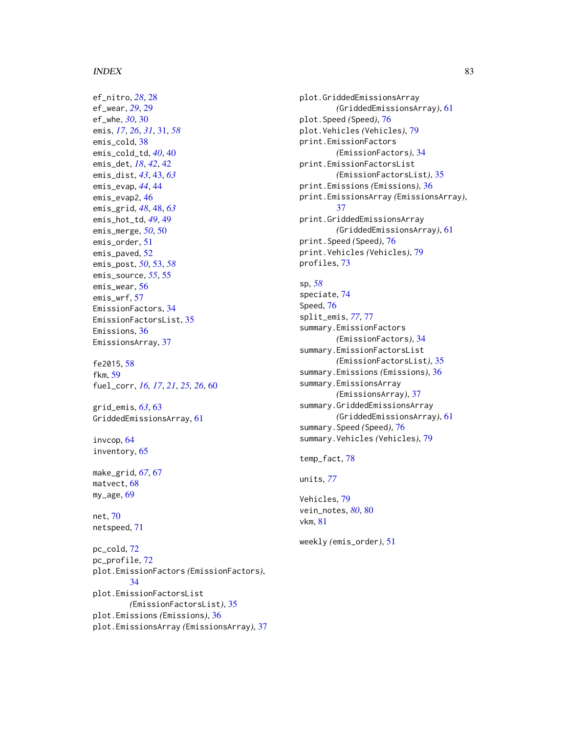ef_nitro, *28*, 28
ef_wear, *29*, 29
ef_whe, *30*, 30
emis, *17*, *26*, *31*, 31, *58*
emis_cold, 38
emis_cold_td, *40*, 40
emis_det, *18*, *42*, 42
emis_dist, *43*, 43, *63*
emis_evap, *44*, 44
emis_evap2, 46
emis_grid, *48*, 48, *63*
emis_hot_td, *49*, 49
emis_merge, *50*, 50
emis_order, 51
emis_paved, 52
emis_post, *50*, 53, *58*
emis_source, *55*, 55
emis_wear, 56
emis_wrf, 57
EmissionFactors, 34
EmissionFactorsList, 35
Emissions, 36
EmissionsArray, 37

fe2015, 58
fkm, 59
fuel_corr, *16, 17*, *21*, *25*, *26*, 60

grid_emis, *63*, 63
GriddedEmissionsArray, 61

invcop, 64
inventory, 65

make_grid, *67*, 67
matvect, 68
my_age, 69

net, 70
netspeed, 71

pc_cold, 72
pc_profile, 72
plot.EmissionFactors *(EmissionFactors)*, 34
plot.EmissionFactorsList *(EmissionFactorsList)*, 35
plot.Emissions *(Emissions)*, 36
plot.EmissionsArray *(EmissionsArray)*, 37
plot.GriddedEmissionsArray *(GriddedEmissionsArray)*, 61
plot.Speed *(Speed)*, 76
plot.Vehicles *(Vehicles)*, 79
print.EmissionFactors *(EmissionFactors)*, 34
print.EmissionFactorsList *(EmissionFactorsList)*, 35
print.Emissions *(Emissions)*, 36
print.EmissionsArray *(EmissionsArray)*, 37
print.GriddedEmissionsArray *(GriddedEmissionsArray)*, 61
print.Speed *(Speed)*, 76
print.Vehicles *(Vehicles)*, 79
profiles, 73

sp, *58*
speciate, 74
Speed, 76
split_emis, *77*, 77
summary.EmissionFactors *(EmissionFactors)*, 34
summary.EmissionFactorsList *(EmissionFactorsList)*, 35
summary.Emissions *(Emissions)*, 36
summary.EmissionsArray *(EmissionsArray)*, 37
summary.GriddedEmissionsArray *(GriddedEmissionsArray)*, 61
summary.Speed *(Speed)*, 76
summary.Vehicles *(Vehicles)*, 79

temp_fact, 78

units, *77*

Vehicles, 79
vein_notes, *80*, 80
vkm, 81

weekly *(emis_order)*, 51